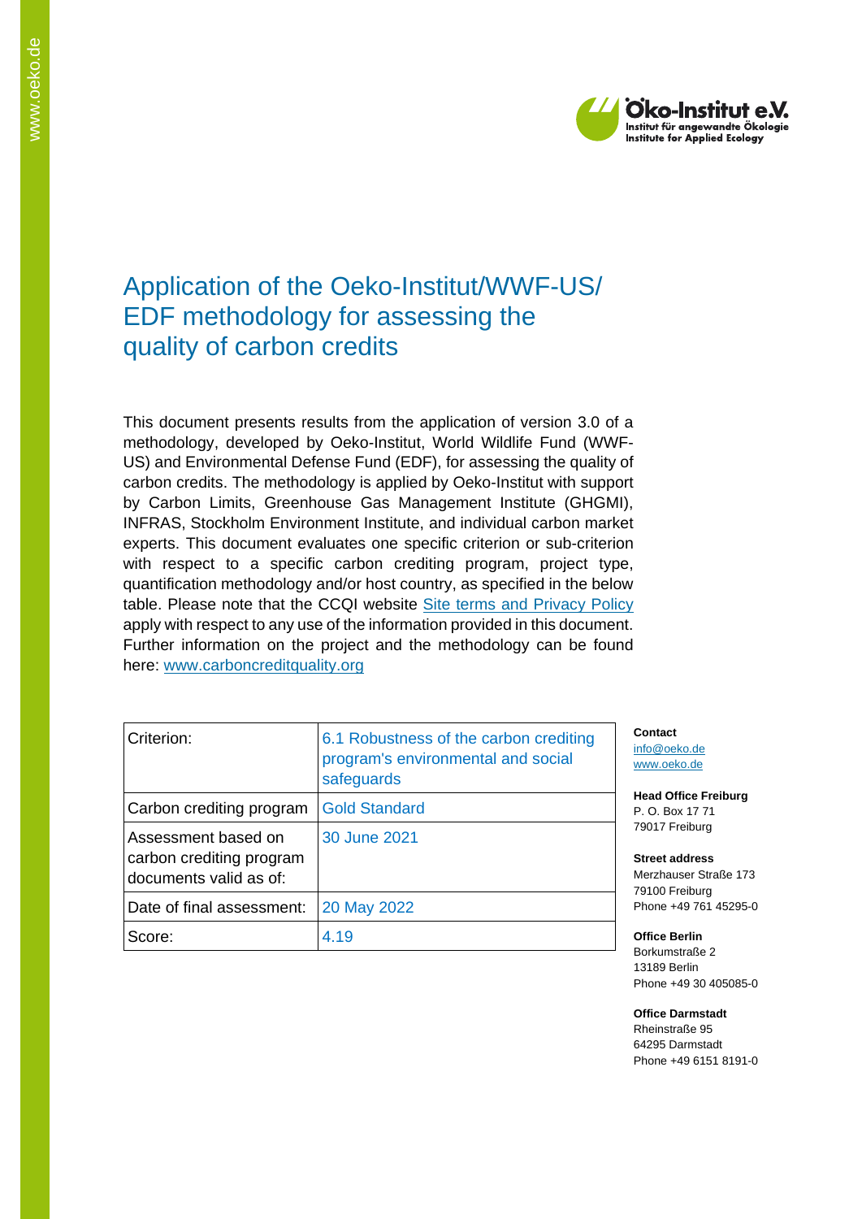# Application of the Oeko-Institut/WWF-US/ EDF methodology for assessing the quality of carbon credits

This document presents results from the application of version 3.0 of a methodology, developed by Oeko-Institut, World Wildlife Fund (WWF-US) and Environmental Defense Fund (EDF), for assessing the quality of carbon credits. The methodology is applied by Oeko-Institut with support by Carbon Limits, Greenhouse Gas Management Institute (GHGMI), INFRAS, Stockholm Environment Institute, and individual carbon market experts. This document evaluates one specific criterion or sub-criterion with respect to a specific carbon crediting program, project type, quantification methodology and/or host country, as specified in the below table. Please note that the CCQI website [Site terms and Privacy Policy](Site terms and Privacy Policy) apply with respect to any use of the information provided in this document. Further information on the project and the methodology can be found here: [www.carboncreditquality.org](www.carboncreditquality.org)

| Criterion: | 6.1 Robustness of the carbon crediting program's environmental and social safeguards |
|---|---|
| Carbon crediting program | Gold Standard |
| Assessment based on carbon crediting program documents valid as of: | 30 June 2021 |
| Date of final assessment: | 20 May 2022 |
| Score: | 4.19 |

**Contact**
info@oeko.de
www.oeko.de

**Head Office Freiburg**
P. O. Box 17 71
79017 Freiburg

**Street address**
Merzhauser Straße 173
79100 Freiburg
Phone +49 761 45295-0

**Office Berlin**
Borkumstraße 2
13189 Berlin
Phone +49 30 405085-0

**Office Darmstadt**
Rheinstraße 95
64295 Darmstadt
Phone +49 6151 8191-0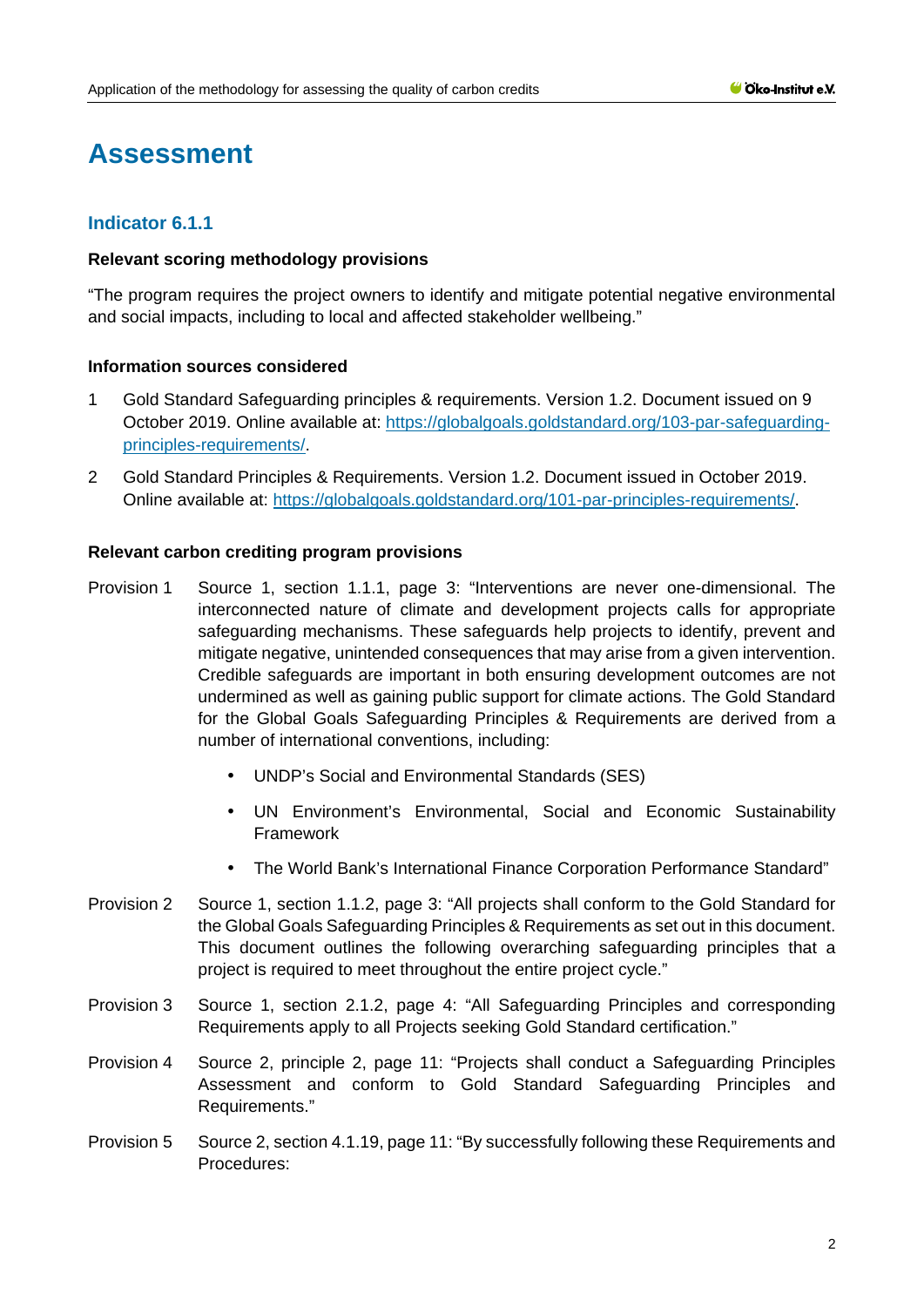# Assessment

## Indicator 6.1.1

### Relevant scoring methodology provisions

"The program requires the project owners to identify and mitigate potential negative environmental and social impacts, including to local and affected stakeholder wellbeing."

### Information sources considered

1. Gold Standard Safeguarding principles & requirements. Version 1.2. Document issued on 9 October 2019. Online available at: https://globalgoals.goldstandard.org/103-par-safeguarding-principles-requirements/.
2. Gold Standard Principles & Requirements. Version 1.2. Document issued in October 2019. Online available at: https://globalgoals.goldstandard.org/101-par-principles-requirements/.

### Relevant carbon crediting program provisions

Provision 1 Source 1, section 1.1.1, page 3: "Interventions are never one-dimensional. The interconnected nature of climate and development projects calls for appropriate safeguarding mechanisms. These safeguards help projects to identify, prevent and mitigate negative, unintended consequences that may arise from a given intervention. Credible safeguards are important in both ensuring development outcomes are not undermined as well as gaining public support for climate actions. The Gold Standard for the Global Goals Safeguarding Principles & Requirements are derived from a number of international conventions, including:

- UNDP's Social and Environmental Standards (SES)
- UN Environment's Environmental, Social and Economic Sustainability Framework
- The World Bank's International Finance Corporation Performance Standard"

Provision 2 Source 1, section 1.1.2, page 3: "All projects shall conform to the Gold Standard for the Global Goals Safeguarding Principles & Requirements as set out in this document. This document outlines the following overarching safeguarding principles that a project is required to meet throughout the entire project cycle."

Provision 3 Source 1, section 2.1.2, page 4: "All Safeguarding Principles and corresponding Requirements apply to all Projects seeking Gold Standard certification."

Provision 4 Source 2, principle 2, page 11: "Projects shall conduct a Safeguarding Principles Assessment and conform to Gold Standard Safeguarding Principles and Requirements."

Provision 5 Source 2, section 4.1.19, page 11: "By successfully following these Requirements and Procedures: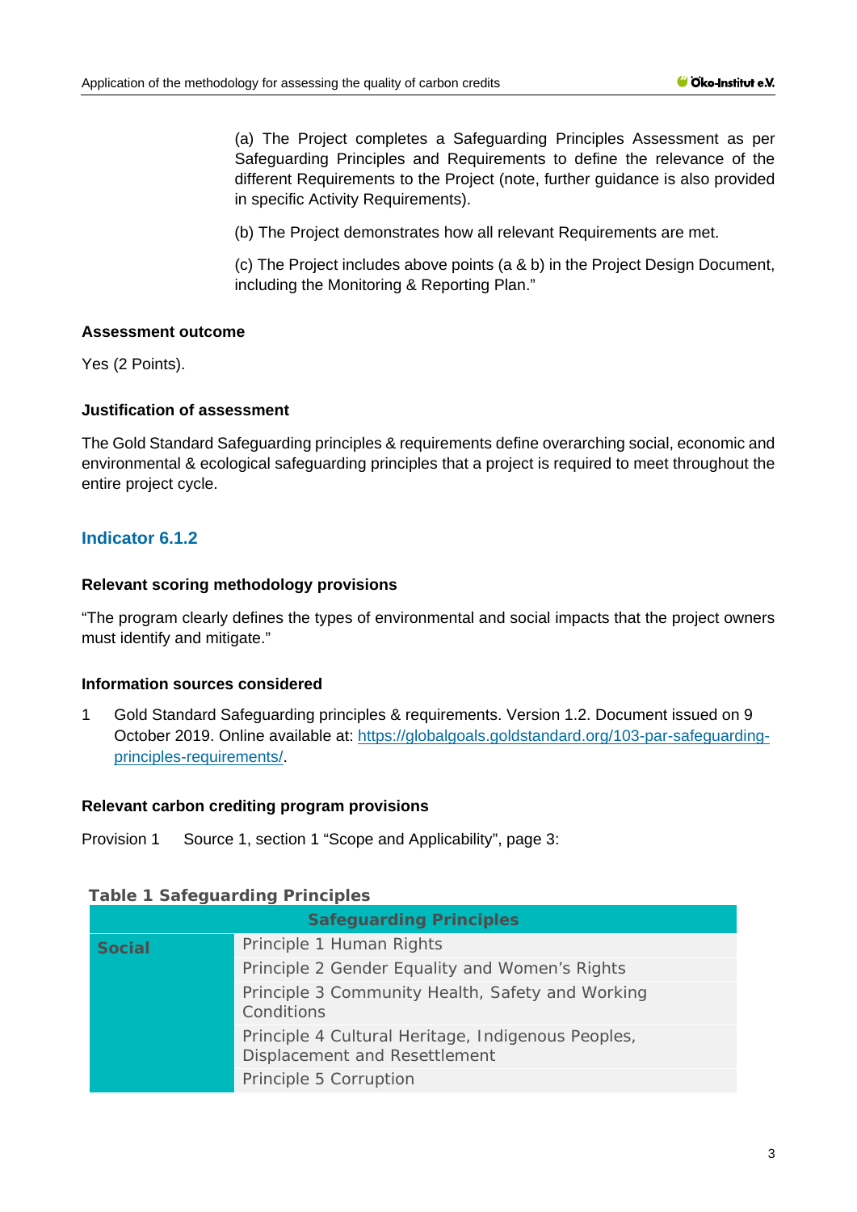(a) The Project completes a Safeguarding Principles Assessment as per Safeguarding Principles and Requirements to define the relevance of the different Requirements to the Project (note, further guidance is also provided in specific Activity Requirements).

(b) The Project demonstrates how all relevant Requirements are met.

(c) The Project includes above points (a & b) in the Project Design Document, including the Monitoring & Reporting Plan."

**Assessment outcome**

Yes (2 Points).

**Justification of assessment**

The Gold Standard Safeguarding principles & requirements define overarching social, economic and environmental & ecological safeguarding principles that a project is required to meet throughout the entire project cycle.

## Indicator 6.1.2

**Relevant scoring methodology provisions**

"The program clearly defines the types of environmental and social impacts that the project owners must identify and mitigate."

**Information sources considered**

1 Gold Standard Safeguarding principles & requirements. Version 1.2. Document issued on 9 October 2019. Online available at: https://globalgoals.goldstandard.org/103-par-safeguarding-principles-requirements/.

**Relevant carbon crediting program provisions**

Provision 1 Source 1, section 1 "Scope and Applicability", page 3:

**Table 1 Safeguarding Principles**

| Safeguarding Principles | |
|---|---|
| **Social** | Principle 1 Human Rights |
| | Principle 2 Gender Equality and Women's Rights |
| | Principle 3 Community Health, Safety and Working Conditions |
| | Principle 4 Cultural Heritage, Indigenous Peoples, Displacement and Resettlement |
| | Principle 5 Corruption |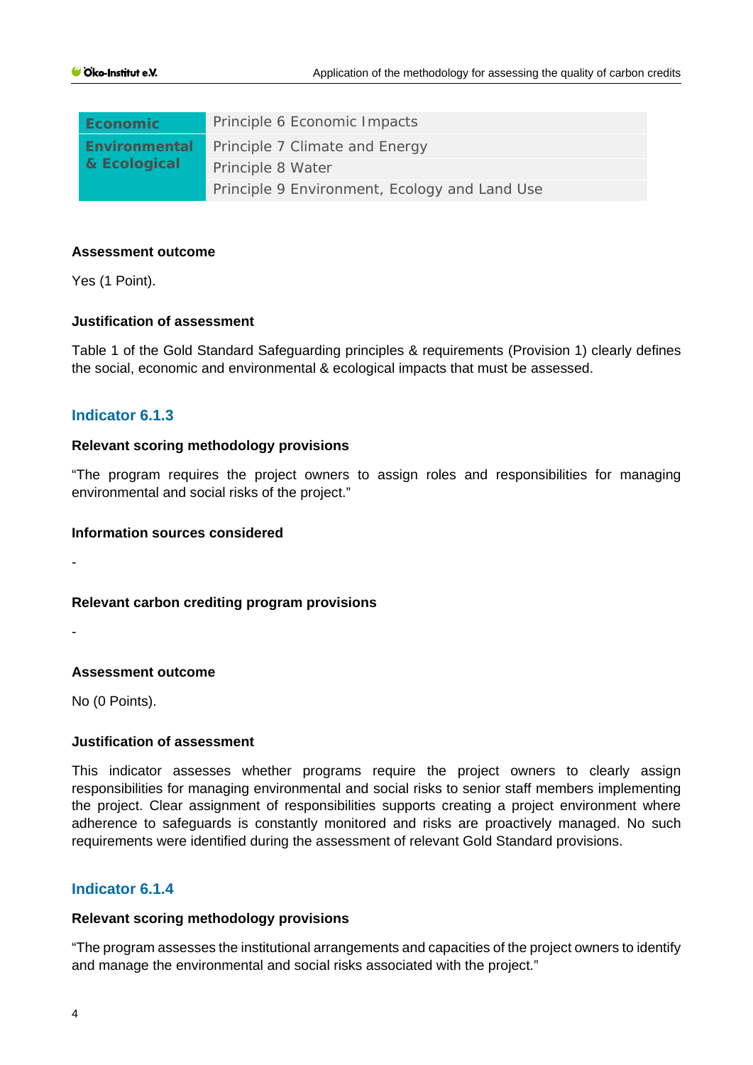| | |
|---|---|
| **Economic** | Principle 6 Economic Impacts |
| **Environmental & Ecological** | Principle 7 Climate and Energy |
| | Principle 8 Water |
| | Principle 9 Environment, Ecology and Land Use |

**Assessment outcome**

Yes (1 Point).

**Justification of assessment**

Table 1 of the Gold Standard Safeguarding principles & requirements (Provision 1) clearly defines the social, economic and environmental & ecological impacts that must be assessed.

### Indicator 6.1.3

**Relevant scoring methodology provisions**

"The program requires the project owners to assign roles and responsibilities for managing environmental and social risks of the project."

**Information sources considered**

-

**Relevant carbon crediting program provisions**

-

**Assessment outcome**

No (0 Points).

**Justification of assessment**

This indicator assesses whether programs require the project owners to clearly assign responsibilities for managing environmental and social risks to senior staff members implementing the project. Clear assignment of responsibilities supports creating a project environment where adherence to safeguards is constantly monitored and risks are proactively managed. No such requirements were identified during the assessment of relevant Gold Standard provisions.

### Indicator 6.1.4

**Relevant scoring methodology provisions**

"The program assesses the institutional arrangements and capacities of the project owners to identify and manage the environmental and social risks associated with the project."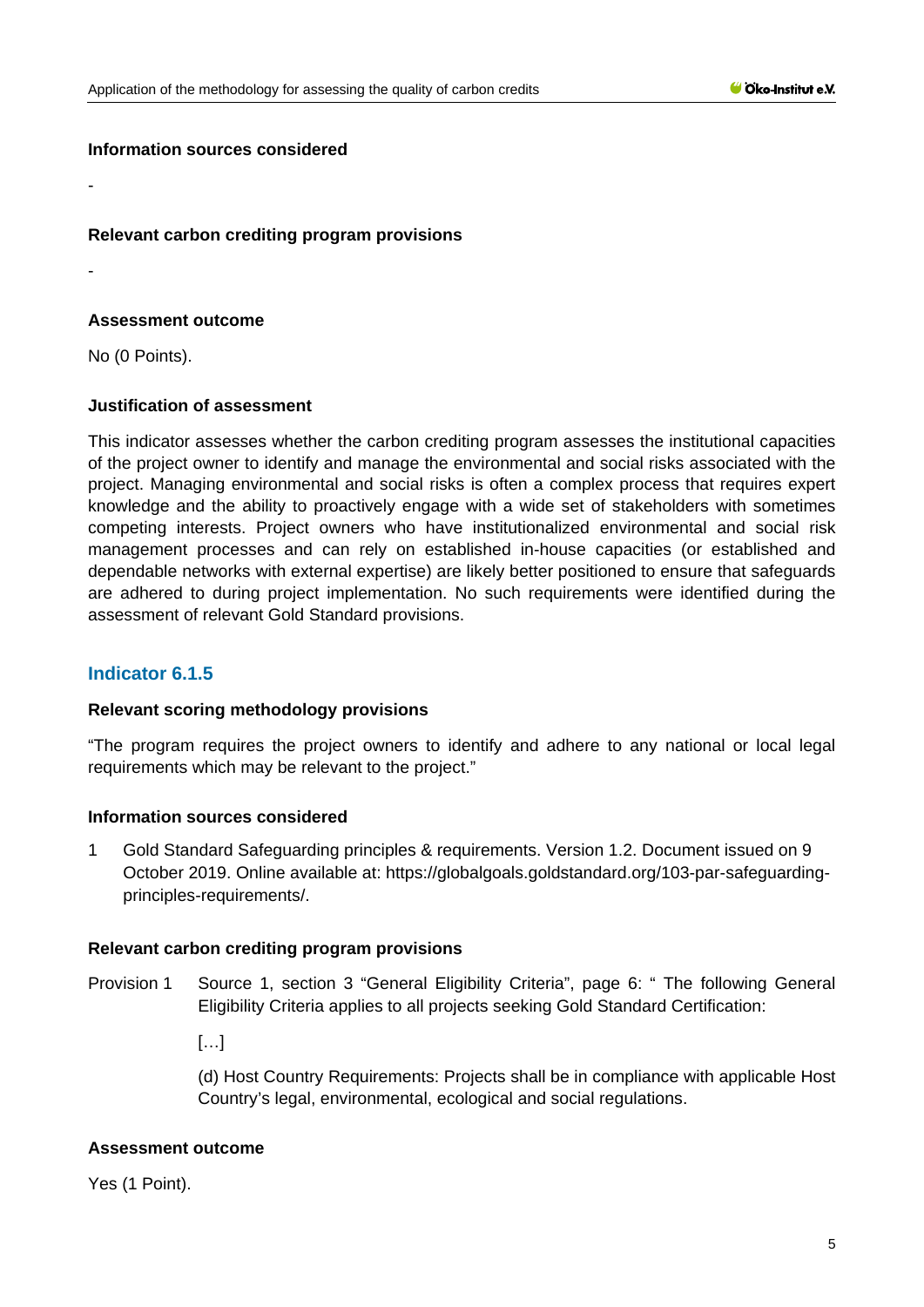**Information sources considered**

-

**Relevant carbon crediting program provisions**

-

**Assessment outcome**

No (0 Points).

**Justification of assessment**

This indicator assesses whether the carbon crediting program assesses the institutional capacities of the project owner to identify and manage the environmental and social risks associated with the project. Managing environmental and social risks is often a complex process that requires expert knowledge and the ability to proactively engage with a wide set of stakeholders with sometimes competing interests. Project owners who have institutionalized environmental and social risk management processes and can rely on established in-house capacities (or established and dependable networks with external expertise) are likely better positioned to ensure that safeguards are adhered to during project implementation. No such requirements were identified during the assessment of relevant Gold Standard provisions.

## Indicator 6.1.5

**Relevant scoring methodology provisions**

"The program requires the project owners to identify and adhere to any national or local legal requirements which may be relevant to the project."

**Information sources considered**

1 Gold Standard Safeguarding principles & requirements. Version 1.2. Document issued on 9 October 2019. Online available at: https://globalgoals.goldstandard.org/103-par-safeguarding-principles-requirements/.

**Relevant carbon crediting program provisions**

Provision 1 Source 1, section 3 "General Eligibility Criteria", page 6: " The following General Eligibility Criteria applies to all projects seeking Gold Standard Certification:

[…]

(d) Host Country Requirements: Projects shall be in compliance with applicable Host Country's legal, environmental, ecological and social regulations.

**Assessment outcome**

Yes (1 Point).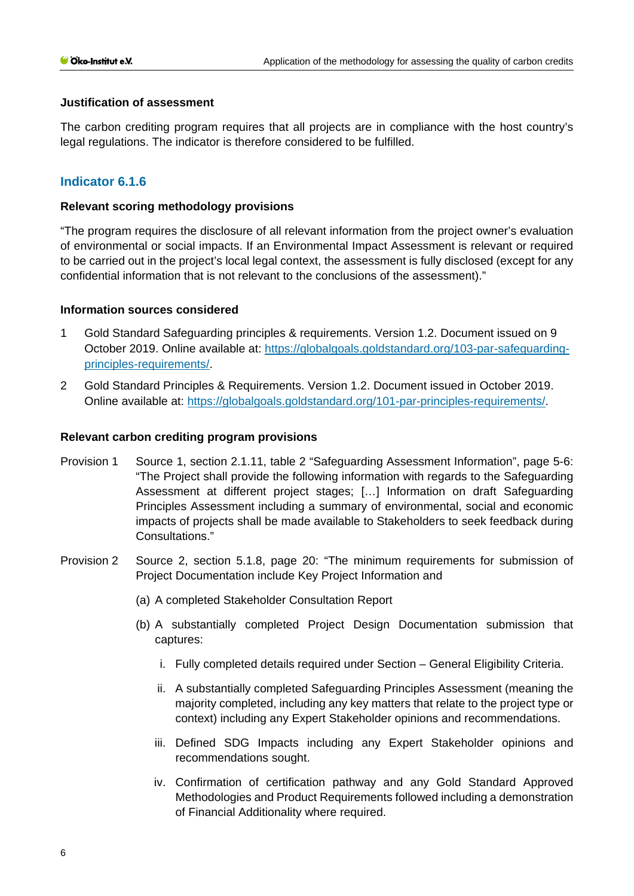#### Justification of assessment

The carbon crediting program requires that all projects are in compliance with the host country's legal regulations. The indicator is therefore considered to be fulfilled.

### Indicator 6.1.6

#### Relevant scoring methodology provisions

"The program requires the disclosure of all relevant information from the project owner's evaluation of environmental or social impacts. If an Environmental Impact Assessment is relevant or required to be carried out in the project's local legal context, the assessment is fully disclosed (except for any confidential information that is not relevant to the conclusions of the assessment)."

#### Information sources considered

1. Gold Standard Safeguarding principles & requirements. Version 1.2. Document issued on 9 October 2019. Online available at: https://globalgoals.goldstandard.org/103-par-safeguarding-principles-requirements/.
2. Gold Standard Principles & Requirements. Version 1.2. Document issued in October 2019. Online available at: https://globalgoals.goldstandard.org/101-par-principles-requirements/.

#### Relevant carbon crediting program provisions

Provision 1 Source 1, section 2.1.11, table 2 "Safeguarding Assessment Information", page 5-6: "The Project shall provide the following information with regards to the Safeguarding Assessment at different project stages; […] Information on draft Safeguarding Principles Assessment including a summary of environmental, social and economic impacts of projects shall be made available to Stakeholders to seek feedback during Consultations."

Provision 2 Source 2, section 5.1.8, page 20: "The minimum requirements for submission of Project Documentation include Key Project Information and

(a) A completed Stakeholder Consultation Report

(b) A substantially completed Project Design Documentation submission that captures:

i. Fully completed details required under Section – General Eligibility Criteria.

ii. A substantially completed Safeguarding Principles Assessment (meaning the majority completed, including any key matters that relate to the project type or context) including any Expert Stakeholder opinions and recommendations.

iii. Defined SDG Impacts including any Expert Stakeholder opinions and recommendations sought.

iv. Confirmation of certification pathway and any Gold Standard Approved Methodologies and Product Requirements followed including a demonstration of Financial Additionality where required.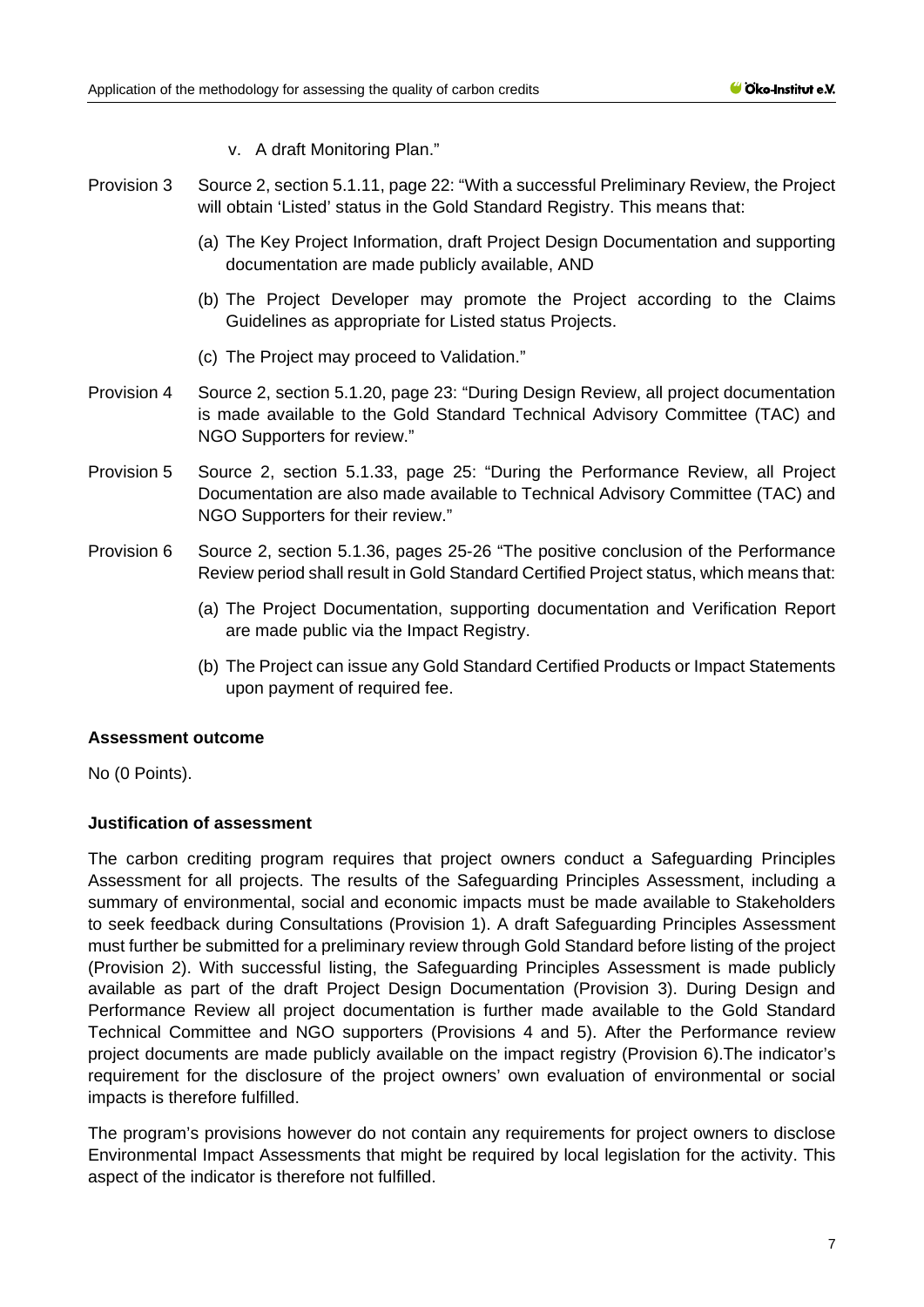v. A draft Monitoring Plan."

Provision 3 Source 2, section 5.1.11, page 22: "With a successful Preliminary Review, the Project will obtain 'Listed' status in the Gold Standard Registry. This means that:

(a) The Key Project Information, draft Project Design Documentation and supporting documentation are made publicly available, AND

(b) The Project Developer may promote the Project according to the Claims Guidelines as appropriate for Listed status Projects.

(c) The Project may proceed to Validation."

Provision 4 Source 2, section 5.1.20, page 23: "During Design Review, all project documentation is made available to the Gold Standard Technical Advisory Committee (TAC) and NGO Supporters for review."

Provision 5 Source 2, section 5.1.33, page 25: "During the Performance Review, all Project Documentation are also made available to Technical Advisory Committee (TAC) and NGO Supporters for their review."

Provision 6 Source 2, section 5.1.36, pages 25-26 "The positive conclusion of the Performance Review period shall result in Gold Standard Certified Project status, which means that:

(a) The Project Documentation, supporting documentation and Verification Report are made public via the Impact Registry.

(b) The Project can issue any Gold Standard Certified Products or Impact Statements upon payment of required fee.

**Assessment outcome**

No (0 Points).

**Justification of assessment**

The carbon crediting program requires that project owners conduct a Safeguarding Principles Assessment for all projects. The results of the Safeguarding Principles Assessment, including a summary of environmental, social and economic impacts must be made available to Stakeholders to seek feedback during Consultations (Provision 1). A draft Safeguarding Principles Assessment must further be submitted for a preliminary review through Gold Standard before listing of the project (Provision 2). With successful listing, the Safeguarding Principles Assessment is made publicly available as part of the draft Project Design Documentation (Provision 3). During Design and Performance Review all project documentation is further made available to the Gold Standard Technical Committee and NGO supporters (Provisions 4 and 5). After the Performance review project documents are made publicly available on the impact registry (Provision 6).The indicator's requirement for the disclosure of the project owners' own evaluation of environmental or social impacts is therefore fulfilled.

The program's provisions however do not contain any requirements for project owners to disclose Environmental Impact Assessments that might be required by local legislation for the activity. This aspect of the indicator is therefore not fulfilled.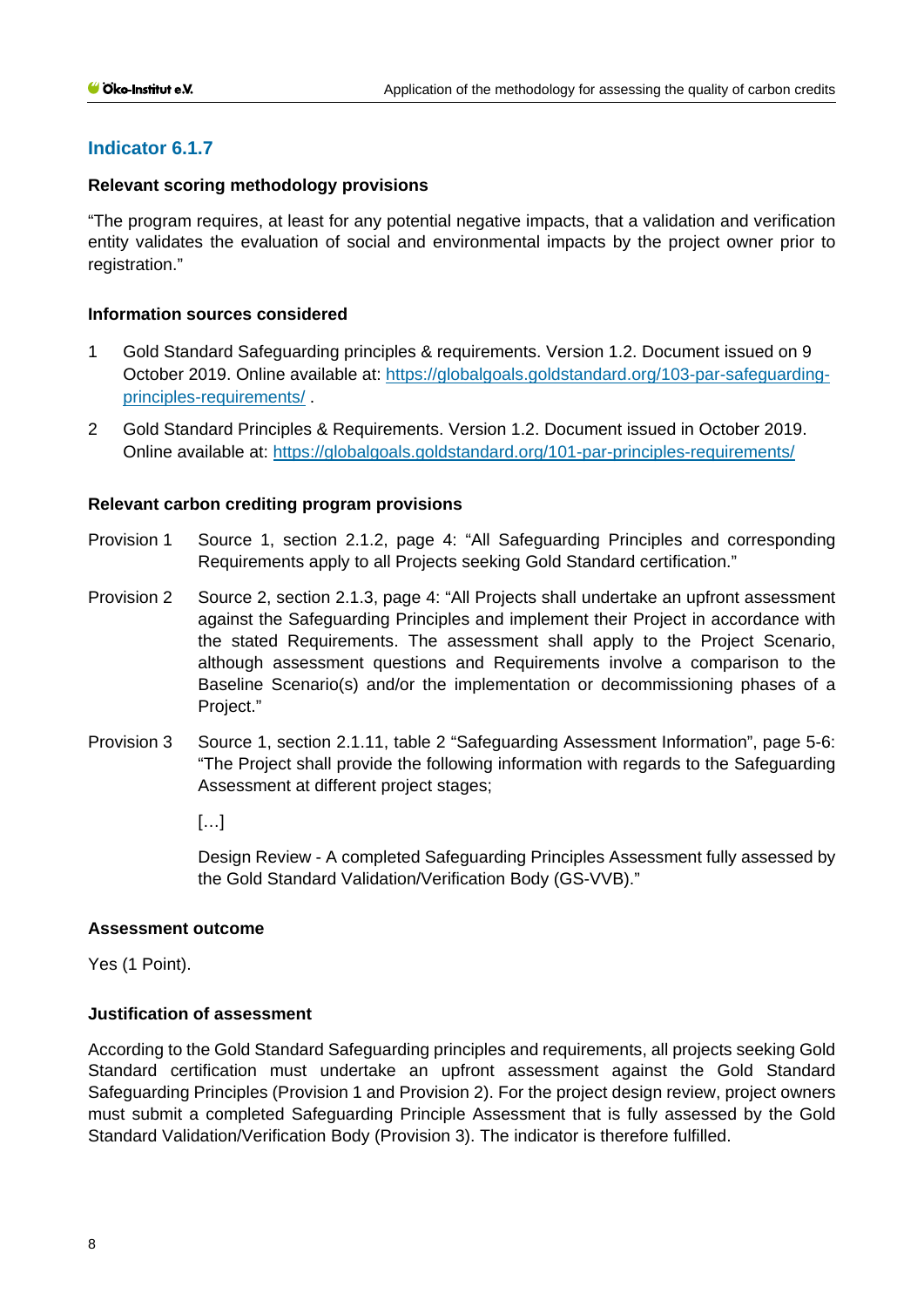## Indicator 6.1.7

**Relevant scoring methodology provisions**

"The program requires, at least for any potential negative impacts, that a validation and verification entity validates the evaluation of social and environmental impacts by the project owner prior to registration."

**Information sources considered**

1 Gold Standard Safeguarding principles & requirements. Version 1.2. Document issued on 9 October 2019. Online available at: [https://globalgoals.goldstandard.org/103-par-safeguarding-principles-requirements/](https://globalgoals.goldstandard.org/103-par-safeguarding-principles-requirements/) .

2 Gold Standard Principles & Requirements. Version 1.2. Document issued in October 2019. Online available at: [https://globalgoals.goldstandard.org/101-par-principles-requirements/](https://globalgoals.goldstandard.org/101-par-principles-requirements/)

**Relevant carbon crediting program provisions**

Provision 1 Source 1, section 2.1.2, page 4: "All Safeguarding Principles and corresponding Requirements apply to all Projects seeking Gold Standard certification."

Provision 2 Source 2, section 2.1.3, page 4: "All Projects shall undertake an upfront assessment against the Safeguarding Principles and implement their Project in accordance with the stated Requirements. The assessment shall apply to the Project Scenario, although assessment questions and Requirements involve a comparison to the Baseline Scenario(s) and/or the implementation or decommissioning phases of a Project."

Provision 3 Source 1, section 2.1.11, table 2 "Safeguarding Assessment Information", page 5-6: "The Project shall provide the following information with regards to the Safeguarding Assessment at different project stages;

[…]

Design Review - A completed Safeguarding Principles Assessment fully assessed by the Gold Standard Validation/Verification Body (GS-VVB)."

**Assessment outcome**

Yes (1 Point).

**Justification of assessment**

According to the Gold Standard Safeguarding principles and requirements, all projects seeking Gold Standard certification must undertake an upfront assessment against the Gold Standard Safeguarding Principles (Provision 1 and Provision 2). For the project design review, project owners must submit a completed Safeguarding Principle Assessment that is fully assessed by the Gold Standard Validation/Verification Body (Provision 3). The indicator is therefore fulfilled.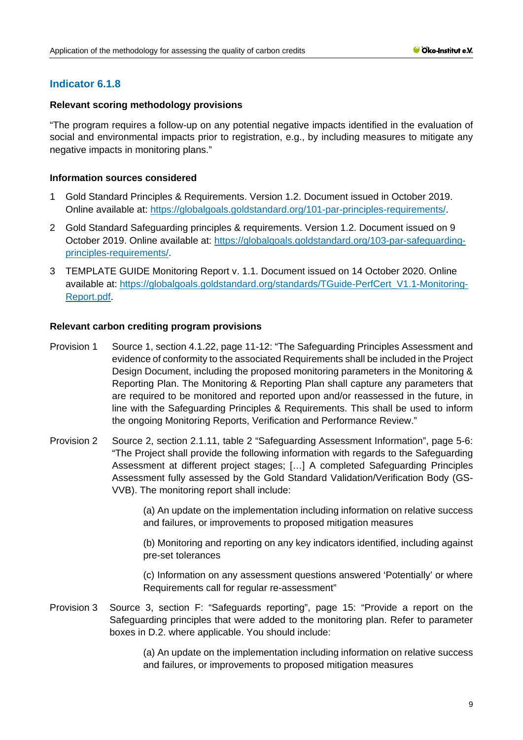## Indicator 6.1.8

**Relevant scoring methodology provisions**

"The program requires a follow-up on any potential negative impacts identified in the evaluation of social and environmental impacts prior to registration, e.g., by including measures to mitigate any negative impacts in monitoring plans."

**Information sources considered**

1. Gold Standard Principles & Requirements. Version 1.2. Document issued in October 2019. Online available at: https://globalgoals.goldstandard.org/101-par-principles-requirements/.
2. Gold Standard Safeguarding principles & requirements. Version 1.2. Document issued on 9 October 2019. Online available at: https://globalgoals.goldstandard.org/103-par-safeguarding-principles-requirements/.
3. TEMPLATE GUIDE Monitoring Report v. 1.1. Document issued on 14 October 2020. Online available at: https://globalgoals.goldstandard.org/standards/TGuide-PerfCert_V1.1-Monitoring-Report.pdf.

**Relevant carbon crediting program provisions**

Provision 1 Source 1, section 4.1.22, page 11-12: "The Safeguarding Principles Assessment and evidence of conformity to the associated Requirements shall be included in the Project Design Document, including the proposed monitoring parameters in the Monitoring & Reporting Plan. The Monitoring & Reporting Plan shall capture any parameters that are required to be monitored and reported upon and/or reassessed in the future, in line with the Safeguarding Principles & Requirements. This shall be used to inform the ongoing Monitoring Reports, Verification and Performance Review."

Provision 2 Source 2, section 2.1.11, table 2 "Safeguarding Assessment Information", page 5-6: "The Project shall provide the following information with regards to the Safeguarding Assessment at different project stages; […] A completed Safeguarding Principles Assessment fully assessed by the Gold Standard Validation/Verification Body (GS-VVB). The monitoring report shall include:

> (a) An update on the implementation including information on relative success and failures, or improvements to proposed mitigation measures
>
> (b) Monitoring and reporting on any key indicators identified, including against pre-set tolerances
>
> (c) Information on any assessment questions answered 'Potentially' or where Requirements call for regular re-assessment"

Provision 3 Source 3, section F: "Safeguards reporting", page 15: "Provide a report on the Safeguarding principles that were added to the monitoring plan. Refer to parameter boxes in D.2. where applicable. You should include:

> (a) An update on the implementation including information on relative success and failures, or improvements to proposed mitigation measures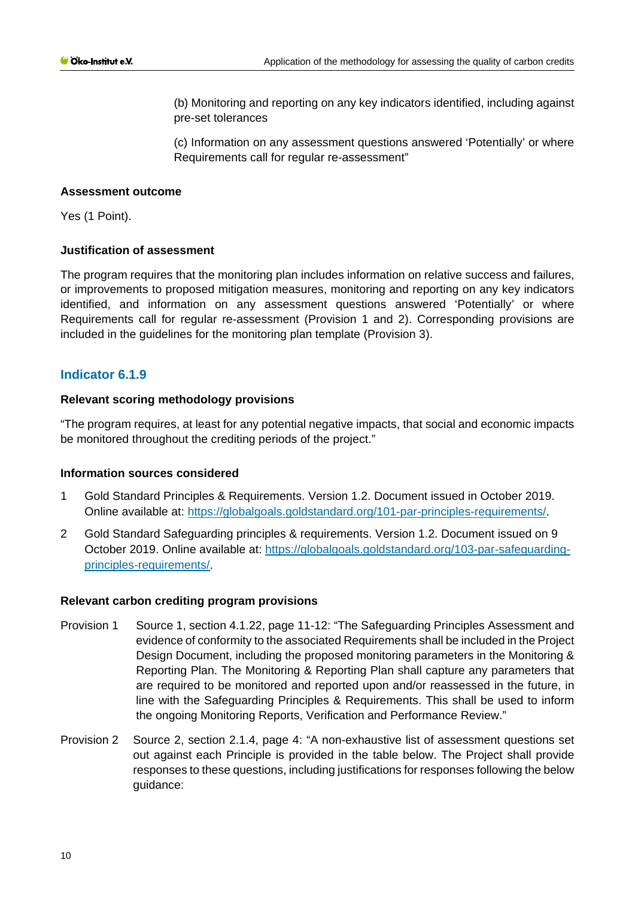(b) Monitoring and reporting on any key indicators identified, including against pre-set tolerances

(c) Information on any assessment questions answered 'Potentially' or where Requirements call for regular re-assessment"

**Assessment outcome**

Yes (1 Point).

**Justification of assessment**

The program requires that the monitoring plan includes information on relative success and failures, or improvements to proposed mitigation measures, monitoring and reporting on any key indicators identified, and information on any assessment questions answered 'Potentially' or where Requirements call for regular re-assessment (Provision 1 and 2). Corresponding provisions are included in the guidelines for the monitoring plan template (Provision 3).

## Indicator 6.1.9

**Relevant scoring methodology provisions**

"The program requires, at least for any potential negative impacts, that social and economic impacts be monitored throughout the crediting periods of the project."

**Information sources considered**

1. Gold Standard Principles & Requirements. Version 1.2. Document issued in October 2019. Online available at: https://globalgoals.goldstandard.org/101-par-principles-requirements/.
2. Gold Standard Safeguarding principles & requirements. Version 1.2. Document issued on 9 October 2019. Online available at: https://globalgoals.goldstandard.org/103-par-safeguarding-principles-requirements/.

**Relevant carbon crediting program provisions**

Provision 1 Source 1, section 4.1.22, page 11-12: "The Safeguarding Principles Assessment and evidence of conformity to the associated Requirements shall be included in the Project Design Document, including the proposed monitoring parameters in the Monitoring & Reporting Plan. The Monitoring & Reporting Plan shall capture any parameters that are required to be monitored and reported upon and/or reassessed in the future, in line with the Safeguarding Principles & Requirements. This shall be used to inform the ongoing Monitoring Reports, Verification and Performance Review."

Provision 2 Source 2, section 2.1.4, page 4: "A non-exhaustive list of assessment questions set out against each Principle is provided in the table below. The Project shall provide responses to these questions, including justifications for responses following the below guidance: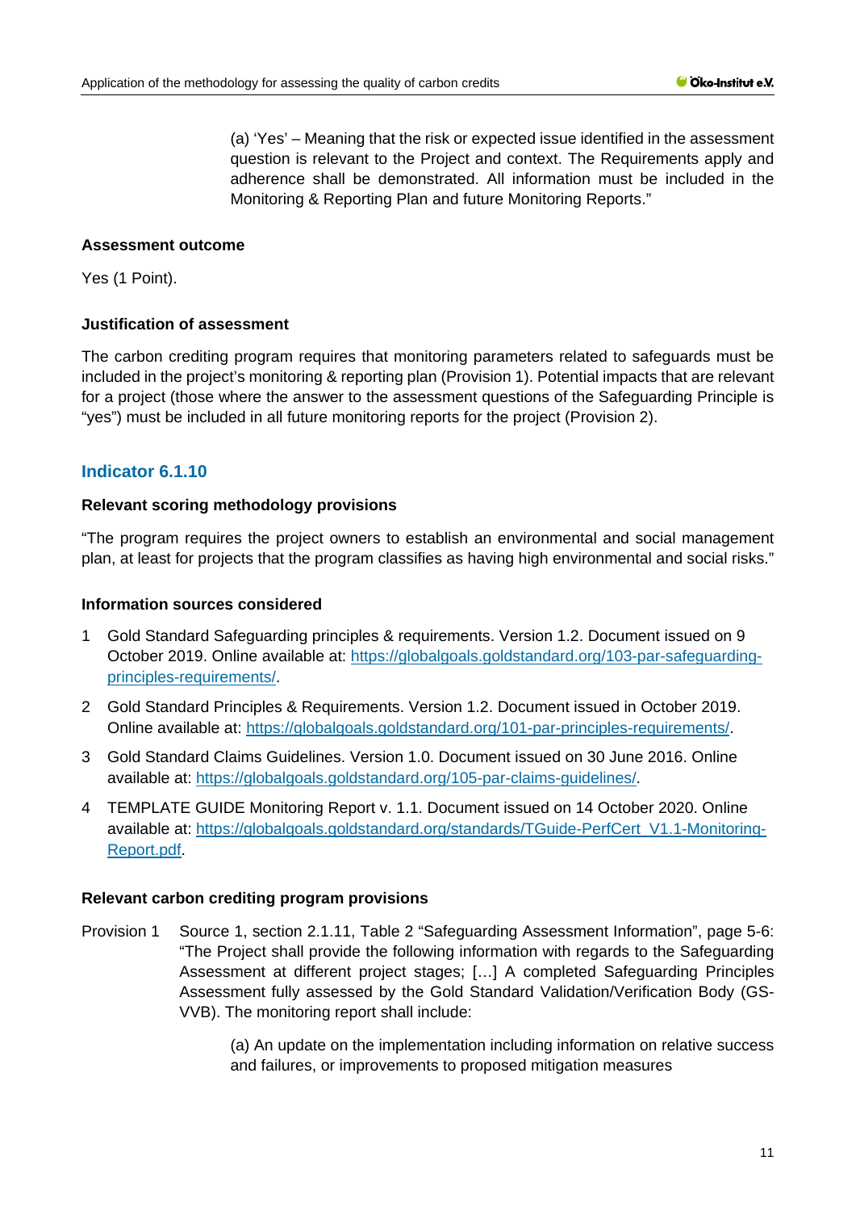(a) 'Yes' – Meaning that the risk or expected issue identified in the assessment question is relevant to the Project and context. The Requirements apply and adherence shall be demonstrated. All information must be included in the Monitoring & Reporting Plan and future Monitoring Reports."

**Assessment outcome**

Yes (1 Point).

**Justification of assessment**

The carbon crediting program requires that monitoring parameters related to safeguards must be included in the project's monitoring & reporting plan (Provision 1). Potential impacts that are relevant for a project (those where the answer to the assessment questions of the Safeguarding Principle is "yes") must be included in all future monitoring reports for the project (Provision 2).

## Indicator 6.1.10

**Relevant scoring methodology provisions**

"The program requires the project owners to establish an environmental and social management plan, at least for projects that the program classifies as having high environmental and social risks."

**Information sources considered**

1. Gold Standard Safeguarding principles & requirements. Version 1.2. Document issued on 9 October 2019. Online available at: https://globalgoals.goldstandard.org/103-par-safeguarding-principles-requirements/.
2. Gold Standard Principles & Requirements. Version 1.2. Document issued in October 2019. Online available at: https://globalgoals.goldstandard.org/101-par-principles-requirements/.
3. Gold Standard Claims Guidelines. Version 1.0. Document issued on 30 June 2016. Online available at: https://globalgoals.goldstandard.org/105-par-claims-guidelines/.
4. TEMPLATE GUIDE Monitoring Report v. 1.1. Document issued on 14 October 2020. Online available at: https://globalgoals.goldstandard.org/standards/TGuide-PerfCert_V1.1-Monitoring-Report.pdf.

**Relevant carbon crediting program provisions**

Provision 1 Source 1, section 2.1.11, Table 2 "Safeguarding Assessment Information", page 5-6: "The Project shall provide the following information with regards to the Safeguarding Assessment at different project stages; […] A completed Safeguarding Principles Assessment fully assessed by the Gold Standard Validation/Verification Body (GS-VVB). The monitoring report shall include:

(a) An update on the implementation including information on relative success and failures, or improvements to proposed mitigation measures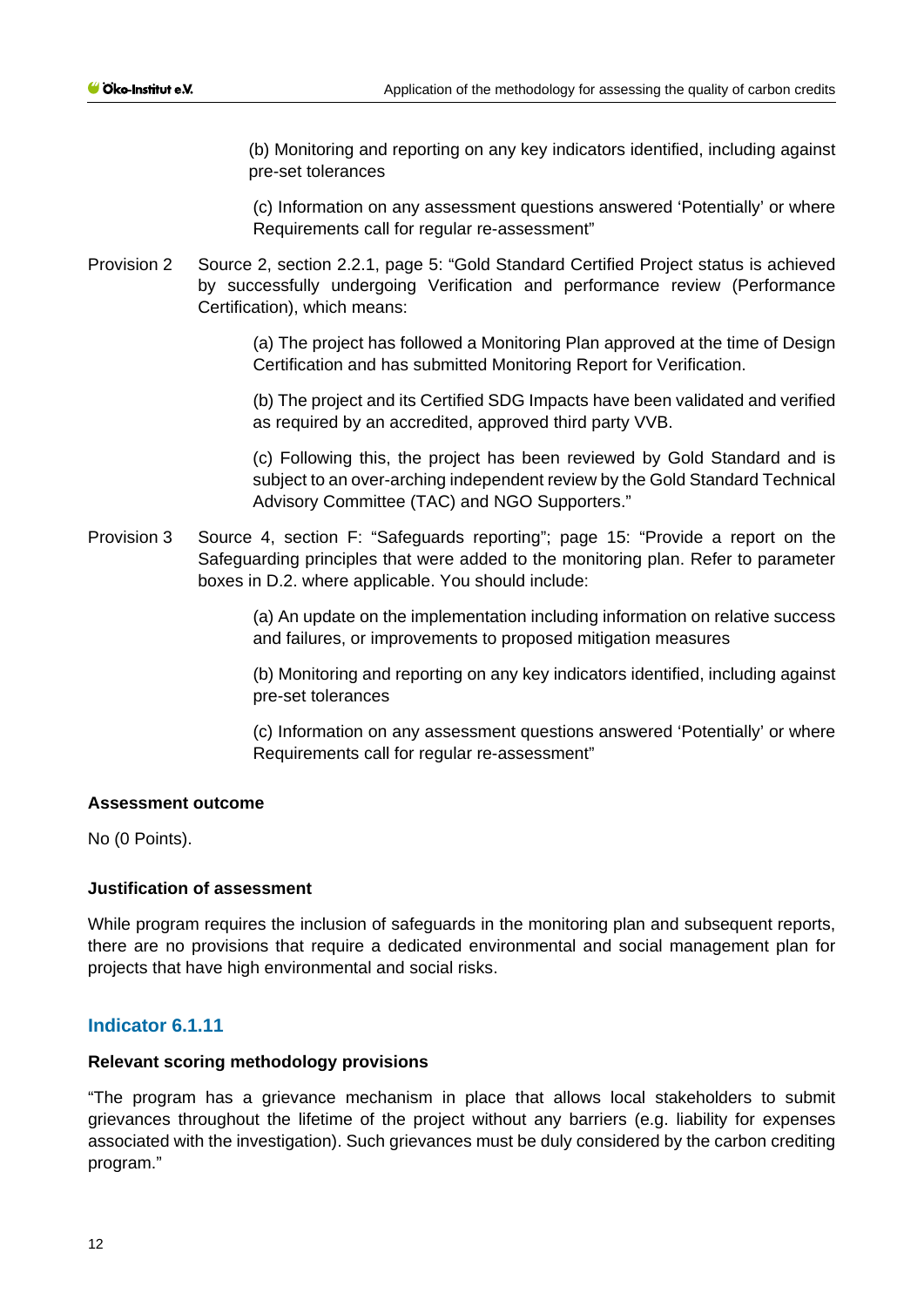(b) Monitoring and reporting on any key indicators identified, including against pre-set tolerances

(c) Information on any assessment questions answered 'Potentially' or where Requirements call for regular re-assessment"

Provision 2 Source 2, section 2.2.1, page 5: "Gold Standard Certified Project status is achieved by successfully undergoing Verification and performance review (Performance Certification), which means:

(a) The project has followed a Monitoring Plan approved at the time of Design Certification and has submitted Monitoring Report for Verification.

(b) The project and its Certified SDG Impacts have been validated and verified as required by an accredited, approved third party VVB.

(c) Following this, the project has been reviewed by Gold Standard and is subject to an over-arching independent review by the Gold Standard Technical Advisory Committee (TAC) and NGO Supporters."

Provision 3 Source 4, section F: "Safeguards reporting"; page 15: "Provide a report on the Safeguarding principles that were added to the monitoring plan. Refer to parameter boxes in D.2. where applicable. You should include:

(a) An update on the implementation including information on relative success and failures, or improvements to proposed mitigation measures

(b) Monitoring and reporting on any key indicators identified, including against pre-set tolerances

(c) Information on any assessment questions answered 'Potentially' or where Requirements call for regular re-assessment"

**Assessment outcome**

No (0 Points).

**Justification of assessment**

While program requires the inclusion of safeguards in the monitoring plan and subsequent reports, there are no provisions that require a dedicated environmental and social management plan for projects that have high environmental and social risks.

### Indicator 6.1.11

**Relevant scoring methodology provisions**

"The program has a grievance mechanism in place that allows local stakeholders to submit grievances throughout the lifetime of the project without any barriers (e.g. liability for expenses associated with the investigation). Such grievances must be duly considered by the carbon crediting program."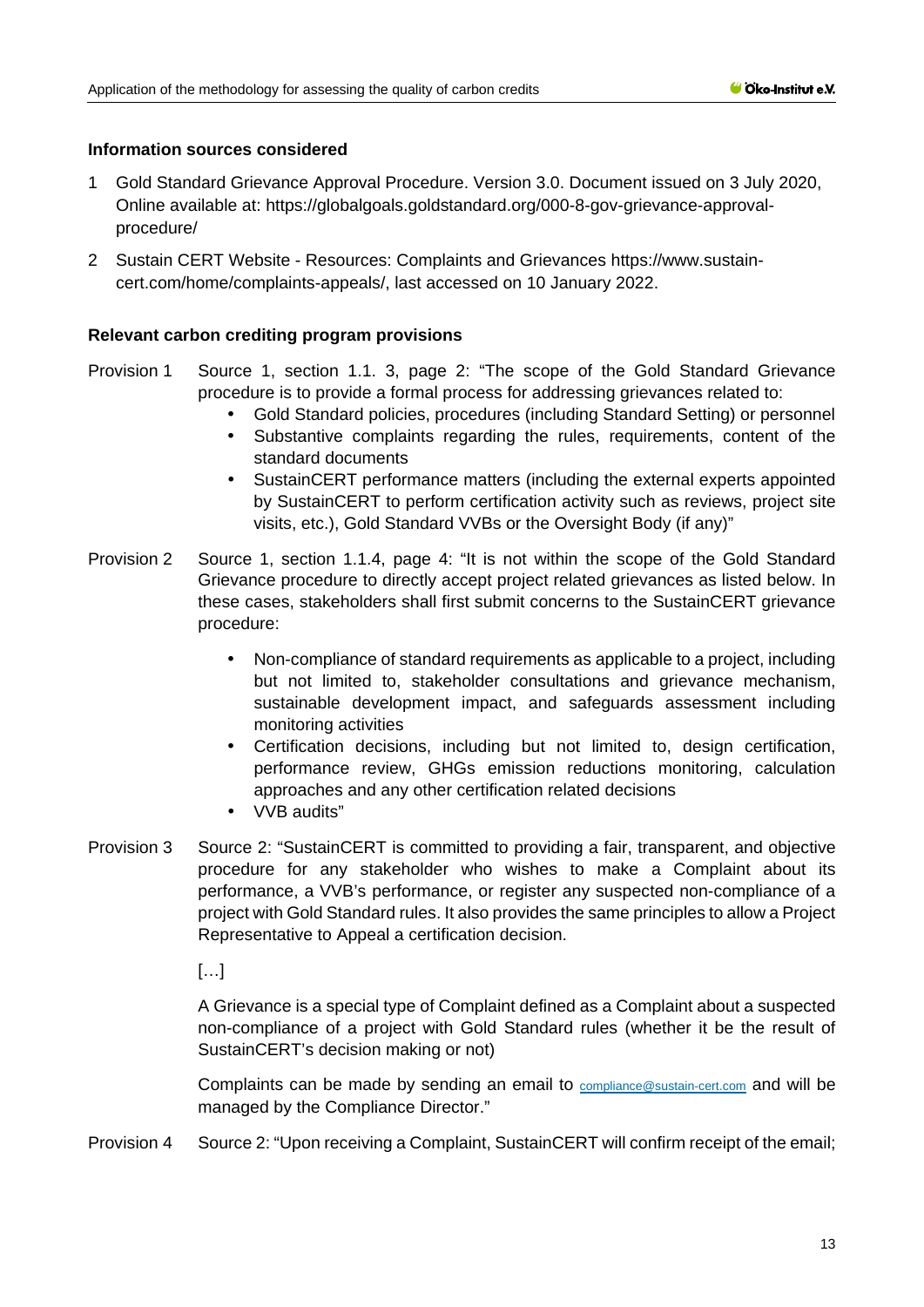**Information sources considered**

1. Gold Standard Grievance Approval Procedure. Version 3.0. Document issued on 3 July 2020, Online available at: https://globalgoals.goldstandard.org/000-8-gov-grievance-approval-procedure/
2. Sustain CERT Website - Resources: Complaints and Grievances https://www.sustain-cert.com/home/complaints-appeals/, last accessed on 10 January 2022.

**Relevant carbon crediting program provisions**

Provision 1 Source 1, section 1.1. 3, page 2: "The scope of the Gold Standard Grievance procedure is to provide a formal process for addressing grievances related to:

- Gold Standard policies, procedures (including Standard Setting) or personnel
- Substantive complaints regarding the rules, requirements, content of the standard documents
- SustainCERT performance matters (including the external experts appointed by SustainCERT to perform certification activity such as reviews, project site visits, etc.), Gold Standard VVBs or the Oversight Body (if any)"

Provision 2 Source 1, section 1.1.4, page 4: "It is not within the scope of the Gold Standard Grievance procedure to directly accept project related grievances as listed below. In these cases, stakeholders shall first submit concerns to the SustainCERT grievance procedure:

- Non-compliance of standard requirements as applicable to a project, including but not limited to, stakeholder consultations and grievance mechanism, sustainable development impact, and safeguards assessment including monitoring activities
- Certification decisions, including but not limited to, design certification, performance review, GHGs emission reductions monitoring, calculation approaches and any other certification related decisions
- VVB audits"

Provision 3 Source 2: "SustainCERT is committed to providing a fair, transparent, and objective procedure for any stakeholder who wishes to make a Complaint about its performance, a VVB's performance, or register any suspected non-compliance of a project with Gold Standard rules. It also provides the same principles to allow a Project Representative to Appeal a certification decision.

[…]

A Grievance is a special type of Complaint defined as a Complaint about a suspected non-compliance of a project with Gold Standard rules (whether it be the result of SustainCERT's decision making or not)

Complaints can be made by sending an email to compliance@sustain-cert.com and will be managed by the Compliance Director."

Provision 4 Source 2: "Upon receiving a Complaint, SustainCERT will confirm receipt of the email;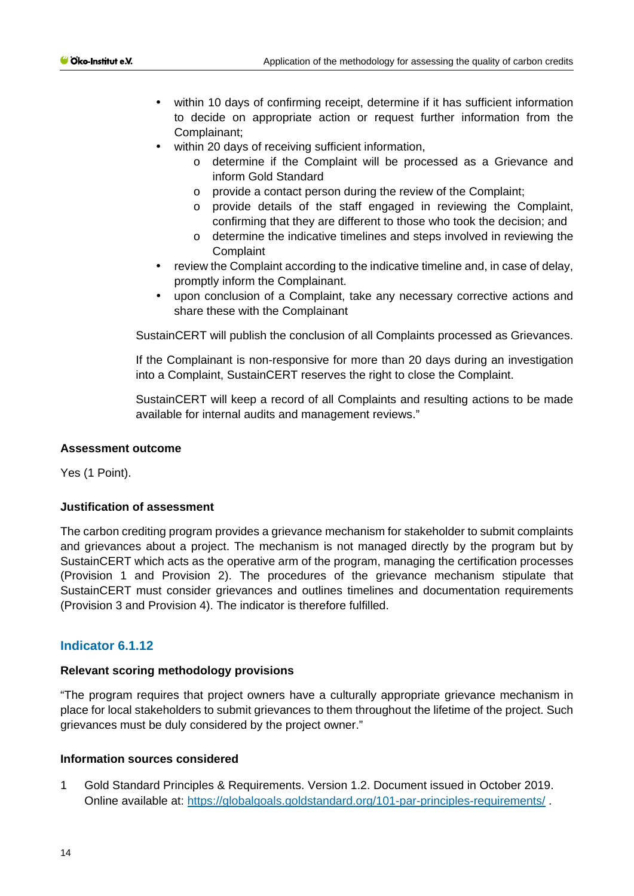- within 10 days of confirming receipt, determine if it has sufficient information to decide on appropriate action or request further information from the Complainant;
- within 20 days of receiving sufficient information,
  - determine if the Complaint will be processed as a Grievance and inform Gold Standard
  - provide a contact person during the review of the Complaint;
  - provide details of the staff engaged in reviewing the Complaint, confirming that they are different to those who took the decision; and
  - determine the indicative timelines and steps involved in reviewing the Complaint
- review the Complaint according to the indicative timeline and, in case of delay, promptly inform the Complainant.
- upon conclusion of a Complaint, take any necessary corrective actions and share these with the Complainant

SustainCERT will publish the conclusion of all Complaints processed as Grievances.

If the Complainant is non-responsive for more than 20 days during an investigation into a Complaint, SustainCERT reserves the right to close the Complaint.

SustainCERT will keep a record of all Complaints and resulting actions to be made available for internal audits and management reviews."

**Assessment outcome**

Yes (1 Point).

**Justification of assessment**

The carbon crediting program provides a grievance mechanism for stakeholder to submit complaints and grievances about a project. The mechanism is not managed directly by the program but by SustainCERT which acts as the operative arm of the program, managing the certification processes (Provision 1 and Provision 2). The procedures of the grievance mechanism stipulate that SustainCERT must consider grievances and outlines timelines and documentation requirements (Provision 3 and Provision 4). The indicator is therefore fulfilled.

## Indicator 6.1.12

**Relevant scoring methodology provisions**

"The program requires that project owners have a culturally appropriate grievance mechanism in place for local stakeholders to submit grievances to them throughout the lifetime of the project. Such grievances must be duly considered by the project owner."

**Information sources considered**

1 Gold Standard Principles & Requirements. Version 1.2. Document issued in October 2019. Online available at: https://globalgoals.goldstandard.org/101-par-principles-requirements/ .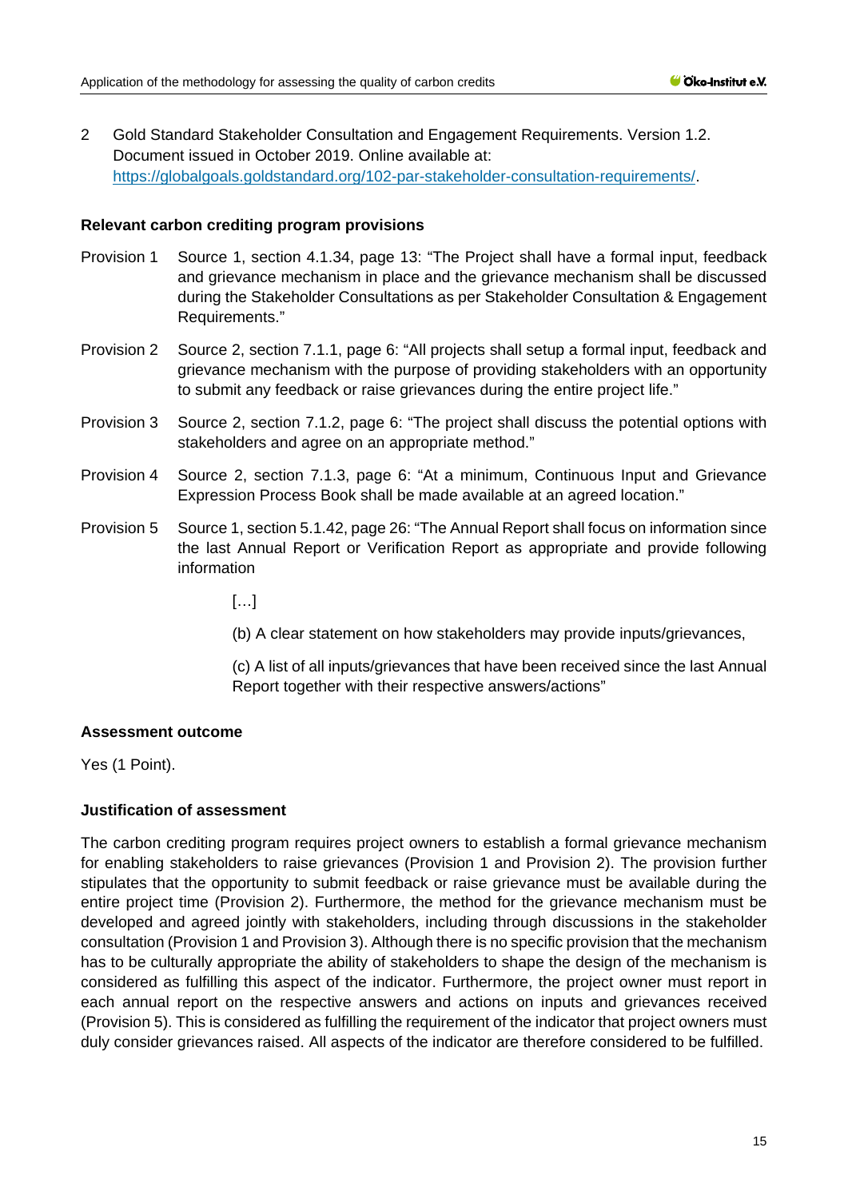2 Gold Standard Stakeholder Consultation and Engagement Requirements. Version 1.2. Document issued in October 2019. Online available at: https://globalgoals.goldstandard.org/102-par-stakeholder-consultation-requirements/.

**Relevant carbon crediting program provisions**

Provision 1 Source 1, section 4.1.34, page 13: "The Project shall have a formal input, feedback and grievance mechanism in place and the grievance mechanism shall be discussed during the Stakeholder Consultations as per Stakeholder Consultation & Engagement Requirements."

Provision 2 Source 2, section 7.1.1, page 6: "All projects shall setup a formal input, feedback and grievance mechanism with the purpose of providing stakeholders with an opportunity to submit any feedback or raise grievances during the entire project life."

Provision 3 Source 2, section 7.1.2, page 6: "The project shall discuss the potential options with stakeholders and agree on an appropriate method."

Provision 4 Source 2, section 7.1.3, page 6: "At a minimum, Continuous Input and Grievance Expression Process Book shall be made available at an agreed location."

Provision 5 Source 1, section 5.1.42, page 26: "The Annual Report shall focus on information since the last Annual Report or Verification Report as appropriate and provide following information

> […]
>
> (b) A clear statement on how stakeholders may provide inputs/grievances,
>
> (c) A list of all inputs/grievances that have been received since the last Annual Report together with their respective answers/actions"

**Assessment outcome**

Yes (1 Point).

**Justification of assessment**

The carbon crediting program requires project owners to establish a formal grievance mechanism for enabling stakeholders to raise grievances (Provision 1 and Provision 2). The provision further stipulates that the opportunity to submit feedback or raise grievance must be available during the entire project time (Provision 2). Furthermore, the method for the grievance mechanism must be developed and agreed jointly with stakeholders, including through discussions in the stakeholder consultation (Provision 1 and Provision 3). Although there is no specific provision that the mechanism has to be culturally appropriate the ability of stakeholders to shape the design of the mechanism is considered as fulfilling this aspect of the indicator. Furthermore, the project owner must report in each annual report on the respective answers and actions on inputs and grievances received (Provision 5). This is considered as fulfilling the requirement of the indicator that project owners must duly consider grievances raised. All aspects of the indicator are therefore considered to be fulfilled.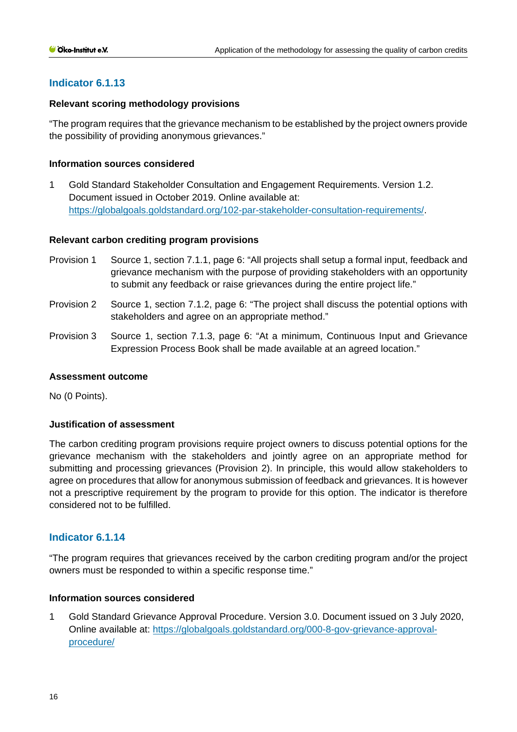## Indicator 6.1.13

### Relevant scoring methodology provisions

"The program requires that the grievance mechanism to be established by the project owners provide the possibility of providing anonymous grievances."

### Information sources considered

1. Gold Standard Stakeholder Consultation and Engagement Requirements. Version 1.2. Document issued in October 2019. Online available at: https://globalgoals.goldstandard.org/102-par-stakeholder-consultation-requirements/.

### Relevant carbon crediting program provisions

Provision 1 Source 1, section 7.1.1, page 6: "All projects shall setup a formal input, feedback and grievance mechanism with the purpose of providing stakeholders with an opportunity to submit any feedback or raise grievances during the entire project life."

Provision 2 Source 1, section 7.1.2, page 6: "The project shall discuss the potential options with stakeholders and agree on an appropriate method."

Provision 3 Source 1, section 7.1.3, page 6: "At a minimum, Continuous Input and Grievance Expression Process Book shall be made available at an agreed location."

### Assessment outcome

No (0 Points).

### Justification of assessment

The carbon crediting program provisions require project owners to discuss potential options for the grievance mechanism with the stakeholders and jointly agree on an appropriate method for submitting and processing grievances (Provision 2). In principle, this would allow stakeholders to agree on procedures that allow for anonymous submission of feedback and grievances. It is however not a prescriptive requirement by the program to provide for this option. The indicator is therefore considered not to be fulfilled.

## Indicator 6.1.14

"The program requires that grievances received by the carbon crediting program and/or the project owners must be responded to within a specific response time."

### Information sources considered

1. Gold Standard Grievance Approval Procedure. Version 3.0. Document issued on 3 July 2020, Online available at: https://globalgoals.goldstandard.org/000-8-gov-grievance-approval-procedure/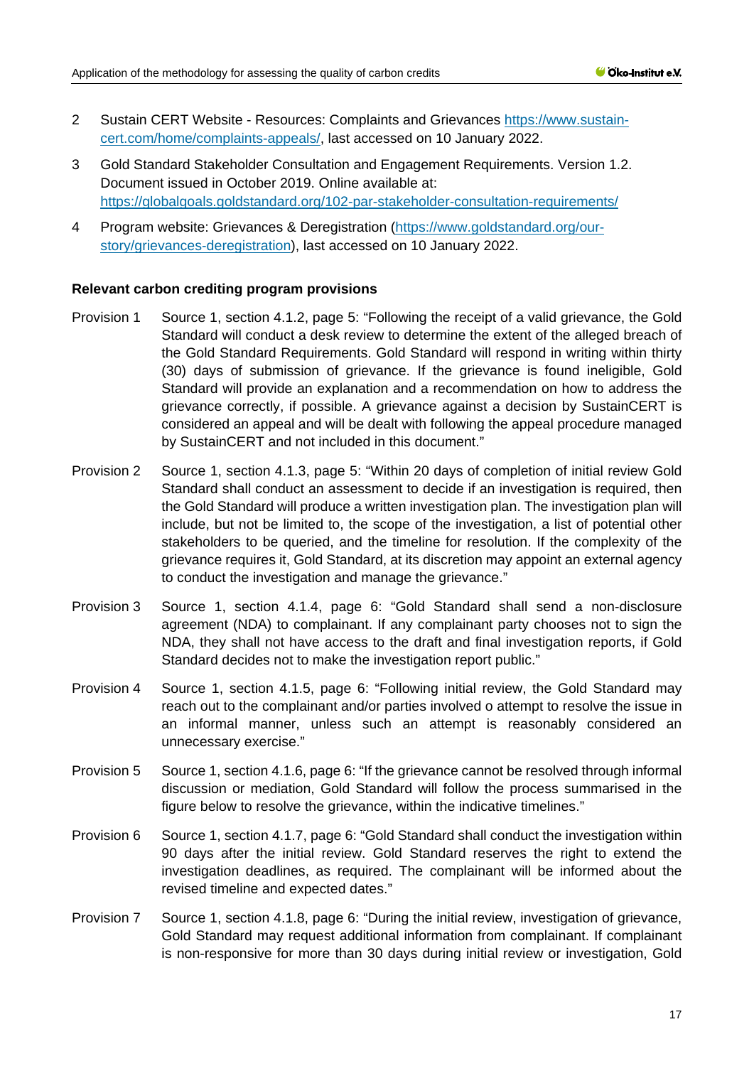2 Sustain CERT Website - Resources: Complaints and Grievances [https://www.sustain-cert.com/home/complaints-appeals/](https://www.sustain-cert.com/home/complaints-appeals/), last accessed on 10 January 2022.

3 Gold Standard Stakeholder Consultation and Engagement Requirements. Version 1.2. Document issued in October 2019. Online available at: [https://globalgoals.goldstandard.org/102-par-stakeholder-consultation-requirements/](https://globalgoals.goldstandard.org/102-par-stakeholder-consultation-requirements/)

4 Program website: Grievances & Deregistration ([https://www.goldstandard.org/our-story/grievances-deregistration](https://www.goldstandard.org/our-story/grievances-deregistration)), last accessed on 10 January 2022.

**Relevant carbon crediting program provisions**

Provision 1 Source 1, section 4.1.2, page 5: "Following the receipt of a valid grievance, the Gold Standard will conduct a desk review to determine the extent of the alleged breach of the Gold Standard Requirements. Gold Standard will respond in writing within thirty (30) days of submission of grievance. If the grievance is found ineligible, Gold Standard will provide an explanation and a recommendation on how to address the grievance correctly, if possible. A grievance against a decision by SustainCERT is considered an appeal and will be dealt with following the appeal procedure managed by SustainCERT and not included in this document."

Provision 2 Source 1, section 4.1.3, page 5: "Within 20 days of completion of initial review Gold Standard shall conduct an assessment to decide if an investigation is required, then the Gold Standard will produce a written investigation plan. The investigation plan will include, but not be limited to, the scope of the investigation, a list of potential other stakeholders to be queried, and the timeline for resolution. If the complexity of the grievance requires it, Gold Standard, at its discretion may appoint an external agency to conduct the investigation and manage the grievance."

Provision 3 Source 1, section 4.1.4, page 6: "Gold Standard shall send a non-disclosure agreement (NDA) to complainant. If any complainant party chooses not to sign the NDA, they shall not have access to the draft and final investigation reports, if Gold Standard decides not to make the investigation report public."

Provision 4 Source 1, section 4.1.5, page 6: "Following initial review, the Gold Standard may reach out to the complainant and/or parties involved o attempt to resolve the issue in an informal manner, unless such an attempt is reasonably considered an unnecessary exercise."

Provision 5 Source 1, section 4.1.6, page 6: "If the grievance cannot be resolved through informal discussion or mediation, Gold Standard will follow the process summarised in the figure below to resolve the grievance, within the indicative timelines."

Provision 6 Source 1, section 4.1.7, page 6: "Gold Standard shall conduct the investigation within 90 days after the initial review. Gold Standard reserves the right to extend the investigation deadlines, as required. The complainant will be informed about the revised timeline and expected dates."

Provision 7 Source 1, section 4.1.8, page 6: "During the initial review, investigation of grievance, Gold Standard may request additional information from complainant. If complainant is non-responsive for more than 30 days during initial review or investigation, Gold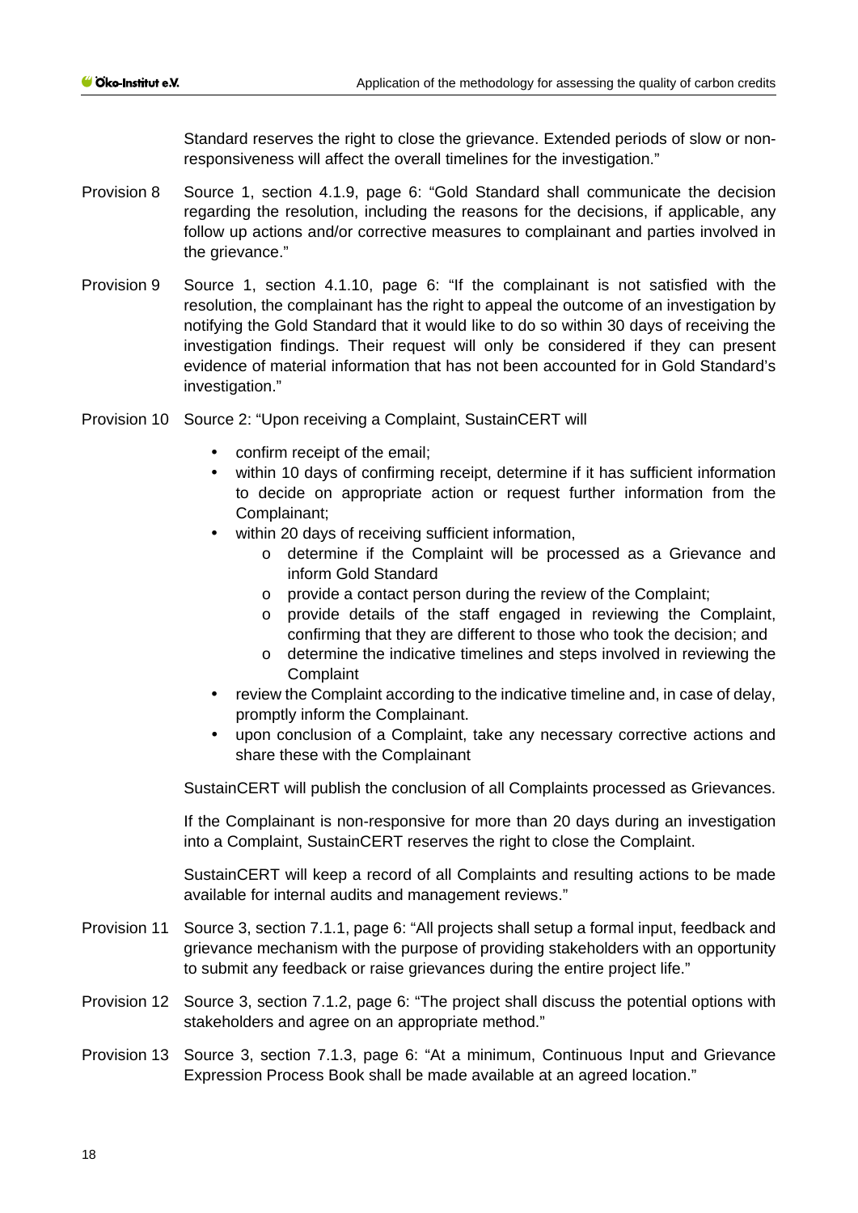Standard reserves the right to close the grievance. Extended periods of slow or non-responsiveness will affect the overall timelines for the investigation."

Provision 8 Source 1, section 4.1.9, page 6: "Gold Standard shall communicate the decision regarding the resolution, including the reasons for the decisions, if applicable, any follow up actions and/or corrective measures to complainant and parties involved in the grievance."

Provision 9 Source 1, section 4.1.10, page 6: "If the complainant is not satisfied with the resolution, the complainant has the right to appeal the outcome of an investigation by notifying the Gold Standard that it would like to do so within 30 days of receiving the investigation findings. Their request will only be considered if they can present evidence of material information that has not been accounted for in Gold Standard's investigation."

Provision 10 Source 2: "Upon receiving a Complaint, SustainCERT will

- confirm receipt of the email;
- within 10 days of confirming receipt, determine if it has sufficient information to decide on appropriate action or request further information from the Complainant;
- within 20 days of receiving sufficient information,
  - determine if the Complaint will be processed as a Grievance and inform Gold Standard
  - provide a contact person during the review of the Complaint;
  - provide details of the staff engaged in reviewing the Complaint, confirming that they are different to those who took the decision; and
  - determine the indicative timelines and steps involved in reviewing the Complaint
- review the Complaint according to the indicative timeline and, in case of delay, promptly inform the Complainant.
- upon conclusion of a Complaint, take any necessary corrective actions and share these with the Complainant

SustainCERT will publish the conclusion of all Complaints processed as Grievances.

If the Complainant is non-responsive for more than 20 days during an investigation into a Complaint, SustainCERT reserves the right to close the Complaint.

SustainCERT will keep a record of all Complaints and resulting actions to be made available for internal audits and management reviews."

Provision 11 Source 3, section 7.1.1, page 6: "All projects shall setup a formal input, feedback and grievance mechanism with the purpose of providing stakeholders with an opportunity to submit any feedback or raise grievances during the entire project life."

Provision 12 Source 3, section 7.1.2, page 6: "The project shall discuss the potential options with stakeholders and agree on an appropriate method."

Provision 13 Source 3, section 7.1.3, page 6: "At a minimum, Continuous Input and Grievance Expression Process Book shall be made available at an agreed location."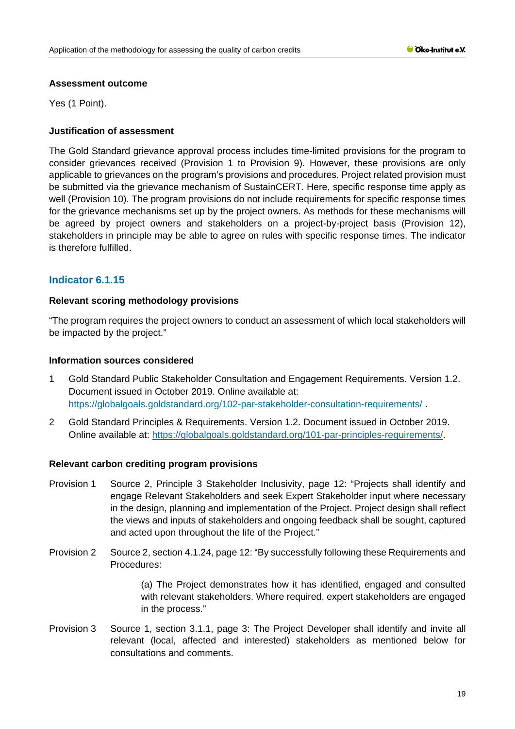#### Assessment outcome

Yes (1 Point).

#### Justification of assessment

The Gold Standard grievance approval process includes time-limited provisions for the program to consider grievances received (Provision 1 to Provision 9). However, these provisions are only applicable to grievances on the program's provisions and procedures. Project related provision must be submitted via the grievance mechanism of SustainCERT. Here, specific response time apply as well (Provision 10). The program provisions do not include requirements for specific response times for the grievance mechanisms set up by the project owners. As methods for these mechanisms will be agreed by project owners and stakeholders on a project-by-project basis (Provision 12), stakeholders in principle may be able to agree on rules with specific response times. The indicator is therefore fulfilled.

### Indicator 6.1.15

#### Relevant scoring methodology provisions

"The program requires the project owners to conduct an assessment of which local stakeholders will be impacted by the project."

#### Information sources considered

1. Gold Standard Public Stakeholder Consultation and Engagement Requirements. Version 1.2. Document issued in October 2019. Online available at: https://globalgoals.goldstandard.org/102-par-stakeholder-consultation-requirements/ .
2. Gold Standard Principles & Requirements. Version 1.2. Document issued in October 2019. Online available at: https://globalgoals.goldstandard.org/101-par-principles-requirements/.

#### Relevant carbon crediting program provisions

Provision 1 Source 2, Principle 3 Stakeholder Inclusivity, page 12: "Projects shall identify and engage Relevant Stakeholders and seek Expert Stakeholder input where necessary in the design, planning and implementation of the Project. Project design shall reflect the views and inputs of stakeholders and ongoing feedback shall be sought, captured and acted upon throughout the life of the Project."

Provision 2 Source 2, section 4.1.24, page 12: "By successfully following these Requirements and Procedures:

> (a) The Project demonstrates how it has identified, engaged and consulted with relevant stakeholders. Where required, expert stakeholders are engaged in the process."

Provision 3 Source 1, section 3.1.1, page 3: The Project Developer shall identify and invite all relevant (local, affected and interested) stakeholders as mentioned below for consultations and comments.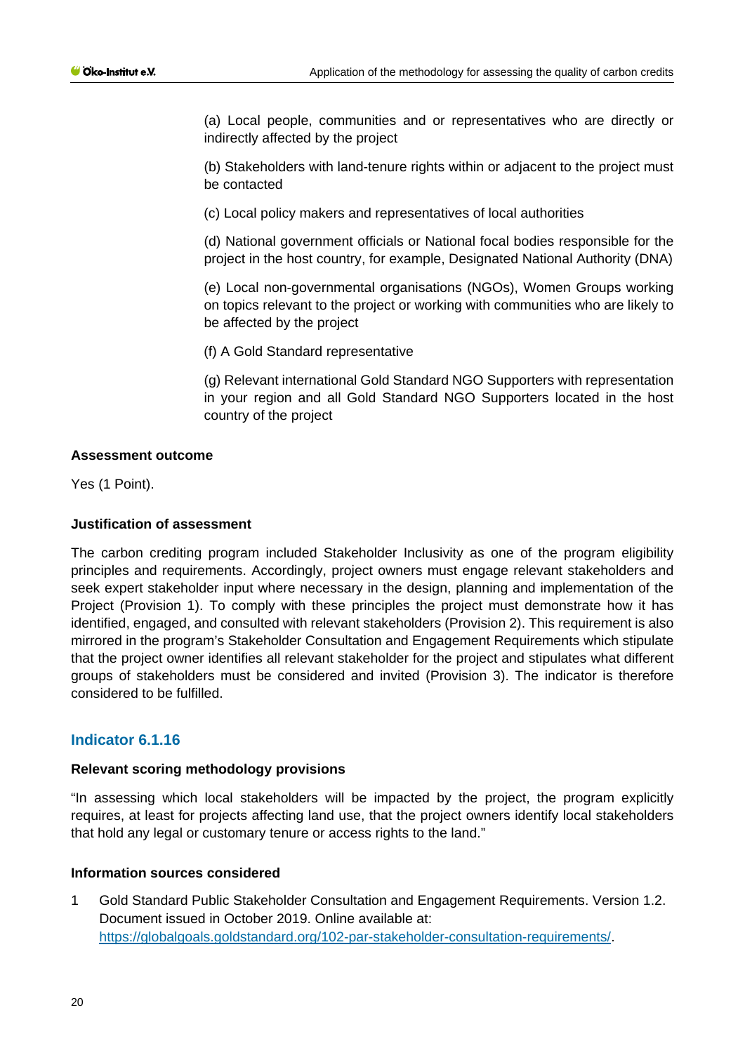(a) Local people, communities and or representatives who are directly or indirectly affected by the project

(b) Stakeholders with land-tenure rights within or adjacent to the project must be contacted

(c) Local policy makers and representatives of local authorities

(d) National government officials or National focal bodies responsible for the project in the host country, for example, Designated National Authority (DNA)

(e) Local non-governmental organisations (NGOs), Women Groups working on topics relevant to the project or working with communities who are likely to be affected by the project

(f) A Gold Standard representative

(g) Relevant international Gold Standard NGO Supporters with representation in your region and all Gold Standard NGO Supporters located in the host country of the project

**Assessment outcome**

Yes (1 Point).

**Justification of assessment**

The carbon crediting program included Stakeholder Inclusivity as one of the program eligibility principles and requirements. Accordingly, project owners must engage relevant stakeholders and seek expert stakeholder input where necessary in the design, planning and implementation of the Project (Provision 1). To comply with these principles the project must demonstrate how it has identified, engaged, and consulted with relevant stakeholders (Provision 2). This requirement is also mirrored in the program's Stakeholder Consultation and Engagement Requirements which stipulate that the project owner identifies all relevant stakeholder for the project and stipulates what different groups of stakeholders must be considered and invited (Provision 3). The indicator is therefore considered to be fulfilled.

## Indicator 6.1.16

**Relevant scoring methodology provisions**

"In assessing which local stakeholders will be impacted by the project, the program explicitly requires, at least for projects affecting land use, that the project owners identify local stakeholders that hold any legal or customary tenure or access rights to the land."

**Information sources considered**

1 Gold Standard Public Stakeholder Consultation and Engagement Requirements. Version 1.2. Document issued in October 2019. Online available at: https://globalgoals.goldstandard.org/102-par-stakeholder-consultation-requirements/.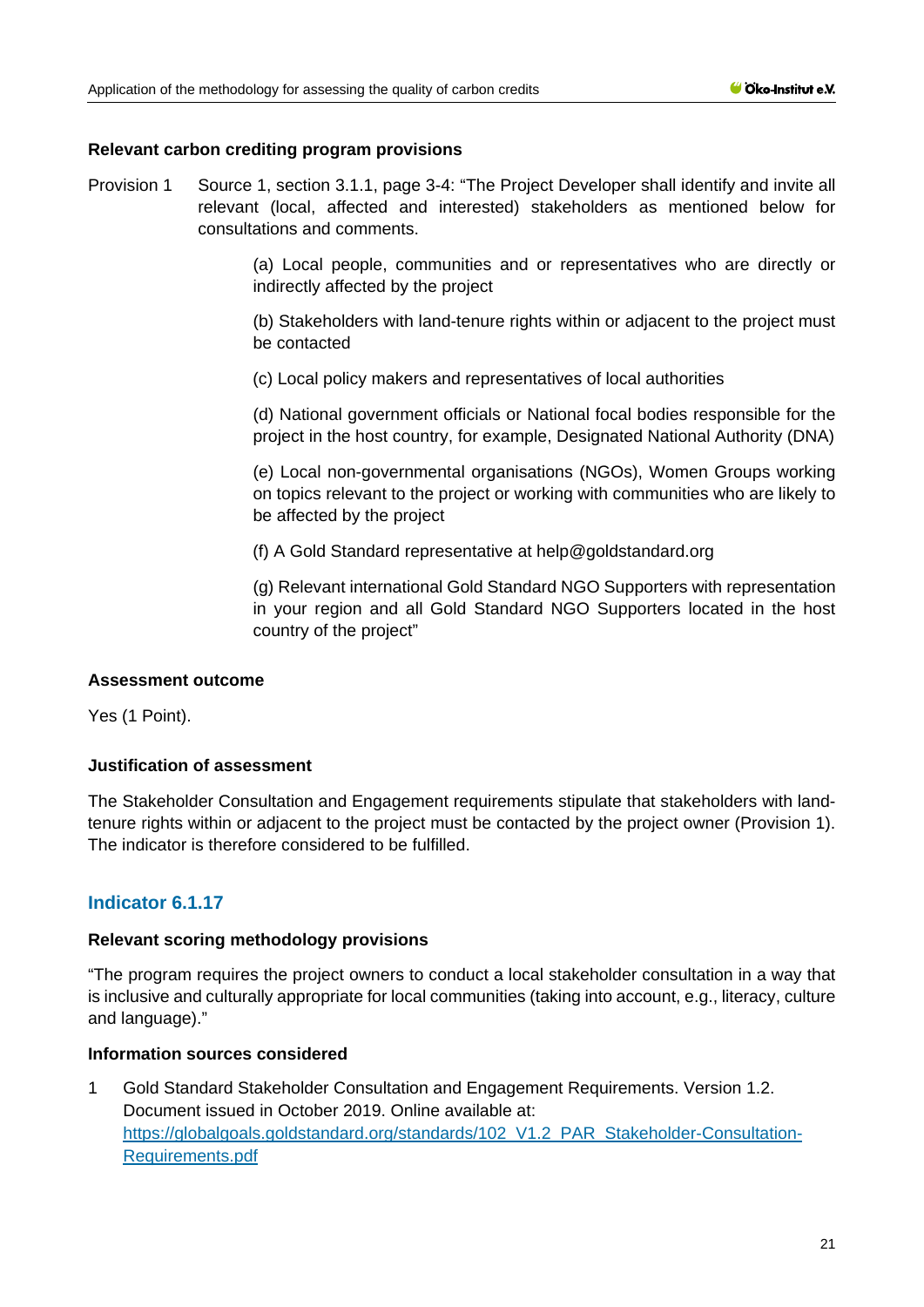#### Relevant carbon crediting program provisions

Provision 1 Source 1, section 3.1.1, page 3-4: "The Project Developer shall identify and invite all relevant (local, affected and interested) stakeholders as mentioned below for consultations and comments.

(a) Local people, communities and or representatives who are directly or indirectly affected by the project

(b) Stakeholders with land-tenure rights within or adjacent to the project must be contacted

(c) Local policy makers and representatives of local authorities

(d) National government officials or National focal bodies responsible for the project in the host country, for example, Designated National Authority (DNA)

(e) Local non-governmental organisations (NGOs), Women Groups working on topics relevant to the project or working with communities who are likely to be affected by the project

(f) A Gold Standard representative at help@goldstandard.org

(g) Relevant international Gold Standard NGO Supporters with representation in your region and all Gold Standard NGO Supporters located in the host country of the project"

#### Assessment outcome

Yes (1 Point).

#### Justification of assessment

The Stakeholder Consultation and Engagement requirements stipulate that stakeholders with land-tenure rights within or adjacent to the project must be contacted by the project owner (Provision 1). The indicator is therefore considered to be fulfilled.

### Indicator 6.1.17

#### Relevant scoring methodology provisions

"The program requires the project owners to conduct a local stakeholder consultation in a way that is inclusive and culturally appropriate for local communities (taking into account, e.g., literacy, culture and language)."

#### Information sources considered

1 Gold Standard Stakeholder Consultation and Engagement Requirements. Version 1.2. Document issued in October 2019. Online available at: https://globalgoals.goldstandard.org/standards/102_V1.2_PAR_Stakeholder-Consultation-Requirements.pdf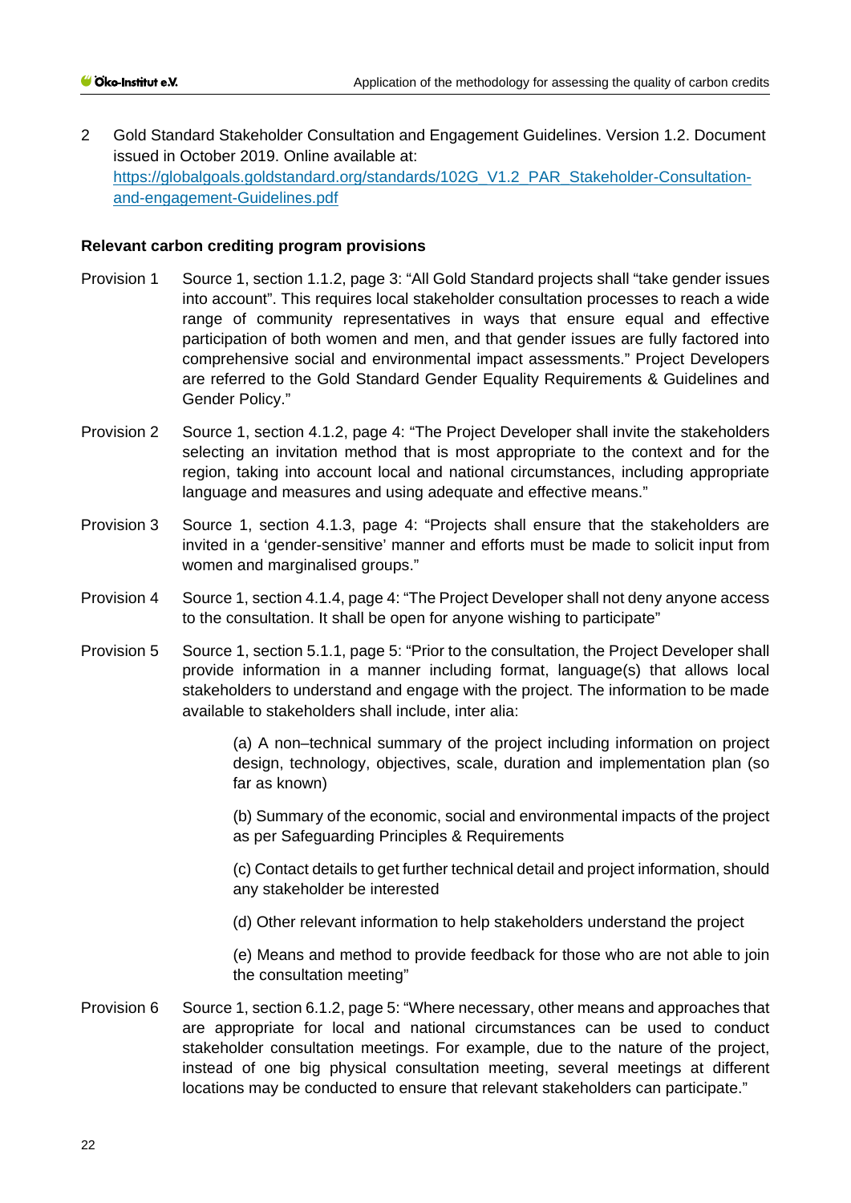2 Gold Standard Stakeholder Consultation and Engagement Guidelines. Version 1.2. Document issued in October 2019. Online available at: [https://globalgoals.goldstandard.org/standards/102G_V1.2_PAR_Stakeholder-Consultation-and-engagement-Guidelines.pdf](https://globalgoals.goldstandard.org/standards/102G_V1.2_PAR_Stakeholder-Consultation-and-engagement-Guidelines.pdf)

**Relevant carbon crediting program provisions**

Provision 1 Source 1, section 1.1.2, page 3: "All Gold Standard projects shall "take gender issues into account". This requires local stakeholder consultation processes to reach a wide range of community representatives in ways that ensure equal and effective participation of both women and men, and that gender issues are fully factored into comprehensive social and environmental impact assessments." Project Developers are referred to the Gold Standard Gender Equality Requirements & Guidelines and Gender Policy."

Provision 2 Source 1, section 4.1.2, page 4: "The Project Developer shall invite the stakeholders selecting an invitation method that is most appropriate to the context and for the region, taking into account local and national circumstances, including appropriate language and measures and using adequate and effective means."

Provision 3 Source 1, section 4.1.3, page 4: "Projects shall ensure that the stakeholders are invited in a 'gender-sensitive' manner and efforts must be made to solicit input from women and marginalised groups."

Provision 4 Source 1, section 4.1.4, page 4: "The Project Developer shall not deny anyone access to the consultation. It shall be open for anyone wishing to participate"

Provision 5 Source 1, section 5.1.1, page 5: "Prior to the consultation, the Project Developer shall provide information in a manner including format, language(s) that allows local stakeholders to understand and engage with the project. The information to be made available to stakeholders shall include, inter alia:

(a) A non–technical summary of the project including information on project design, technology, objectives, scale, duration and implementation plan (so far as known)

(b) Summary of the economic, social and environmental impacts of the project as per Safeguarding Principles & Requirements

(c) Contact details to get further technical detail and project information, should any stakeholder be interested

(d) Other relevant information to help stakeholders understand the project

(e) Means and method to provide feedback for those who are not able to join the consultation meeting"

Provision 6 Source 1, section 6.1.2, page 5: "Where necessary, other means and approaches that are appropriate for local and national circumstances can be used to conduct stakeholder consultation meetings. For example, due to the nature of the project, instead of one big physical consultation meeting, several meetings at different locations may be conducted to ensure that relevant stakeholders can participate."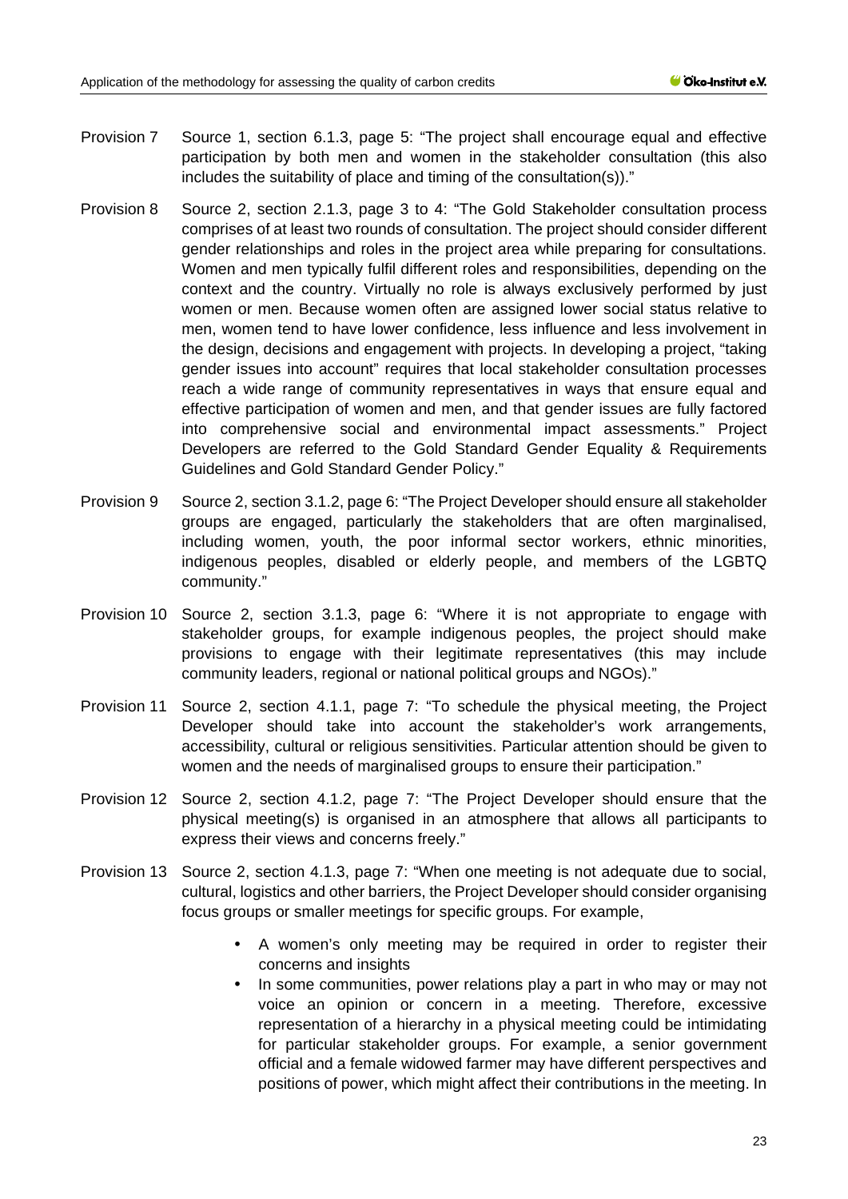Provision 7 Source 1, section 6.1.3, page 5: "The project shall encourage equal and effective participation by both men and women in the stakeholder consultation (this also includes the suitability of place and timing of the consultation(s))."

Provision 8 Source 2, section 2.1.3, page 3 to 4: "The Gold Stakeholder consultation process comprises of at least two rounds of consultation. The project should consider different gender relationships and roles in the project area while preparing for consultations. Women and men typically fulfil different roles and responsibilities, depending on the context and the country. Virtually no role is always exclusively performed by just women or men. Because women often are assigned lower social status relative to men, women tend to have lower confidence, less influence and less involvement in the design, decisions and engagement with projects. In developing a project, "taking gender issues into account" requires that local stakeholder consultation processes reach a wide range of community representatives in ways that ensure equal and effective participation of women and men, and that gender issues are fully factored into comprehensive social and environmental impact assessments." Project Developers are referred to the Gold Standard Gender Equality & Requirements Guidelines and Gold Standard Gender Policy."

Provision 9 Source 2, section 3.1.2, page 6: "The Project Developer should ensure all stakeholder groups are engaged, particularly the stakeholders that are often marginalised, including women, youth, the poor informal sector workers, ethnic minorities, indigenous peoples, disabled or elderly people, and members of the LGBTQ community."

Provision 10 Source 2, section 3.1.3, page 6: "Where it is not appropriate to engage with stakeholder groups, for example indigenous peoples, the project should make provisions to engage with their legitimate representatives (this may include community leaders, regional or national political groups and NGOs)."

Provision 11 Source 2, section 4.1.1, page 7: "To schedule the physical meeting, the Project Developer should take into account the stakeholder's work arrangements, accessibility, cultural or religious sensitivities. Particular attention should be given to women and the needs of marginalised groups to ensure their participation."

Provision 12 Source 2, section 4.1.2, page 7: "The Project Developer should ensure that the physical meeting(s) is organised in an atmosphere that allows all participants to express their views and concerns freely."

Provision 13 Source 2, section 4.1.3, page 7: "When one meeting is not adequate due to social, cultural, logistics and other barriers, the Project Developer should consider organising focus groups or smaller meetings for specific groups. For example,

- A women's only meeting may be required in order to register their concerns and insights
- In some communities, power relations play a part in who may or may not voice an opinion or concern in a meeting. Therefore, excessive representation of a hierarchy in a physical meeting could be intimidating for particular stakeholder groups. For example, a senior government official and a female widowed farmer may have different perspectives and positions of power, which might affect their contributions in the meeting. In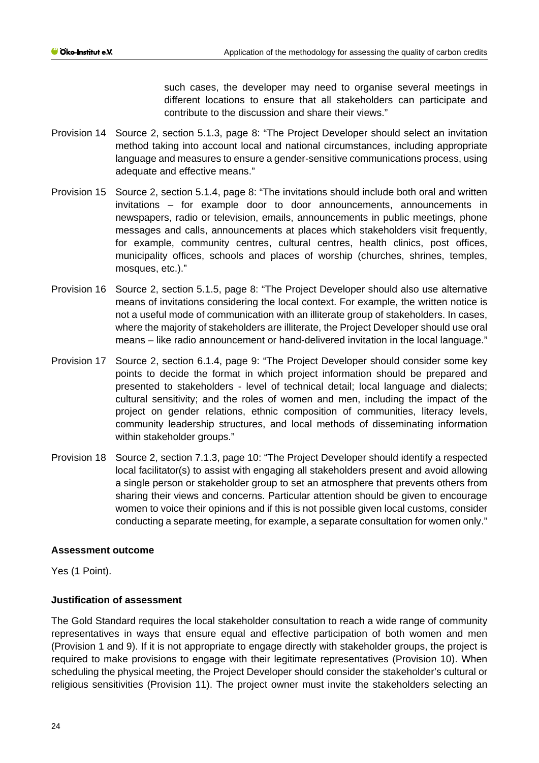such cases, the developer may need to organise several meetings in different locations to ensure that all stakeholders can participate and contribute to the discussion and share their views."

Provision 14 Source 2, section 5.1.3, page 8: "The Project Developer should select an invitation method taking into account local and national circumstances, including appropriate language and measures to ensure a gender-sensitive communications process, using adequate and effective means."

Provision 15 Source 2, section 5.1.4, page 8: "The invitations should include both oral and written invitations – for example door to door announcements, announcements in newspapers, radio or television, emails, announcements in public meetings, phone messages and calls, announcements at places which stakeholders visit frequently, for example, community centres, cultural centres, health clinics, post offices, municipality offices, schools and places of worship (churches, shrines, temples, mosques, etc.)."

Provision 16 Source 2, section 5.1.5, page 8: "The Project Developer should also use alternative means of invitations considering the local context. For example, the written notice is not a useful mode of communication with an illiterate group of stakeholders. In cases, where the majority of stakeholders are illiterate, the Project Developer should use oral means – like radio announcement or hand-delivered invitation in the local language."

Provision 17 Source 2, section 6.1.4, page 9: "The Project Developer should consider some key points to decide the format in which project information should be prepared and presented to stakeholders - level of technical detail; local language and dialects; cultural sensitivity; and the roles of women and men, including the impact of the project on gender relations, ethnic composition of communities, literacy levels, community leadership structures, and local methods of disseminating information within stakeholder groups."

Provision 18 Source 2, section 7.1.3, page 10: "The Project Developer should identify a respected local facilitator(s) to assist with engaging all stakeholders present and avoid allowing a single person or stakeholder group to set an atmosphere that prevents others from sharing their views and concerns. Particular attention should be given to encourage women to voice their opinions and if this is not possible given local customs, consider conducting a separate meeting, for example, a separate consultation for women only."

**Assessment outcome**

Yes (1 Point).

**Justification of assessment**

The Gold Standard requires the local stakeholder consultation to reach a wide range of community representatives in ways that ensure equal and effective participation of both women and men (Provision 1 and 9). If it is not appropriate to engage directly with stakeholder groups, the project is required to make provisions to engage with their legitimate representatives (Provision 10). When scheduling the physical meeting, the Project Developer should consider the stakeholder's cultural or religious sensitivities (Provision 11). The project owner must invite the stakeholders selecting an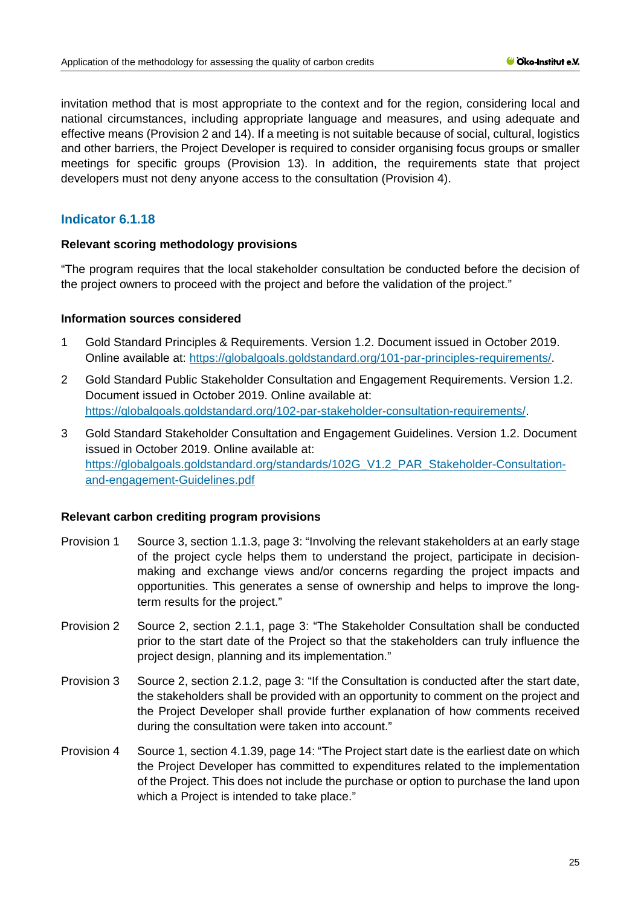invitation method that is most appropriate to the context and for the region, considering local and national circumstances, including appropriate language and measures, and using adequate and effective means (Provision 2 and 14). If a meeting is not suitable because of social, cultural, logistics and other barriers, the Project Developer is required to consider organising focus groups or smaller meetings for specific groups (Provision 13). In addition, the requirements state that project developers must not deny anyone access to the consultation (Provision 4).

### Indicator 6.1.18

**Relevant scoring methodology provisions**

"The program requires that the local stakeholder consultation be conducted before the decision of the project owners to proceed with the project and before the validation of the project."

**Information sources considered**

1. Gold Standard Principles & Requirements. Version 1.2. Document issued in October 2019. Online available at: https://globalgoals.goldstandard.org/101-par-principles-requirements/.
2. Gold Standard Public Stakeholder Consultation and Engagement Requirements. Version 1.2. Document issued in October 2019. Online available at: https://globalgoals.goldstandard.org/102-par-stakeholder-consultation-requirements/.
3. Gold Standard Stakeholder Consultation and Engagement Guidelines. Version 1.2. Document issued in October 2019. Online available at: https://globalgoals.goldstandard.org/standards/102G_V1.2_PAR_Stakeholder-Consultation-and-engagement-Guidelines.pdf

**Relevant carbon crediting program provisions**

Provision 1 Source 3, section 1.1.3, page 3: "Involving the relevant stakeholders at an early stage of the project cycle helps them to understand the project, participate in decision-making and exchange views and/or concerns regarding the project impacts and opportunities. This generates a sense of ownership and helps to improve the long-term results for the project."

Provision 2 Source 2, section 2.1.1, page 3: "The Stakeholder Consultation shall be conducted prior to the start date of the Project so that the stakeholders can truly influence the project design, planning and its implementation."

Provision 3 Source 2, section 2.1.2, page 3: "If the Consultation is conducted after the start date, the stakeholders shall be provided with an opportunity to comment on the project and the Project Developer shall provide further explanation of how comments received during the consultation were taken into account."

Provision 4 Source 1, section 4.1.39, page 14: "The Project start date is the earliest date on which the Project Developer has committed to expenditures related to the implementation of the Project. This does not include the purchase or option to purchase the land upon which a Project is intended to take place."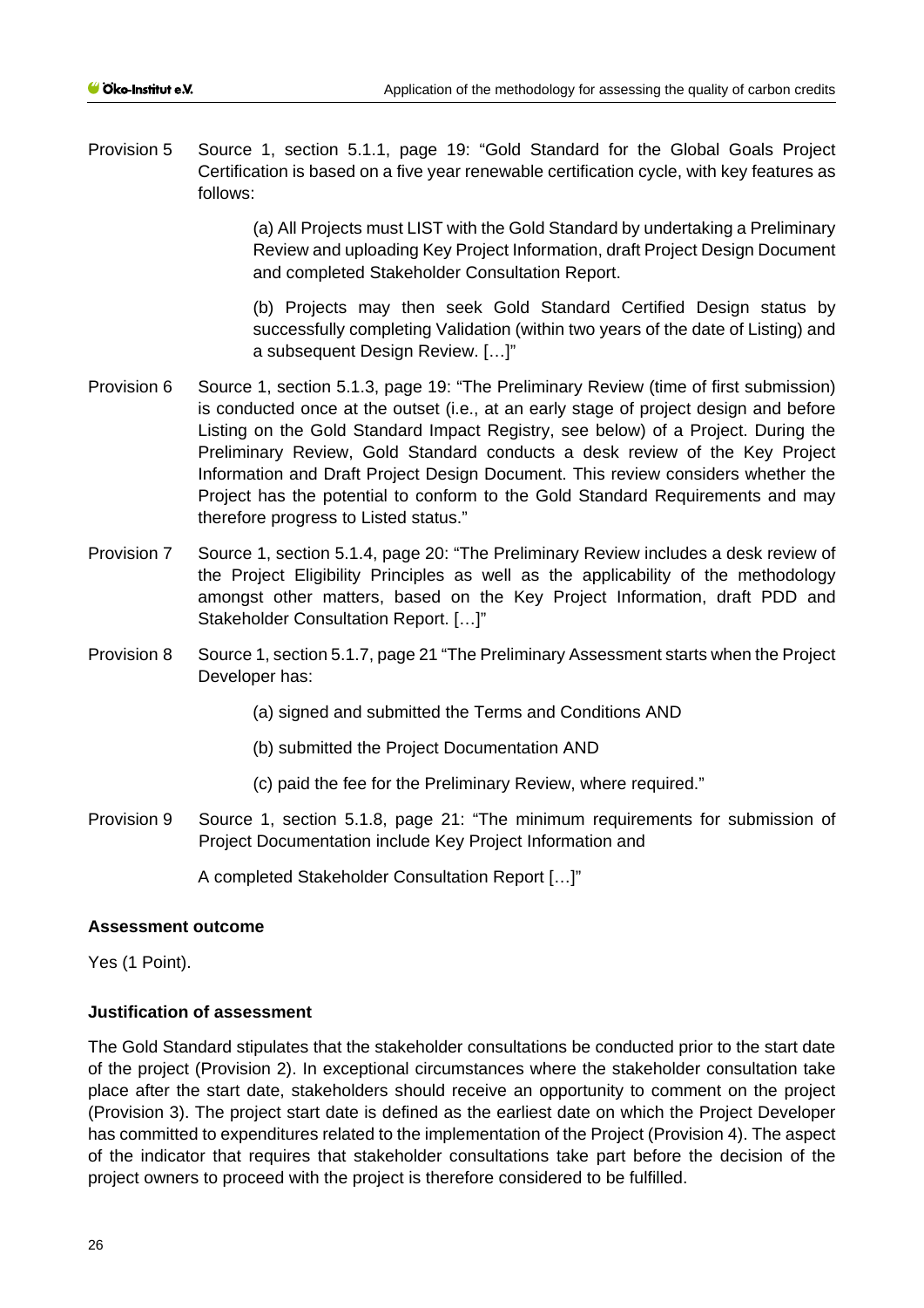Provision 5 Source 1, section 5.1.1, page 19: "Gold Standard for the Global Goals Project Certification is based on a five year renewable certification cycle, with key features as follows:

> (a) All Projects must LIST with the Gold Standard by undertaking a Preliminary Review and uploading Key Project Information, draft Project Design Document and completed Stakeholder Consultation Report.
>
> (b) Projects may then seek Gold Standard Certified Design status by successfully completing Validation (within two years of the date of Listing) and a subsequent Design Review. […]"

Provision 6 Source 1, section 5.1.3, page 19: "The Preliminary Review (time of first submission) is conducted once at the outset (i.e., at an early stage of project design and before Listing on the Gold Standard Impact Registry, see below) of a Project. During the Preliminary Review, Gold Standard conducts a desk review of the Key Project Information and Draft Project Design Document. This review considers whether the Project has the potential to conform to the Gold Standard Requirements and may therefore progress to Listed status."

Provision 7 Source 1, section 5.1.4, page 20: "The Preliminary Review includes a desk review of the Project Eligibility Principles as well as the applicability of the methodology amongst other matters, based on the Key Project Information, draft PDD and Stakeholder Consultation Report. […]"

Provision 8 Source 1, section 5.1.7, page 21 "The Preliminary Assessment starts when the Project Developer has:

> (a) signed and submitted the Terms and Conditions AND
>
> (b) submitted the Project Documentation AND
>
> (c) paid the fee for the Preliminary Review, where required."

Provision 9 Source 1, section 5.1.8, page 21: "The minimum requirements for submission of Project Documentation include Key Project Information and

A completed Stakeholder Consultation Report […]"

**Assessment outcome**

Yes (1 Point).

**Justification of assessment**

The Gold Standard stipulates that the stakeholder consultations be conducted prior to the start date of the project (Provision 2). In exceptional circumstances where the stakeholder consultation take place after the start date, stakeholders should receive an opportunity to comment on the project (Provision 3). The project start date is defined as the earliest date on which the Project Developer has committed to expenditures related to the implementation of the Project (Provision 4). The aspect of the indicator that requires that stakeholder consultations take part before the decision of the project owners to proceed with the project is therefore considered to be fulfilled.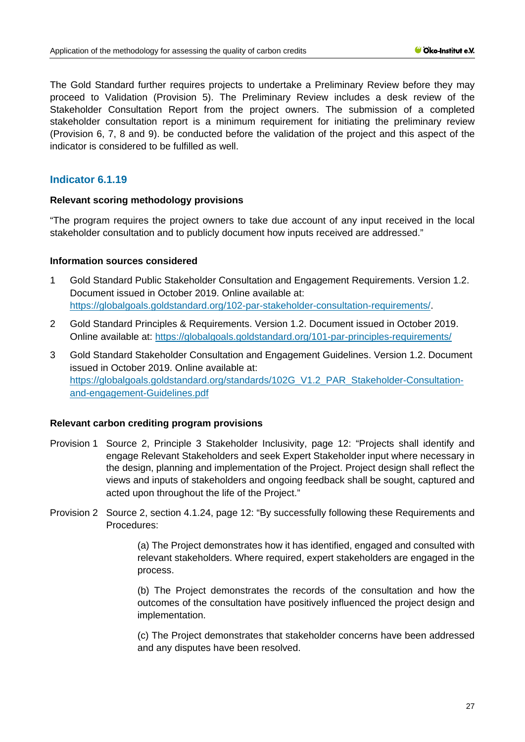The Gold Standard further requires projects to undertake a Preliminary Review before they may proceed to Validation (Provision 5). The Preliminary Review includes a desk review of the Stakeholder Consultation Report from the project owners. The submission of a completed stakeholder consultation report is a minimum requirement for initiating the preliminary review (Provision 6, 7, 8 and 9). be conducted before the validation of the project and this aspect of the indicator is considered to be fulfilled as well.

## Indicator 6.1.19

### Relevant scoring methodology provisions

"The program requires the project owners to take due account of any input received in the local stakeholder consultation and to publicly document how inputs received are addressed."

### Information sources considered

1 Gold Standard Public Stakeholder Consultation and Engagement Requirements. Version 1.2. Document issued in October 2019. Online available at: https://globalgoals.goldstandard.org/102-par-stakeholder-consultation-requirements/.

2 Gold Standard Principles & Requirements. Version 1.2. Document issued in October 2019. Online available at: https://globalgoals.goldstandard.org/101-par-principles-requirements/

3 Gold Standard Stakeholder Consultation and Engagement Guidelines. Version 1.2. Document issued in October 2019. Online available at: https://globalgoals.goldstandard.org/standards/102G_V1.2_PAR_Stakeholder-Consultation-and-engagement-Guidelines.pdf

### Relevant carbon crediting program provisions

Provision 1 Source 2, Principle 3 Stakeholder Inclusivity, page 12: "Projects shall identify and engage Relevant Stakeholders and seek Expert Stakeholder input where necessary in the design, planning and implementation of the Project. Project design shall reflect the views and inputs of stakeholders and ongoing feedback shall be sought, captured and acted upon throughout the life of the Project."

Provision 2 Source 2, section 4.1.24, page 12: "By successfully following these Requirements and Procedures:

(a) The Project demonstrates how it has identified, engaged and consulted with relevant stakeholders. Where required, expert stakeholders are engaged in the process.

(b) The Project demonstrates the records of the consultation and how the outcomes of the consultation have positively influenced the project design and implementation.

(c) The Project demonstrates that stakeholder concerns have been addressed and any disputes have been resolved.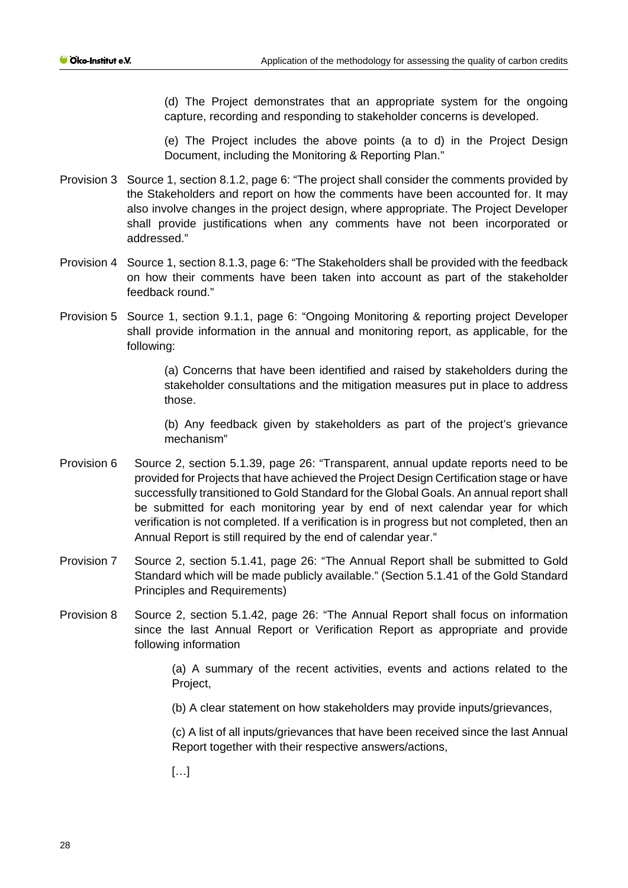(d) The Project demonstrates that an appropriate system for the ongoing capture, recording and responding to stakeholder concerns is developed.

(e) The Project includes the above points (a to d) in the Project Design Document, including the Monitoring & Reporting Plan."

Provision 3 Source 1, section 8.1.2, page 6: "The project shall consider the comments provided by the Stakeholders and report on how the comments have been accounted for. It may also involve changes in the project design, where appropriate. The Project Developer shall provide justifications when any comments have not been incorporated or addressed."

Provision 4 Source 1, section 8.1.3, page 6: "The Stakeholders shall be provided with the feedback on how their comments have been taken into account as part of the stakeholder feedback round."

Provision 5 Source 1, section 9.1.1, page 6: "Ongoing Monitoring & reporting project Developer shall provide information in the annual and monitoring report, as applicable, for the following:

> (a) Concerns that have been identified and raised by stakeholders during the stakeholder consultations and the mitigation measures put in place to address those.
>
> (b) Any feedback given by stakeholders as part of the project's grievance mechanism"

Provision 6 Source 2, section 5.1.39, page 26: "Transparent, annual update reports need to be provided for Projects that have achieved the Project Design Certification stage or have successfully transitioned to Gold Standard for the Global Goals. An annual report shall be submitted for each monitoring year by end of next calendar year for which verification is not completed. If a verification is in progress but not completed, then an Annual Report is still required by the end of calendar year."

Provision 7 Source 2, section 5.1.41, page 26: "The Annual Report shall be submitted to Gold Standard which will be made publicly available." (Section 5.1.41 of the Gold Standard Principles and Requirements)

Provision 8 Source 2, section 5.1.42, page 26: "The Annual Report shall focus on information since the last Annual Report or Verification Report as appropriate and provide following information

> (a) A summary of the recent activities, events and actions related to the Project,
>
> (b) A clear statement on how stakeholders may provide inputs/grievances,
>
> (c) A list of all inputs/grievances that have been received since the last Annual Report together with their respective answers/actions,
>
> […]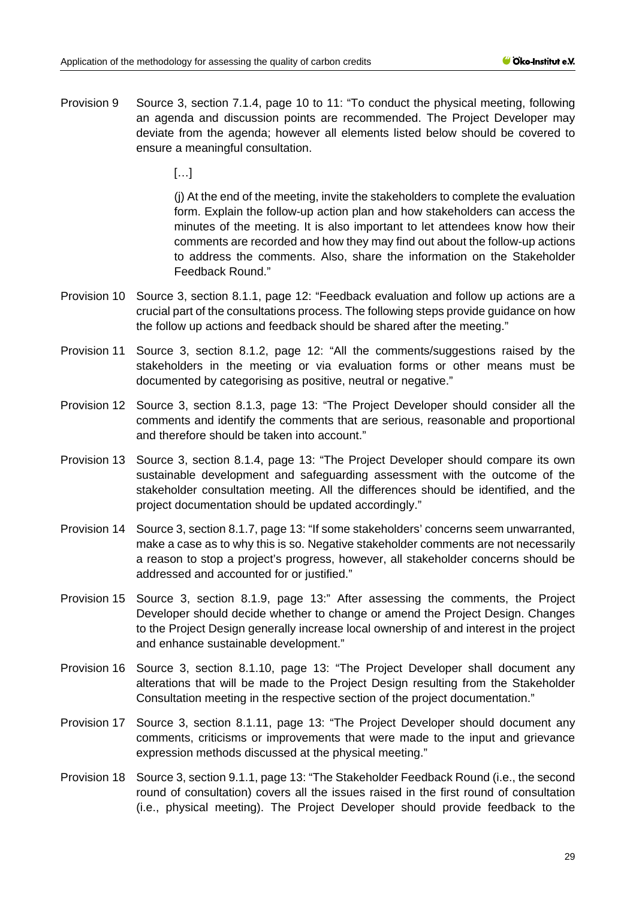Provision 9 Source 3, section 7.1.4, page 10 to 11: "To conduct the physical meeting, following an agenda and discussion points are recommended. The Project Developer may deviate from the agenda; however all elements listed below should be covered to ensure a meaningful consultation.

> […]
>
> (j) At the end of the meeting, invite the stakeholders to complete the evaluation form. Explain the follow-up action plan and how stakeholders can access the minutes of the meeting. It is also important to let attendees know how their comments are recorded and how they may find out about the follow-up actions to address the comments. Also, share the information on the Stakeholder Feedback Round."

Provision 10 Source 3, section 8.1.1, page 12: "Feedback evaluation and follow up actions are a crucial part of the consultations process. The following steps provide guidance on how the follow up actions and feedback should be shared after the meeting."

Provision 11 Source 3, section 8.1.2, page 12: "All the comments/suggestions raised by the stakeholders in the meeting or via evaluation forms or other means must be documented by categorising as positive, neutral or negative."

Provision 12 Source 3, section 8.1.3, page 13: "The Project Developer should consider all the comments and identify the comments that are serious, reasonable and proportional and therefore should be taken into account."

Provision 13 Source 3, section 8.1.4, page 13: "The Project Developer should compare its own sustainable development and safeguarding assessment with the outcome of the stakeholder consultation meeting. All the differences should be identified, and the project documentation should be updated accordingly."

Provision 14 Source 3, section 8.1.7, page 13: "If some stakeholders' concerns seem unwarranted, make a case as to why this is so. Negative stakeholder comments are not necessarily a reason to stop a project's progress, however, all stakeholder concerns should be addressed and accounted for or justified."

Provision 15 Source 3, section 8.1.9, page 13:" After assessing the comments, the Project Developer should decide whether to change or amend the Project Design. Changes to the Project Design generally increase local ownership of and interest in the project and enhance sustainable development."

Provision 16 Source 3, section 8.1.10, page 13: "The Project Developer shall document any alterations that will be made to the Project Design resulting from the Stakeholder Consultation meeting in the respective section of the project documentation."

Provision 17 Source 3, section 8.1.11, page 13: "The Project Developer should document any comments, criticisms or improvements that were made to the input and grievance expression methods discussed at the physical meeting."

Provision 18 Source 3, section 9.1.1, page 13: "The Stakeholder Feedback Round (i.e., the second round of consultation) covers all the issues raised in the first round of consultation (i.e., physical meeting). The Project Developer should provide feedback to the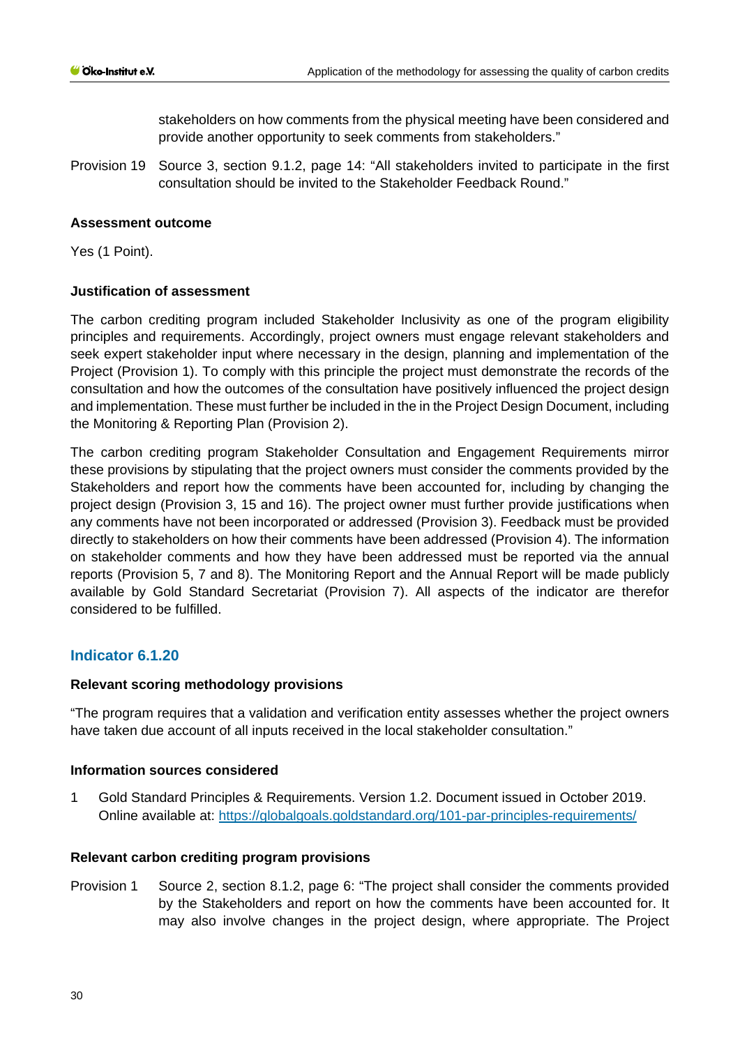stakeholders on how comments from the physical meeting have been considered and provide another opportunity to seek comments from stakeholders."

Provision 19 Source 3, section 9.1.2, page 14: "All stakeholders invited to participate in the first consultation should be invited to the Stakeholder Feedback Round."

**Assessment outcome**

Yes (1 Point).

**Justification of assessment**

The carbon crediting program included Stakeholder Inclusivity as one of the program eligibility principles and requirements. Accordingly, project owners must engage relevant stakeholders and seek expert stakeholder input where necessary in the design, planning and implementation of the Project (Provision 1). To comply with this principle the project must demonstrate the records of the consultation and how the outcomes of the consultation have positively influenced the project design and implementation. These must further be included in the in the Project Design Document, including the Monitoring & Reporting Plan (Provision 2).

The carbon crediting program Stakeholder Consultation and Engagement Requirements mirror these provisions by stipulating that the project owners must consider the comments provided by the Stakeholders and report how the comments have been accounted for, including by changing the project design (Provision 3, 15 and 16). The project owner must further provide justifications when any comments have not been incorporated or addressed (Provision 3). Feedback must be provided directly to stakeholders on how their comments have been addressed (Provision 4). The information on stakeholder comments and how they have been addressed must be reported via the annual reports (Provision 5, 7 and 8). The Monitoring Report and the Annual Report will be made publicly available by Gold Standard Secretariat (Provision 7). All aspects of the indicator are therefor considered to be fulfilled.

## Indicator 6.1.20

**Relevant scoring methodology provisions**

"The program requires that a validation and verification entity assesses whether the project owners have taken due account of all inputs received in the local stakeholder consultation."

**Information sources considered**

1 Gold Standard Principles & Requirements. Version 1.2. Document issued in October 2019. Online available at: https://globalgoals.goldstandard.org/101-par-principles-requirements/

**Relevant carbon crediting program provisions**

Provision 1 Source 2, section 8.1.2, page 6: "The project shall consider the comments provided by the Stakeholders and report on how the comments have been accounted for. It may also involve changes in the project design, where appropriate. The Project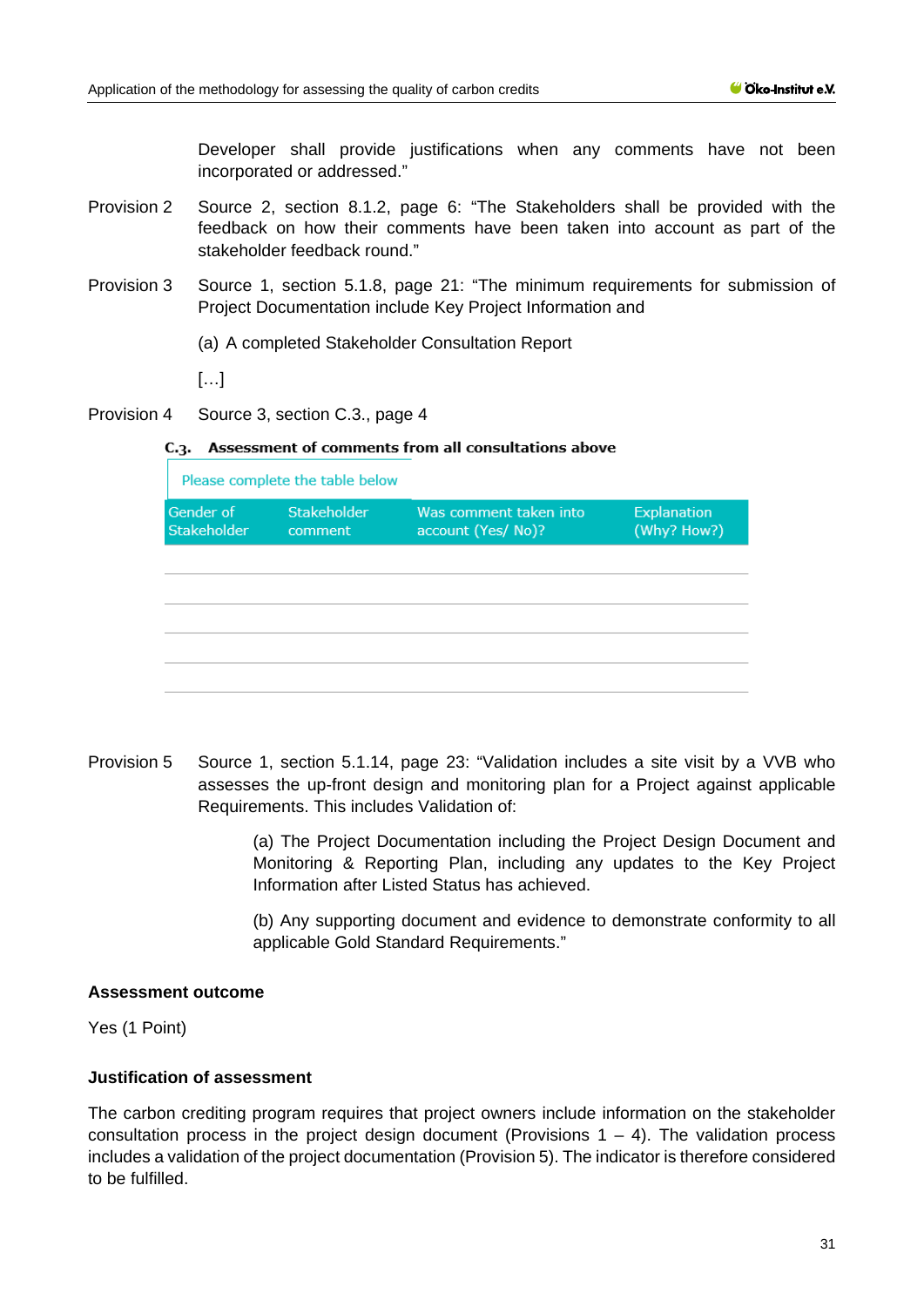Developer shall provide justifications when any comments have not been incorporated or addressed."

Provision 2 Source 2, section 8.1.2, page 6: "The Stakeholders shall be provided with the feedback on how their comments have been taken into account as part of the stakeholder feedback round."

Provision 3 Source 1, section 5.1.8, page 21: "The minimum requirements for submission of Project Documentation include Key Project Information and

(a) A completed Stakeholder Consultation Report

[…]

Provision 4 Source 3, section C.3., page 4

**C.3. Assessment of comments from all consultations above**

Please complete the table below

| Gender of Stakeholder | Stakeholder comment | Was comment taken into account (Yes/ No)? | Explanation (Why? How?) |
|---|---|---|---|
| | | | |
| | | | |
| | | | |
| | | | |
| | | | |

Provision 5 Source 1, section 5.1.14, page 23: "Validation includes a site visit by a VVB who assesses the up-front design and monitoring plan for a Project against applicable Requirements. This includes Validation of:

(a) The Project Documentation including the Project Design Document and Monitoring & Reporting Plan, including any updates to the Key Project Information after Listed Status has achieved.

(b) Any supporting document and evidence to demonstrate conformity to all applicable Gold Standard Requirements."

**Assessment outcome**

Yes (1 Point)

**Justification of assessment**

The carbon crediting program requires that project owners include information on the stakeholder consultation process in the project design document (Provisions 1 – 4). The validation process includes a validation of the project documentation (Provision 5). The indicator is therefore considered to be fulfilled.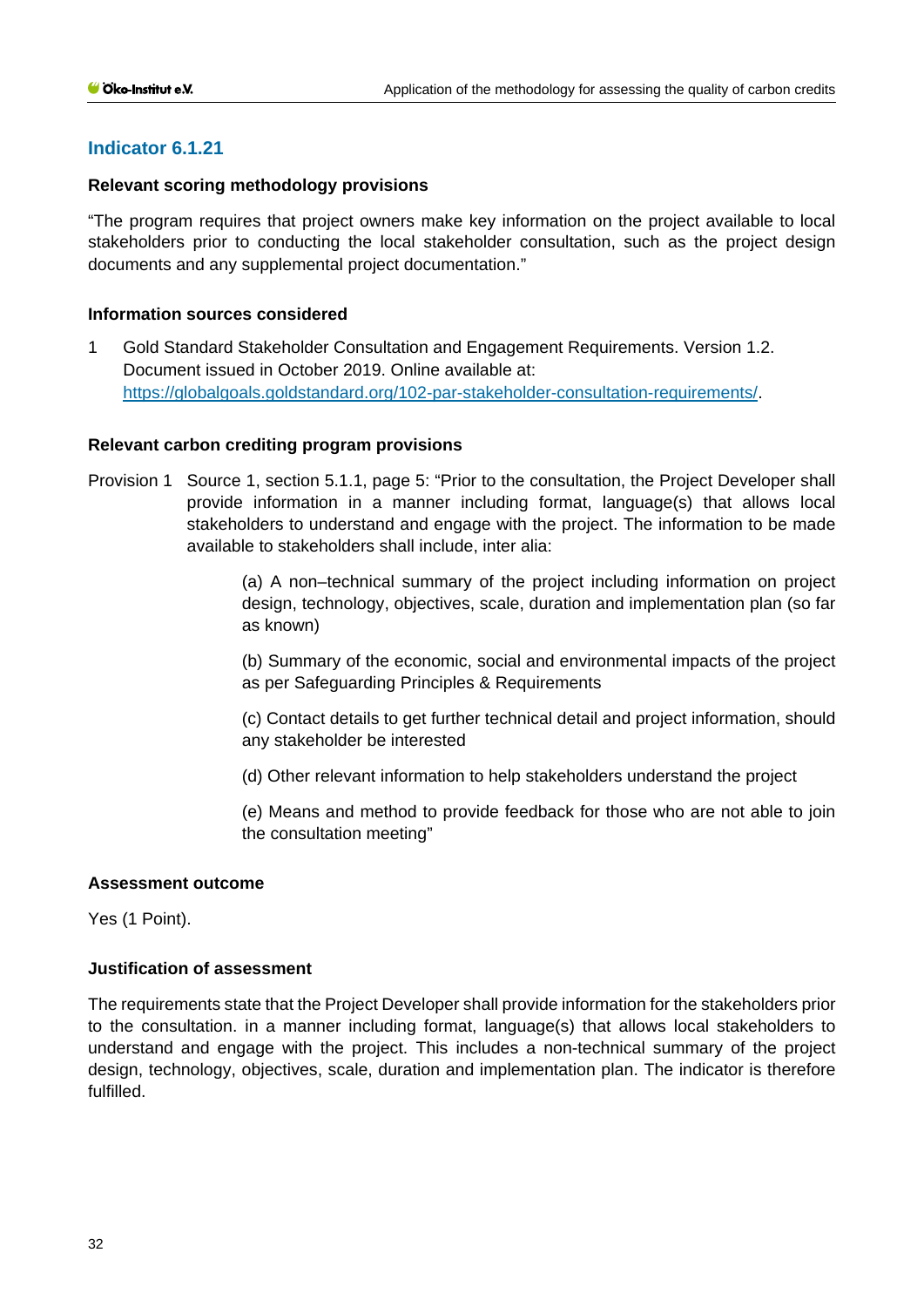## Indicator 6.1.21

**Relevant scoring methodology provisions**

"The program requires that project owners make key information on the project available to local stakeholders prior to conducting the local stakeholder consultation, such as the project design documents and any supplemental project documentation."

**Information sources considered**

1. Gold Standard Stakeholder Consultation and Engagement Requirements. Version 1.2. Document issued in October 2019. Online available at: https://globalgoals.goldstandard.org/102-par-stakeholder-consultation-requirements/.

**Relevant carbon crediting program provisions**

Provision 1 Source 1, section 5.1.1, page 5: "Prior to the consultation, the Project Developer shall provide information in a manner including format, language(s) that allows local stakeholders to understand and engage with the project. The information to be made available to stakeholders shall include, inter alia:

(a) A non–technical summary of the project including information on project design, technology, objectives, scale, duration and implementation plan (so far as known)

(b) Summary of the economic, social and environmental impacts of the project as per Safeguarding Principles & Requirements

(c) Contact details to get further technical detail and project information, should any stakeholder be interested

(d) Other relevant information to help stakeholders understand the project

(e) Means and method to provide feedback for those who are not able to join the consultation meeting"

**Assessment outcome**

Yes (1 Point).

**Justification of assessment**

The requirements state that the Project Developer shall provide information for the stakeholders prior to the consultation. in a manner including format, language(s) that allows local stakeholders to understand and engage with the project. This includes a non-technical summary of the project design, technology, objectives, scale, duration and implementation plan. The indicator is therefore fulfilled.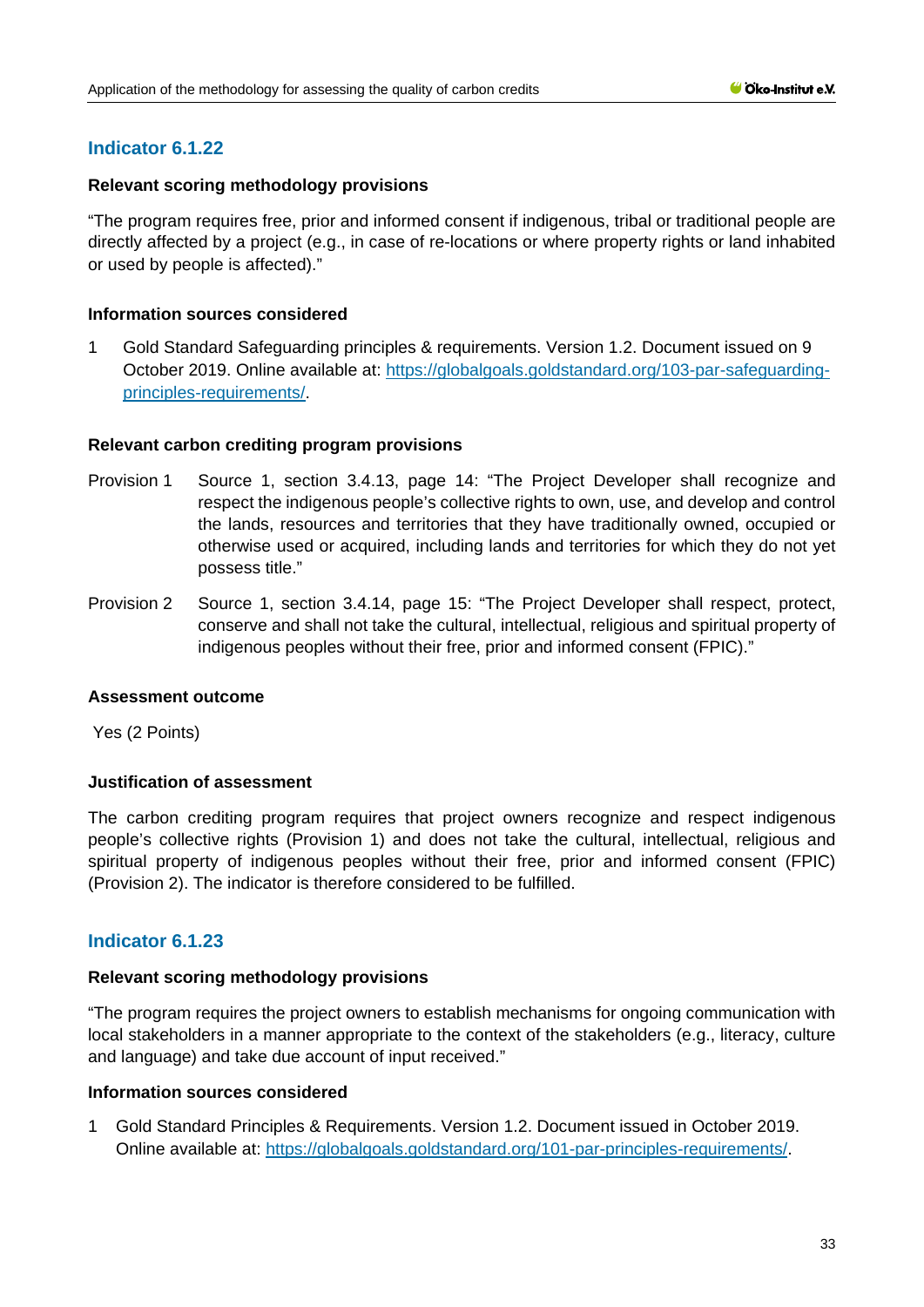## Indicator 6.1.22

**Relevant scoring methodology provisions**

"The program requires free, prior and informed consent if indigenous, tribal or traditional people are directly affected by a project (e.g., in case of re-locations or where property rights or land inhabited or used by people is affected)."

**Information sources considered**

1. Gold Standard Safeguarding principles & requirements. Version 1.2. Document issued on 9 October 2019. Online available at: https://globalgoals.goldstandard.org/103-par-safeguarding-principles-requirements/.

**Relevant carbon crediting program provisions**

Provision 1 Source 1, section 3.4.13, page 14: "The Project Developer shall recognize and respect the indigenous people's collective rights to own, use, and develop and control the lands, resources and territories that they have traditionally owned, occupied or otherwise used or acquired, including lands and territories for which they do not yet possess title."

Provision 2 Source 1, section 3.4.14, page 15: "The Project Developer shall respect, protect, conserve and shall not take the cultural, intellectual, religious and spiritual property of indigenous peoples without their free, prior and informed consent (FPIC)."

**Assessment outcome**

Yes (2 Points)

**Justification of assessment**

The carbon crediting program requires that project owners recognize and respect indigenous people's collective rights (Provision 1) and does not take the cultural, intellectual, religious and spiritual property of indigenous peoples without their free, prior and informed consent (FPIC) (Provision 2). The indicator is therefore considered to be fulfilled.

## Indicator 6.1.23

**Relevant scoring methodology provisions**

"The program requires the project owners to establish mechanisms for ongoing communication with local stakeholders in a manner appropriate to the context of the stakeholders (e.g., literacy, culture and language) and take due account of input received."

**Information sources considered**

1. Gold Standard Principles & Requirements. Version 1.2. Document issued in October 2019. Online available at: https://globalgoals.goldstandard.org/101-par-principles-requirements/.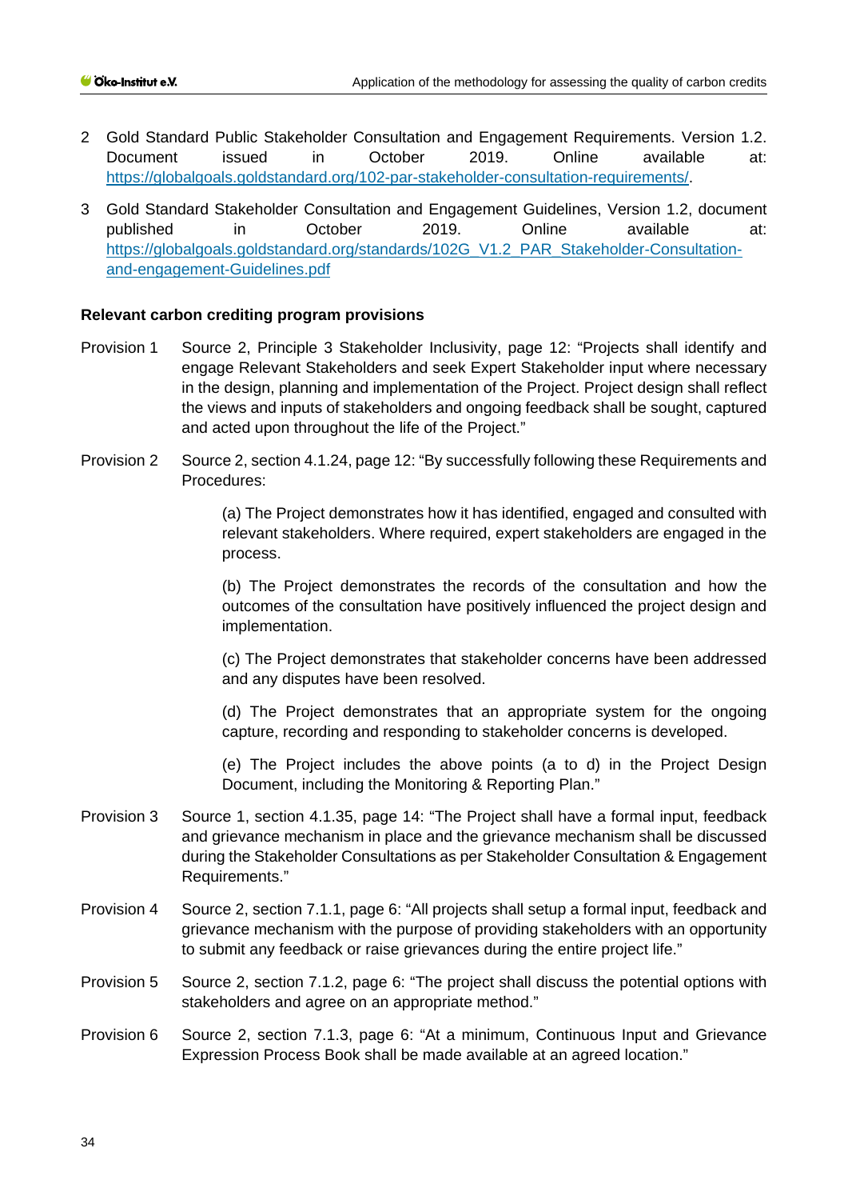2 Gold Standard Public Stakeholder Consultation and Engagement Requirements. Version 1.2. Document issued in October 2019. Online available at: https://globalgoals.goldstandard.org/102-par-stakeholder-consultation-requirements/.

3 Gold Standard Stakeholder Consultation and Engagement Guidelines, Version 1.2, document published in October 2019. Online available at: https://globalgoals.goldstandard.org/standards/102G_V1.2_PAR_Stakeholder-Consultation-and-engagement-Guidelines.pdf

**Relevant carbon crediting program provisions**

Provision 1 Source 2, Principle 3 Stakeholder Inclusivity, page 12: "Projects shall identify and engage Relevant Stakeholders and seek Expert Stakeholder input where necessary in the design, planning and implementation of the Project. Project design shall reflect the views and inputs of stakeholders and ongoing feedback shall be sought, captured and acted upon throughout the life of the Project."

Provision 2 Source 2, section 4.1.24, page 12: "By successfully following these Requirements and Procedures:

> (a) The Project demonstrates how it has identified, engaged and consulted with relevant stakeholders. Where required, expert stakeholders are engaged in the process.
>
> (b) The Project demonstrates the records of the consultation and how the outcomes of the consultation have positively influenced the project design and implementation.
>
> (c) The Project demonstrates that stakeholder concerns have been addressed and any disputes have been resolved.
>
> (d) The Project demonstrates that an appropriate system for the ongoing capture, recording and responding to stakeholder concerns is developed.
>
> (e) The Project includes the above points (a to d) in the Project Design Document, including the Monitoring & Reporting Plan."

Provision 3 Source 1, section 4.1.35, page 14: "The Project shall have a formal input, feedback and grievance mechanism in place and the grievance mechanism shall be discussed during the Stakeholder Consultations as per Stakeholder Consultation & Engagement Requirements."

Provision 4 Source 2, section 7.1.1, page 6: "All projects shall setup a formal input, feedback and grievance mechanism with the purpose of providing stakeholders with an opportunity to submit any feedback or raise grievances during the entire project life."

Provision 5 Source 2, section 7.1.2, page 6: "The project shall discuss the potential options with stakeholders and agree on an appropriate method."

Provision 6 Source 2, section 7.1.3, page 6: "At a minimum, Continuous Input and Grievance Expression Process Book shall be made available at an agreed location."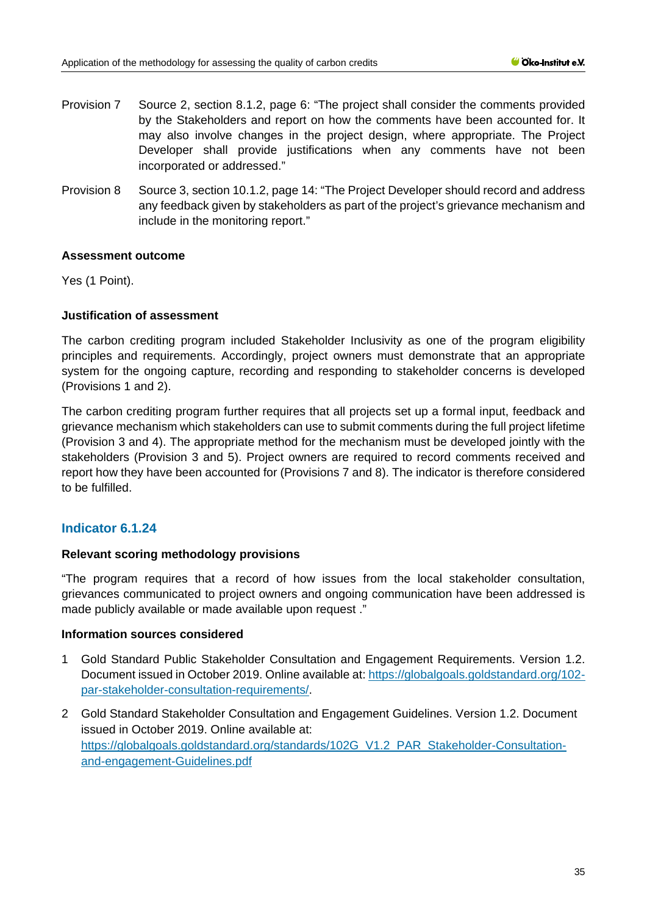Provision 7 Source 2, section 8.1.2, page 6: "The project shall consider the comments provided by the Stakeholders and report on how the comments have been accounted for. It may also involve changes in the project design, where appropriate. The Project Developer shall provide justifications when any comments have not been incorporated or addressed."

Provision 8 Source 3, section 10.1.2, page 14: "The Project Developer should record and address any feedback given by stakeholders as part of the project's grievance mechanism and include in the monitoring report."

**Assessment outcome**

Yes (1 Point).

**Justification of assessment**

The carbon crediting program included Stakeholder Inclusivity as one of the program eligibility principles and requirements. Accordingly, project owners must demonstrate that an appropriate system for the ongoing capture, recording and responding to stakeholder concerns is developed (Provisions 1 and 2).

The carbon crediting program further requires that all projects set up a formal input, feedback and grievance mechanism which stakeholders can use to submit comments during the full project lifetime (Provision 3 and 4). The appropriate method for the mechanism must be developed jointly with the stakeholders (Provision 3 and 5). Project owners are required to record comments received and report how they have been accounted for (Provisions 7 and 8). The indicator is therefore considered to be fulfilled.

## Indicator 6.1.24

**Relevant scoring methodology provisions**

"The program requires that a record of how issues from the local stakeholder consultation, grievances communicated to project owners and ongoing communication have been addressed is made publicly available or made available upon request ."

**Information sources considered**

1 Gold Standard Public Stakeholder Consultation and Engagement Requirements. Version 1.2. Document issued in October 2019. Online available at: https://globalgoals.goldstandard.org/102-par-stakeholder-consultation-requirements/.

2 Gold Standard Stakeholder Consultation and Engagement Guidelines. Version 1.2. Document issued in October 2019. Online available at: https://globalgoals.goldstandard.org/standards/102G_V1.2_PAR_Stakeholder-Consultation-and-engagement-Guidelines.pdf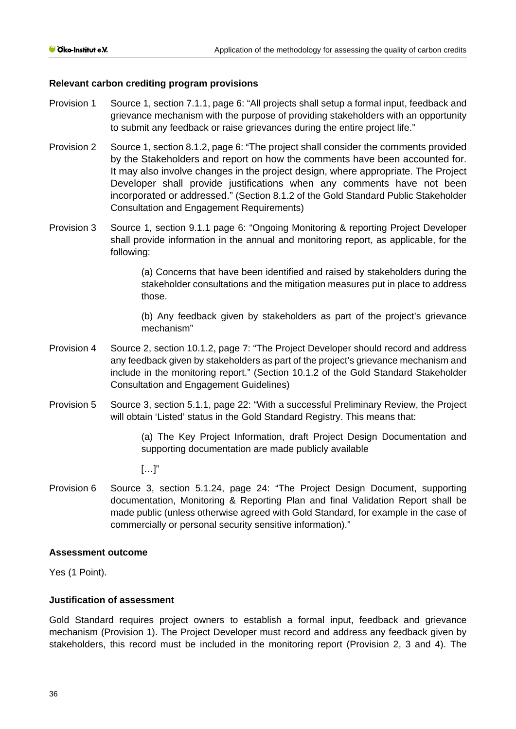**Relevant carbon crediting program provisions**

Provision 1 Source 1, section 7.1.1, page 6: "All projects shall setup a formal input, feedback and grievance mechanism with the purpose of providing stakeholders with an opportunity to submit any feedback or raise grievances during the entire project life."

Provision 2 Source 1, section 8.1.2, page 6: "The project shall consider the comments provided by the Stakeholders and report on how the comments have been accounted for. It may also involve changes in the project design, where appropriate. The Project Developer shall provide justifications when any comments have not been incorporated or addressed." (Section 8.1.2 of the Gold Standard Public Stakeholder Consultation and Engagement Requirements)

Provision 3 Source 1, section 9.1.1 page 6: "Ongoing Monitoring & reporting Project Developer shall provide information in the annual and monitoring report, as applicable, for the following:

> (a) Concerns that have been identified and raised by stakeholders during the stakeholder consultations and the mitigation measures put in place to address those.
>
> (b) Any feedback given by stakeholders as part of the project's grievance mechanism"

Provision 4 Source 2, section 10.1.2, page 7: "The Project Developer should record and address any feedback given by stakeholders as part of the project's grievance mechanism and include in the monitoring report." (Section 10.1.2 of the Gold Standard Stakeholder Consultation and Engagement Guidelines)

Provision 5 Source 3, section 5.1.1, page 22: "With a successful Preliminary Review, the Project will obtain 'Listed' status in the Gold Standard Registry. This means that:

> (a) The Key Project Information, draft Project Design Documentation and supporting documentation are made publicly available
>
> […]"

Provision 6 Source 3, section 5.1.24, page 24: "The Project Design Document, supporting documentation, Monitoring & Reporting Plan and final Validation Report shall be made public (unless otherwise agreed with Gold Standard, for example in the case of commercially or personal security sensitive information)."

**Assessment outcome**

Yes (1 Point).

**Justification of assessment**

Gold Standard requires project owners to establish a formal input, feedback and grievance mechanism (Provision 1). The Project Developer must record and address any feedback given by stakeholders, this record must be included in the monitoring report (Provision 2, 3 and 4). The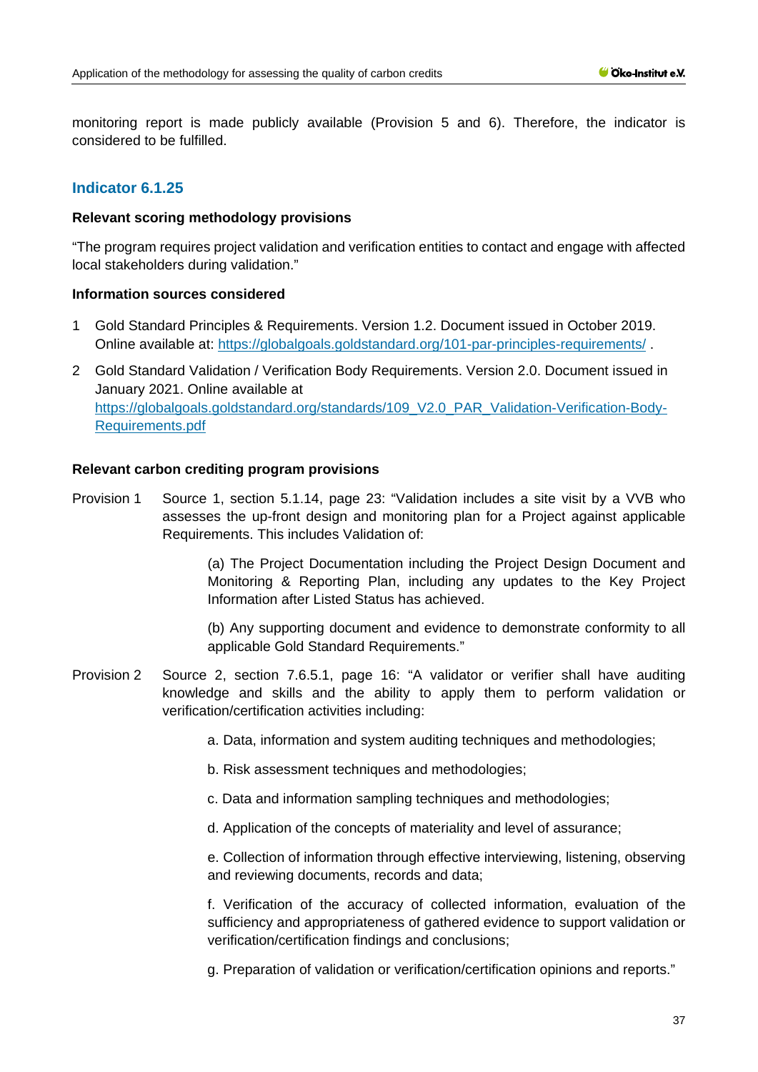monitoring report is made publicly available (Provision 5 and 6). Therefore, the indicator is considered to be fulfilled.

## Indicator 6.1.25

**Relevant scoring methodology provisions**

"The program requires project validation and verification entities to contact and engage with affected local stakeholders during validation."

**Information sources considered**

1 Gold Standard Principles & Requirements. Version 1.2. Document issued in October 2019. Online available at: https://globalgoals.goldstandard.org/101-par-principles-requirements/ .

2 Gold Standard Validation / Verification Body Requirements. Version 2.0. Document issued in January 2021. Online available at https://globalgoals.goldstandard.org/standards/109_V2.0_PAR_Validation-Verification-Body-Requirements.pdf

**Relevant carbon crediting program provisions**

Provision 1 Source 1, section 5.1.14, page 23: "Validation includes a site visit by a VVB who assesses the up-front design and monitoring plan for a Project against applicable Requirements. This includes Validation of:

> (a) The Project Documentation including the Project Design Document and Monitoring & Reporting Plan, including any updates to the Key Project Information after Listed Status has achieved.
>
> (b) Any supporting document and evidence to demonstrate conformity to all applicable Gold Standard Requirements."

Provision 2 Source 2, section 7.6.5.1, page 16: "A validator or verifier shall have auditing knowledge and skills and the ability to apply them to perform validation or verification/certification activities including:

> a. Data, information and system auditing techniques and methodologies;
>
> b. Risk assessment techniques and methodologies;
>
> c. Data and information sampling techniques and methodologies;
>
> d. Application of the concepts of materiality and level of assurance;
>
> e. Collection of information through effective interviewing, listening, observing and reviewing documents, records and data;
>
> f. Verification of the accuracy of collected information, evaluation of the sufficiency and appropriateness of gathered evidence to support validation or verification/certification findings and conclusions;
>
> g. Preparation of validation or verification/certification opinions and reports."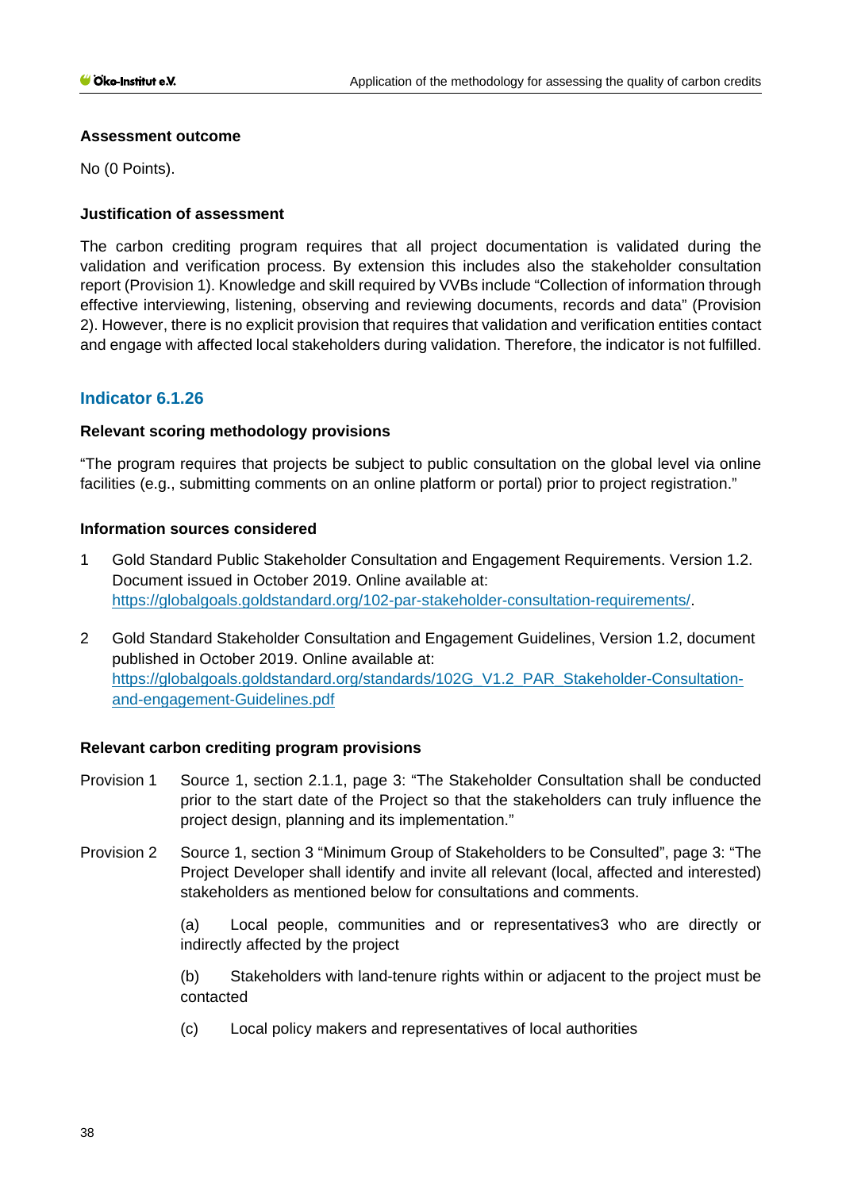#### Assessment outcome

No (0 Points).

#### Justification of assessment

The carbon crediting program requires that all project documentation is validated during the validation and verification process. By extension this includes also the stakeholder consultation report (Provision 1). Knowledge and skill required by VVBs include "Collection of information through effective interviewing, listening, observing and reviewing documents, records and data" (Provision 2). However, there is no explicit provision that requires that validation and verification entities contact and engage with affected local stakeholders during validation. Therefore, the indicator is not fulfilled.

### Indicator 6.1.26

#### Relevant scoring methodology provisions

"The program requires that projects be subject to public consultation on the global level via online facilities (e.g., submitting comments on an online platform or portal) prior to project registration."

#### Information sources considered

1. Gold Standard Public Stakeholder Consultation and Engagement Requirements. Version 1.2. Document issued in October 2019. Online available at: https://globalgoals.goldstandard.org/102-par-stakeholder-consultation-requirements/.

2. Gold Standard Stakeholder Consultation and Engagement Guidelines, Version 1.2, document published in October 2019. Online available at: https://globalgoals.goldstandard.org/standards/102G_V1.2_PAR_Stakeholder-Consultation-and-engagement-Guidelines.pdf

#### Relevant carbon crediting program provisions

Provision 1 Source 1, section 2.1.1, page 3: "The Stakeholder Consultation shall be conducted prior to the start date of the Project so that the stakeholders can truly influence the project design, planning and its implementation."

Provision 2 Source 1, section 3 "Minimum Group of Stakeholders to be Consulted", page 3: "The Project Developer shall identify and invite all relevant (local, affected and interested) stakeholders as mentioned below for consultations and comments.

(a) Local people, communities and or representatives3 who are directly or indirectly affected by the project

(b) Stakeholders with land-tenure rights within or adjacent to the project must be contacted

(c) Local policy makers and representatives of local authorities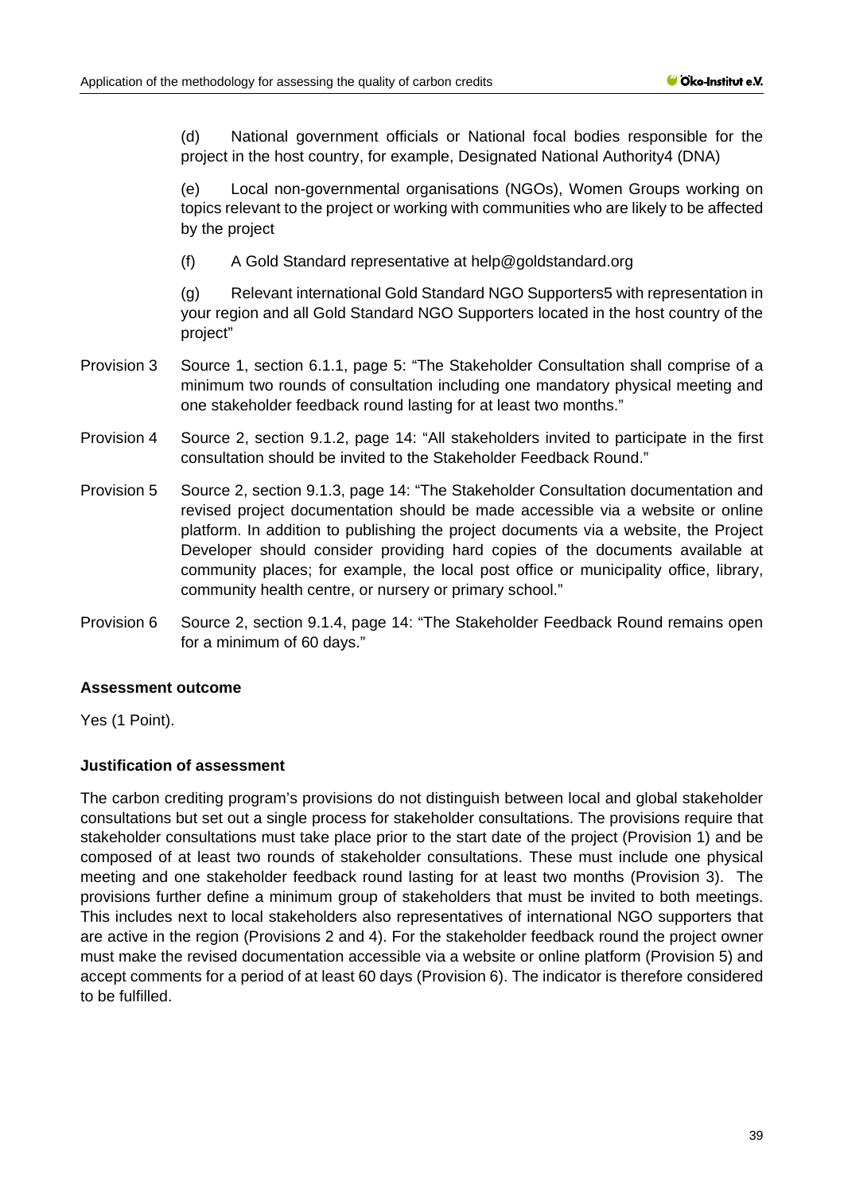(d) National government officials or National focal bodies responsible for the project in the host country, for example, Designated National Authority[4] (DNA)

(e) Local non-governmental organisations (NGOs), Women Groups working on topics relevant to the project or working with communities who are likely to be affected by the project

(f) A Gold Standard representative at help@goldstandard.org

(g) Relevant international Gold Standard NGO Supporters[5] with representation in your region and all Gold Standard NGO Supporters located in the host country of the project"

Provision 3 Source 1, section 6.1.1, page 5: "The Stakeholder Consultation shall comprise of a minimum two rounds of consultation including one mandatory physical meeting and one stakeholder feedback round lasting for at least two months."

Provision 4 Source 2, section 9.1.2, page 14: "All stakeholders invited to participate in the first consultation should be invited to the Stakeholder Feedback Round."

Provision 5 Source 2, section 9.1.3, page 14: "The Stakeholder Consultation documentation and revised project documentation should be made accessible via a website or online platform. In addition to publishing the project documents via a website, the Project Developer should consider providing hard copies of the documents available at community places; for example, the local post office or municipality office, library, community health centre, or nursery or primary school."

Provision 6 Source 2, section 9.1.4, page 14: "The Stakeholder Feedback Round remains open for a minimum of 60 days."

**Assessment outcome**

Yes (1 Point).

**Justification of assessment**

The carbon crediting program's provisions do not distinguish between local and global stakeholder consultations but set out a single process for stakeholder consultations. The provisions require that stakeholder consultations must take place prior to the start date of the project (Provision 1) and be composed of at least two rounds of stakeholder consultations. These must include one physical meeting and one stakeholder feedback round lasting for at least two months (Provision 3). The provisions further define a minimum group of stakeholders that must be invited to both meetings. This includes next to local stakeholders also representatives of international NGO supporters that are active in the region (Provisions 2 and 4). For the stakeholder feedback round the project owner must make the revised documentation accessible via a website or online platform (Provision 5) and accept comments for a period of at least 60 days (Provision 6). The indicator is therefore considered to be fulfilled.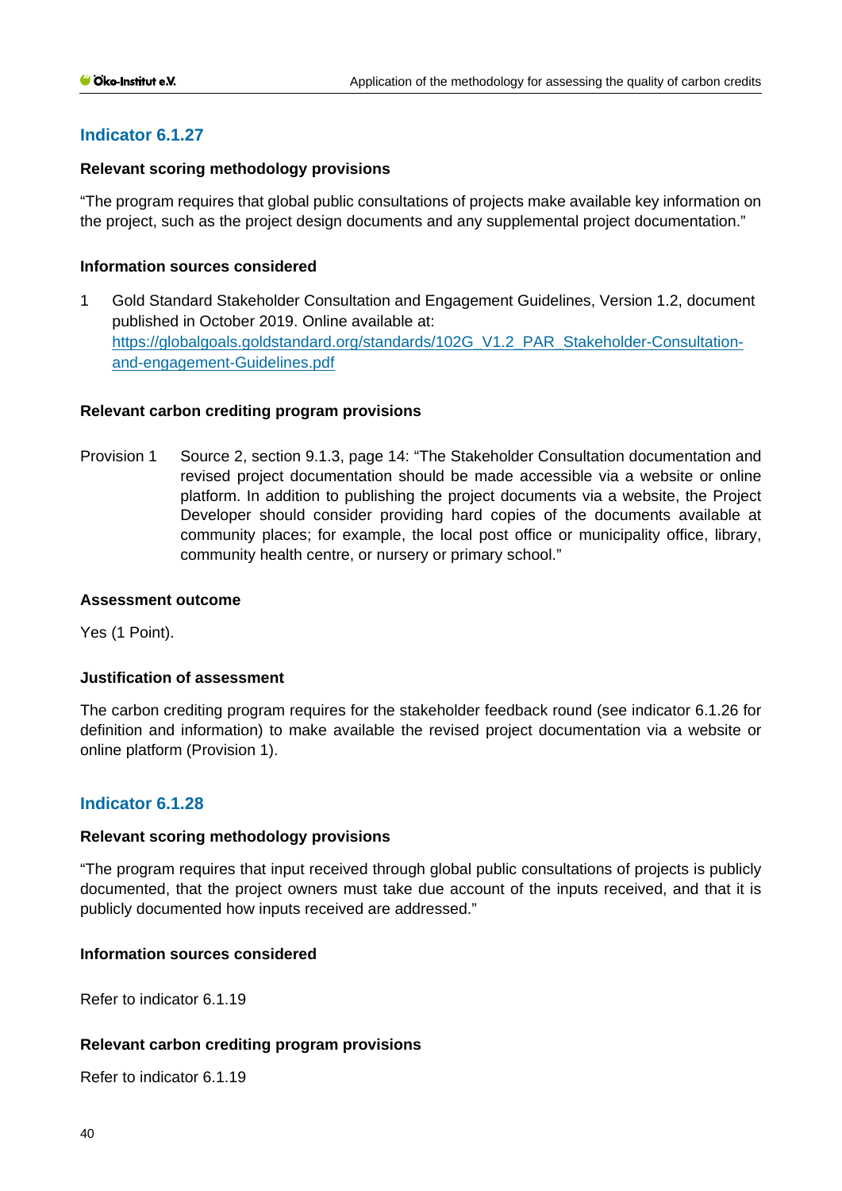## Indicator 6.1.27

### Relevant scoring methodology provisions

"The program requires that global public consultations of projects make available key information on the project, such as the project design documents and any supplemental project documentation."

### Information sources considered

1 Gold Standard Stakeholder Consultation and Engagement Guidelines, Version 1.2, document published in October 2019. Online available at: https://globalgoals.goldstandard.org/standards/102G_V1.2_PAR_Stakeholder-Consultation-and-engagement-Guidelines.pdf

### Relevant carbon crediting program provisions

Provision 1 Source 2, section 9.1.3, page 14: "The Stakeholder Consultation documentation and revised project documentation should be made accessible via a website or online platform. In addition to publishing the project documents via a website, the Project Developer should consider providing hard copies of the documents available at community places; for example, the local post office or municipality office, library, community health centre, or nursery or primary school."

### Assessment outcome

Yes (1 Point).

### Justification of assessment

The carbon crediting program requires for the stakeholder feedback round (see indicator 6.1.26 for definition and information) to make available the revised project documentation via a website or online platform (Provision 1).

## Indicator 6.1.28

### Relevant scoring methodology provisions

"The program requires that input received through global public consultations of projects is publicly documented, that the project owners must take due account of the inputs received, and that it is publicly documented how inputs received are addressed."

### Information sources considered

Refer to indicator 6.1.19

### Relevant carbon crediting program provisions

Refer to indicator 6.1.19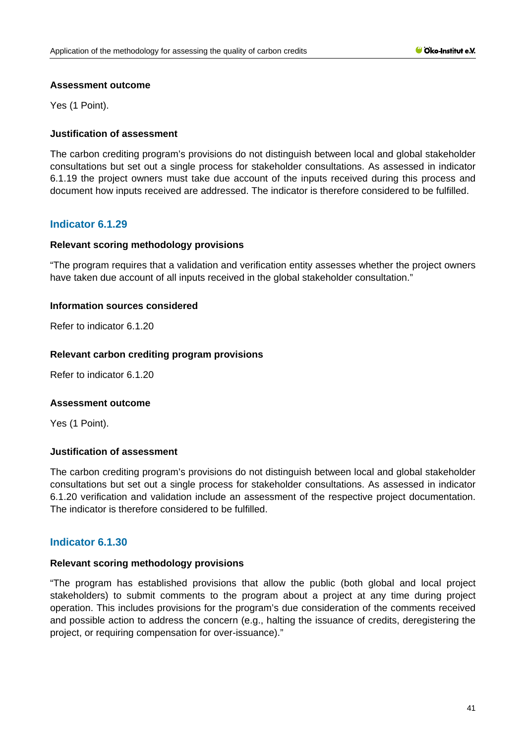**Assessment outcome**

Yes (1 Point).

**Justification of assessment**

The carbon crediting program's provisions do not distinguish between local and global stakeholder consultations but set out a single process for stakeholder consultations. As assessed in indicator 6.1.19 the project owners must take due account of the inputs received during this process and document how inputs received are addressed. The indicator is therefore considered to be fulfilled.

## Indicator 6.1.29

**Relevant scoring methodology provisions**

"The program requires that a validation and verification entity assesses whether the project owners have taken due account of all inputs received in the global stakeholder consultation."

**Information sources considered**

Refer to indicator 6.1.20

**Relevant carbon crediting program provisions**

Refer to indicator 6.1.20

**Assessment outcome**

Yes (1 Point).

**Justification of assessment**

The carbon crediting program's provisions do not distinguish between local and global stakeholder consultations but set out a single process for stakeholder consultations. As assessed in indicator 6.1.20 verification and validation include an assessment of the respective project documentation. The indicator is therefore considered to be fulfilled.

## Indicator 6.1.30

**Relevant scoring methodology provisions**

"The program has established provisions that allow the public (both global and local project stakeholders) to submit comments to the program about a project at any time during project operation. This includes provisions for the program's due consideration of the comments received and possible action to address the concern (e.g., halting the issuance of credits, deregistering the project, or requiring compensation for over-issuance)."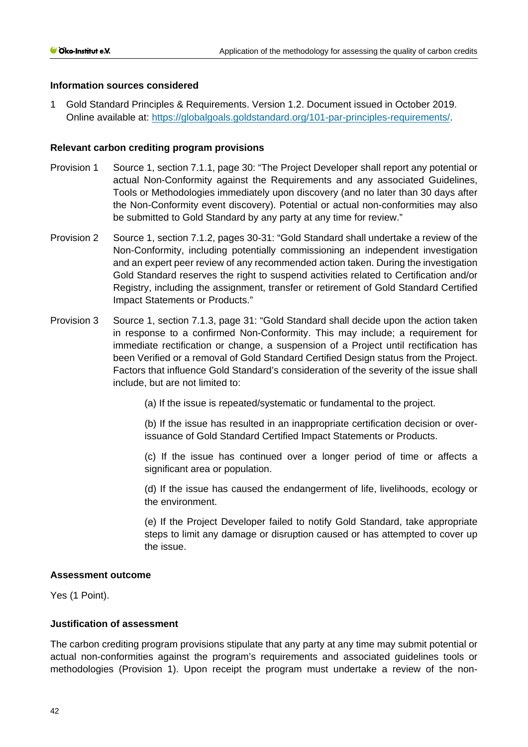**Information sources considered**

1 Gold Standard Principles & Requirements. Version 1.2. Document issued in October 2019. Online available at: https://globalgoals.goldstandard.org/101-par-principles-requirements/.

**Relevant carbon crediting program provisions**

Provision 1 Source 1, section 7.1.1, page 30: "The Project Developer shall report any potential or actual Non-Conformity against the Requirements and any associated Guidelines, Tools or Methodologies immediately upon discovery (and no later than 30 days after the Non-Conformity event discovery). Potential or actual non-conformities may also be submitted to Gold Standard by any party at any time for review."

Provision 2 Source 1, section 7.1.2, pages 30-31: "Gold Standard shall undertake a review of the Non-Conformity, including potentially commissioning an independent investigation and an expert peer review of any recommended action taken. During the investigation Gold Standard reserves the right to suspend activities related to Certification and/or Registry, including the assignment, transfer or retirement of Gold Standard Certified Impact Statements or Products."

Provision 3 Source 1, section 7.1.3, page 31: "Gold Standard shall decide upon the action taken in response to a confirmed Non-Conformity. This may include; a requirement for immediate rectification or change, a suspension of a Project until rectification has been Verified or a removal of Gold Standard Certified Design status from the Project. Factors that influence Gold Standard's consideration of the severity of the issue shall include, but are not limited to:

(a) If the issue is repeated/systematic or fundamental to the project.

(b) If the issue has resulted in an inappropriate certification decision or over-issuance of Gold Standard Certified Impact Statements or Products.

(c) If the issue has continued over a longer period of time or affects a significant area or population.

(d) If the issue has caused the endangerment of life, livelihoods, ecology or the environment.

(e) If the Project Developer failed to notify Gold Standard, take appropriate steps to limit any damage or disruption caused or has attempted to cover up the issue.

**Assessment outcome**

Yes (1 Point).

**Justification of assessment**

The carbon crediting program provisions stipulate that any party at any time may submit potential or actual non-conformities against the program's requirements and associated guidelines tools or methodologies (Provision 1). Upon receipt the program must undertake a review of the non-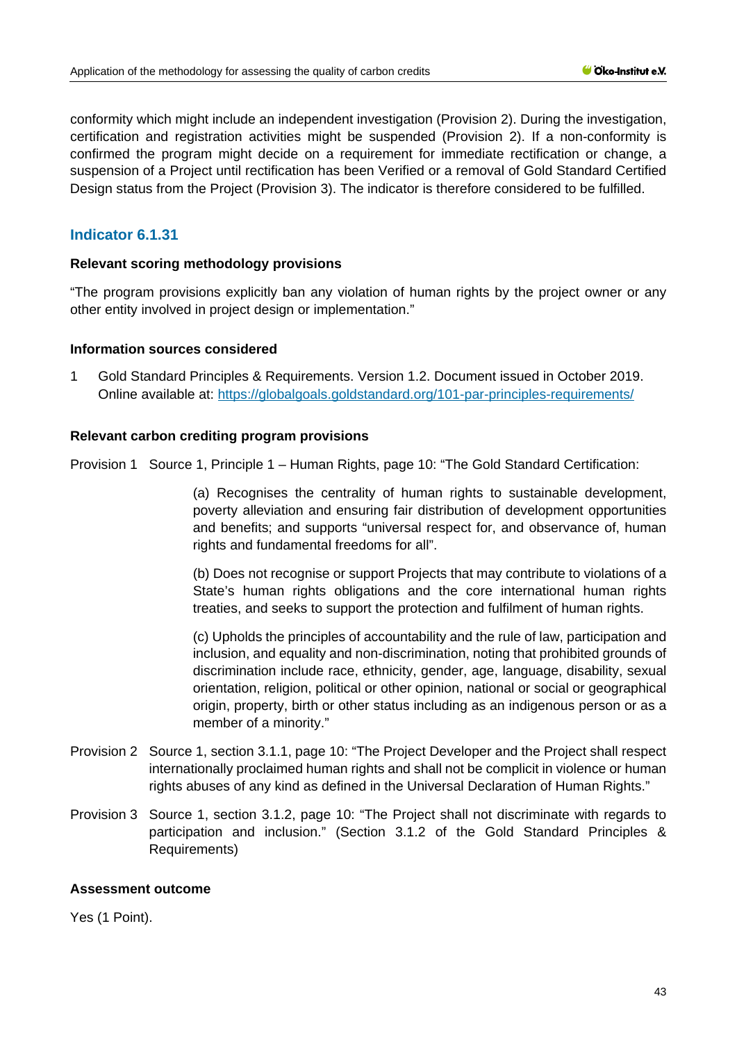conformity which might include an independent investigation (Provision 2). During the investigation, certification and registration activities might be suspended (Provision 2). If a non-conformity is confirmed the program might decide on a requirement for immediate rectification or change, a suspension of a Project until rectification has been Verified or a removal of Gold Standard Certified Design status from the Project (Provision 3). The indicator is therefore considered to be fulfilled.

## Indicator 6.1.31

**Relevant scoring methodology provisions**

"The program provisions explicitly ban any violation of human rights by the project owner or any other entity involved in project design or implementation."

**Information sources considered**

1 Gold Standard Principles & Requirements. Version 1.2. Document issued in October 2019. Online available at: https://globalgoals.goldstandard.org/101-par-principles-requirements/

**Relevant carbon crediting program provisions**

Provision 1 Source 1, Principle 1 – Human Rights, page 10: "The Gold Standard Certification:

(a) Recognises the centrality of human rights to sustainable development, poverty alleviation and ensuring fair distribution of development opportunities and benefits; and supports "universal respect for, and observance of, human rights and fundamental freedoms for all".

(b) Does not recognise or support Projects that may contribute to violations of a State's human rights obligations and the core international human rights treaties, and seeks to support the protection and fulfilment of human rights.

(c) Upholds the principles of accountability and the rule of law, participation and inclusion, and equality and non-discrimination, noting that prohibited grounds of discrimination include race, ethnicity, gender, age, language, disability, sexual orientation, religion, political or other opinion, national or social or geographical origin, property, birth or other status including as an indigenous person or as a member of a minority."

Provision 2 Source 1, section 3.1.1, page 10: "The Project Developer and the Project shall respect internationally proclaimed human rights and shall not be complicit in violence or human rights abuses of any kind as defined in the Universal Declaration of Human Rights."

Provision 3 Source 1, section 3.1.2, page 10: "The Project shall not discriminate with regards to participation and inclusion." (Section 3.1.2 of the Gold Standard Principles & Requirements)

**Assessment outcome**

Yes (1 Point).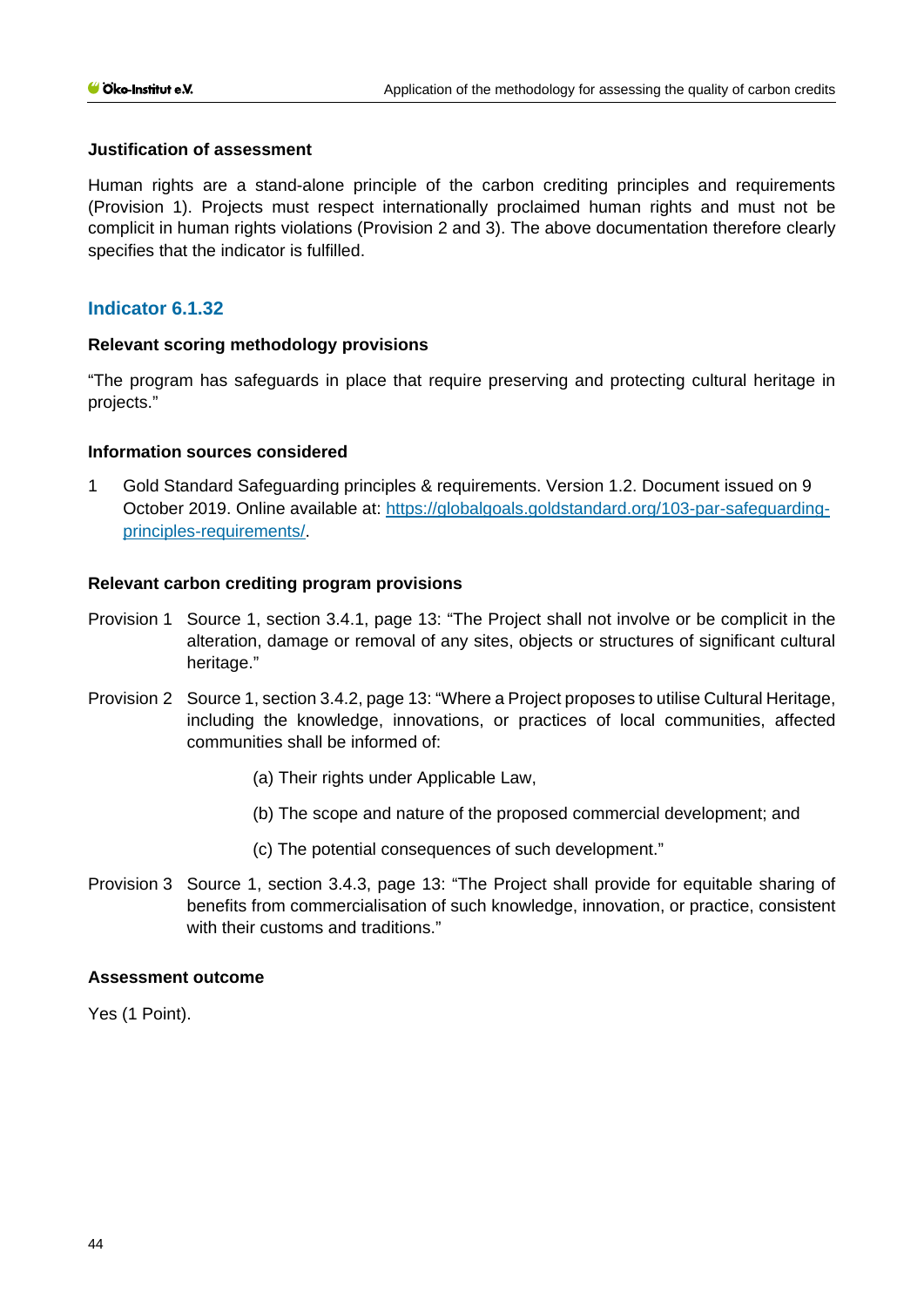#### Justification of assessment

Human rights are a stand-alone principle of the carbon crediting principles and requirements (Provision 1). Projects must respect internationally proclaimed human rights and must not be complicit in human rights violations (Provision 2 and 3). The above documentation therefore clearly specifies that the indicator is fulfilled.

### Indicator 6.1.32

#### Relevant scoring methodology provisions

"The program has safeguards in place that require preserving and protecting cultural heritage in projects."

#### Information sources considered

1 Gold Standard Safeguarding principles & requirements. Version 1.2. Document issued on 9 October 2019. Online available at: https://globalgoals.goldstandard.org/103-par-safeguarding-principles-requirements/.

#### Relevant carbon crediting program provisions

Provision 1 Source 1, section 3.4.1, page 13: "The Project shall not involve or be complicit in the alteration, damage or removal of any sites, objects or structures of significant cultural heritage."

Provision 2 Source 1, section 3.4.2, page 13: "Where a Project proposes to utilise Cultural Heritage, including the knowledge, innovations, or practices of local communities, affected communities shall be informed of:

(a) Their rights under Applicable Law,

(b) The scope and nature of the proposed commercial development; and

(c) The potential consequences of such development."

Provision 3 Source 1, section 3.4.3, page 13: "The Project shall provide for equitable sharing of benefits from commercialisation of such knowledge, innovation, or practice, consistent with their customs and traditions."

#### Assessment outcome

Yes (1 Point).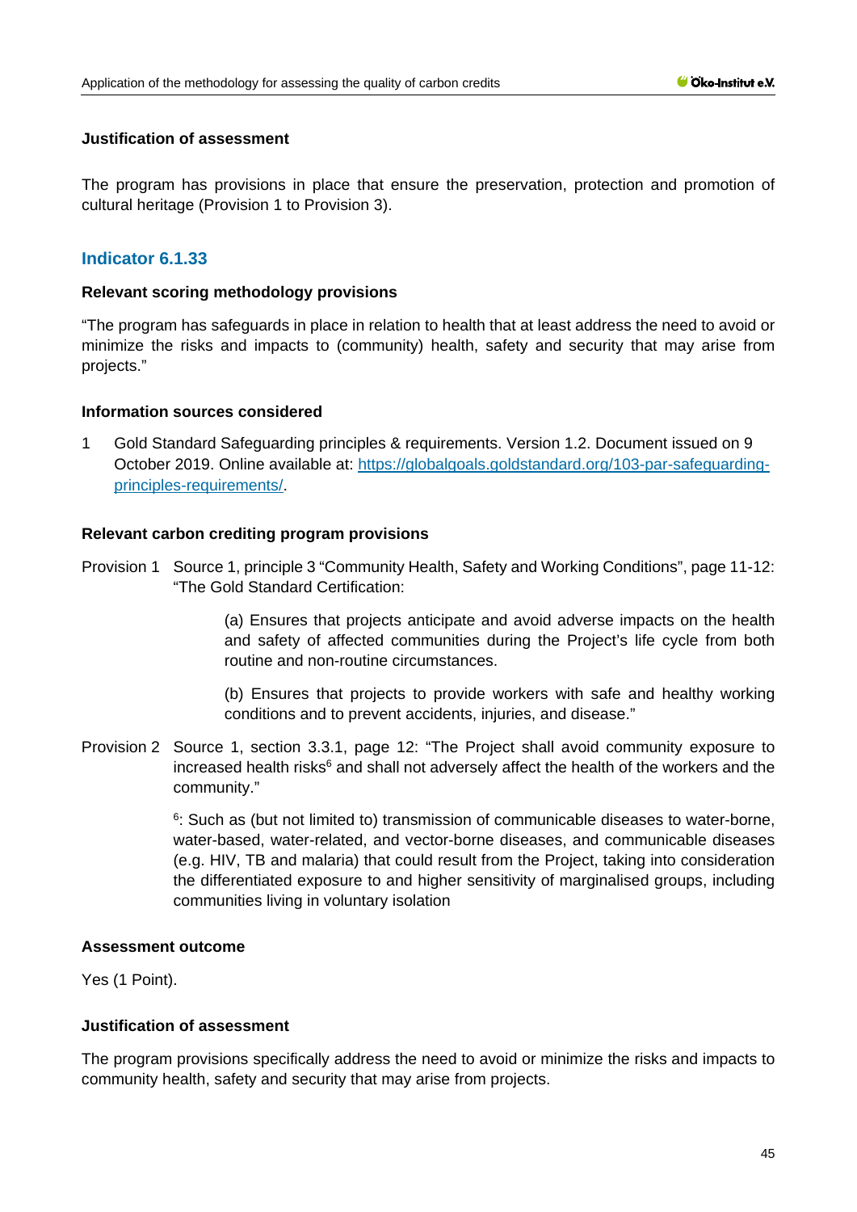#### Justification of assessment

The program has provisions in place that ensure the preservation, protection and promotion of cultural heritage (Provision 1 to Provision 3).

### Indicator 6.1.33

#### Relevant scoring methodology provisions

"The program has safeguards in place in relation to health that at least address the need to avoid or minimize the risks and impacts to (community) health, safety and security that may arise from projects."

#### Information sources considered

1 Gold Standard Safeguarding principles & requirements. Version 1.2. Document issued on 9 October 2019. Online available at: https://globalgoals.goldstandard.org/103-par-safeguarding-principles-requirements/.

#### Relevant carbon crediting program provisions

Provision 1 Source 1, principle 3 "Community Health, Safety and Working Conditions", page 11-12: "The Gold Standard Certification:

> (a) Ensures that projects anticipate and avoid adverse impacts on the health and safety of affected communities during the Project's life cycle from both routine and non-routine circumstances.
>
> (b) Ensures that projects to provide workers with safe and healthy working conditions and to prevent accidents, injuries, and disease."

Provision 2 Source 1, section 3.3.1, page 12: "The Project shall avoid community exposure to increased health risks[6] and shall not adversely affect the health of the workers and the community."

[6]: Such as (but not limited to) transmission of communicable diseases to water-borne, water-based, water-related, and vector-borne diseases, and communicable diseases (e.g. HIV, TB and malaria) that could result from the Project, taking into consideration the differentiated exposure to and higher sensitivity of marginalised groups, including communities living in voluntary isolation

#### Assessment outcome

Yes (1 Point).

#### Justification of assessment

The program provisions specifically address the need to avoid or minimize the risks and impacts to community health, safety and security that may arise from projects.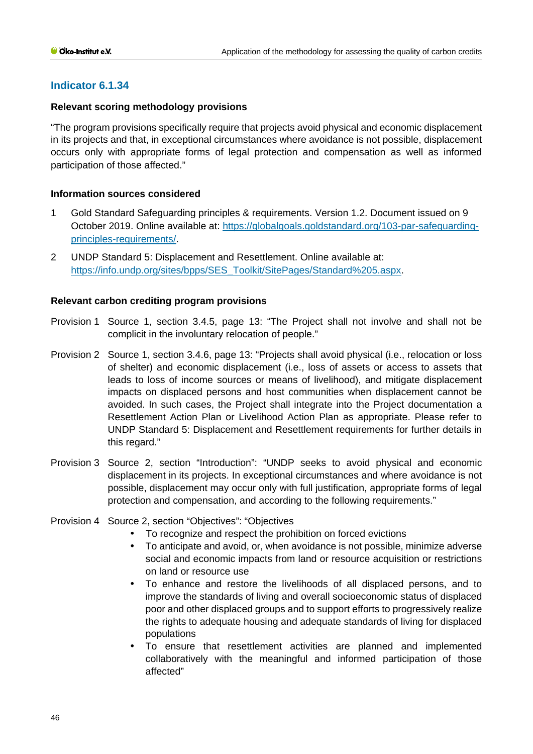## Indicator 6.1.34

### Relevant scoring methodology provisions

"The program provisions specifically require that projects avoid physical and economic displacement in its projects and that, in exceptional circumstances where avoidance is not possible, displacement occurs only with appropriate forms of legal protection and compensation as well as informed participation of those affected."

### Information sources considered

1. Gold Standard Safeguarding principles & requirements. Version 1.2. Document issued on 9 October 2019. Online available at: [https://globalgoals.goldstandard.org/103-par-safeguarding-principles-requirements/](https://globalgoals.goldstandard.org/103-par-safeguarding-principles-requirements/).
2. UNDP Standard 5: Displacement and Resettlement. Online available at: [https://info.undp.org/sites/bpps/SES_Toolkit/SitePages/Standard%205.aspx](https://info.undp.org/sites/bpps/SES_Toolkit/SitePages/Standard%205.aspx).

### Relevant carbon crediting program provisions

Provision 1 Source 1, section 3.4.5, page 13: "The Project shall not involve and shall not be complicit in the involuntary relocation of people."

Provision 2 Source 1, section 3.4.6, page 13: "Projects shall avoid physical (i.e., relocation or loss of shelter) and economic displacement (i.e., loss of assets or access to assets that leads to loss of income sources or means of livelihood), and mitigate displacement impacts on displaced persons and host communities when displacement cannot be avoided. In such cases, the Project shall integrate into the Project documentation a Resettlement Action Plan or Livelihood Action Plan as appropriate. Please refer to UNDP Standard 5: Displacement and Resettlement requirements for further details in this regard."

Provision 3 Source 2, section "Introduction": "UNDP seeks to avoid physical and economic displacement in its projects. In exceptional circumstances and where avoidance is not possible, displacement may occur only with full justification, appropriate forms of legal protection and compensation, and according to the following requirements."

Provision 4 Source 2, section "Objectives": "Objectives

- To recognize and respect the prohibition on forced evictions
- To anticipate and avoid, or, when avoidance is not possible, minimize adverse social and economic impacts from land or resource acquisition or restrictions on land or resource use
- To enhance and restore the livelihoods of all displaced persons, and to improve the standards of living and overall socioeconomic status of displaced poor and other displaced groups and to support efforts to progressively realize the rights to adequate housing and adequate standards of living for displaced populations
- To ensure that resettlement activities are planned and implemented collaboratively with the meaningful and informed participation of those affected"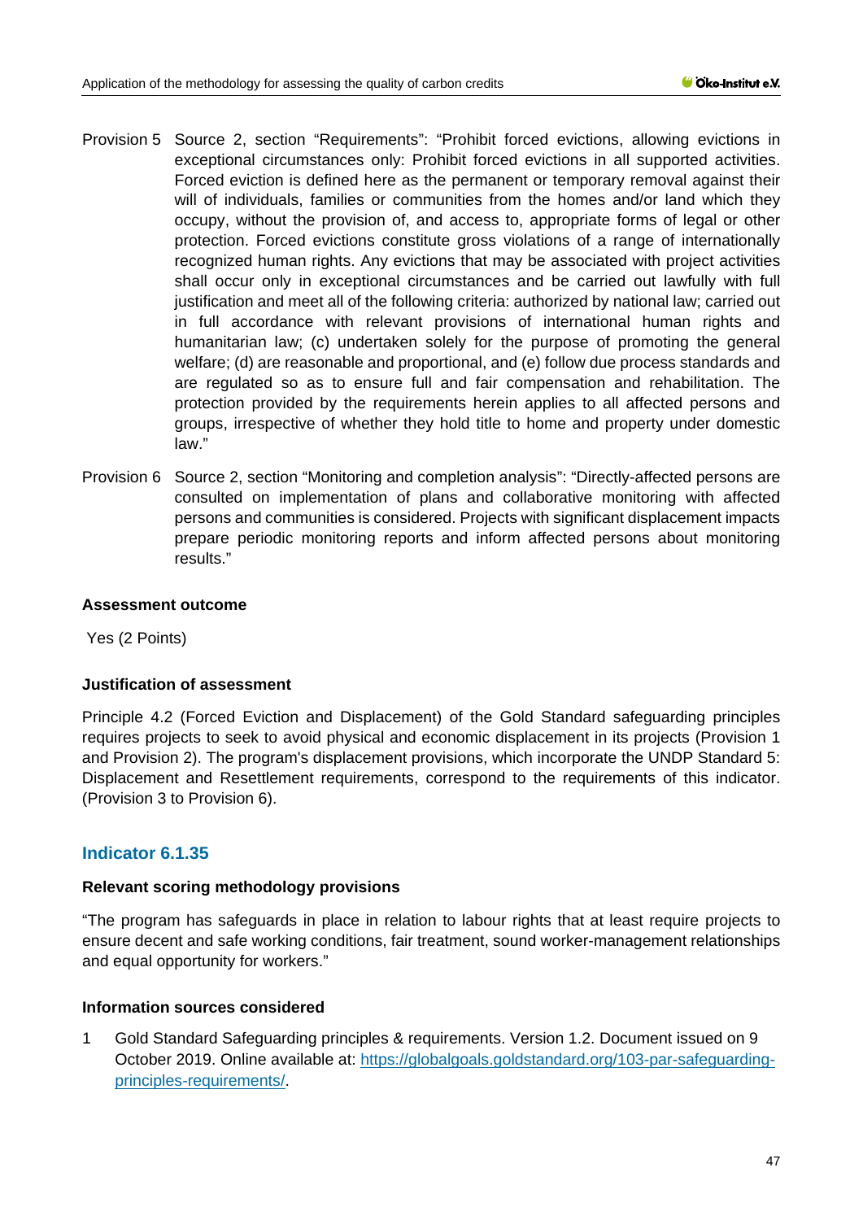Provision 5 Source 2, section "Requirements": "Prohibit forced evictions, allowing evictions in exceptional circumstances only: Prohibit forced evictions in all supported activities. Forced eviction is defined here as the permanent or temporary removal against their will of individuals, families or communities from the homes and/or land which they occupy, without the provision of, and access to, appropriate forms of legal or other protection. Forced evictions constitute gross violations of a range of internationally recognized human rights. Any evictions that may be associated with project activities shall occur only in exceptional circumstances and be carried out lawfully with full justification and meet all of the following criteria: authorized by national law; carried out in full accordance with relevant provisions of international human rights and humanitarian law; (c) undertaken solely for the purpose of promoting the general welfare; (d) are reasonable and proportional, and (e) follow due process standards and are regulated so as to ensure full and fair compensation and rehabilitation. The protection provided by the requirements herein applies to all affected persons and groups, irrespective of whether they hold title to home and property under domestic law."

Provision 6 Source 2, section "Monitoring and completion analysis": "Directly-affected persons are consulted on implementation of plans and collaborative monitoring with affected persons and communities is considered. Projects with significant displacement impacts prepare periodic monitoring reports and inform affected persons about monitoring results."

**Assessment outcome**

Yes (2 Points)

**Justification of assessment**

Principle 4.2 (Forced Eviction and Displacement) of the Gold Standard safeguarding principles requires projects to seek to avoid physical and economic displacement in its projects (Provision 1 and Provision 2). The program's displacement provisions, which incorporate the UNDP Standard 5: Displacement and Resettlement requirements, correspond to the requirements of this indicator. (Provision 3 to Provision 6).

## Indicator 6.1.35

**Relevant scoring methodology provisions**

"The program has safeguards in place in relation to labour rights that at least require projects to ensure decent and safe working conditions, fair treatment, sound worker-management relationships and equal opportunity for workers."

**Information sources considered**

1 Gold Standard Safeguarding principles & requirements. Version 1.2. Document issued on 9 October 2019. Online available at: https://globalgoals.goldstandard.org/103-par-safeguarding-principles-requirements/.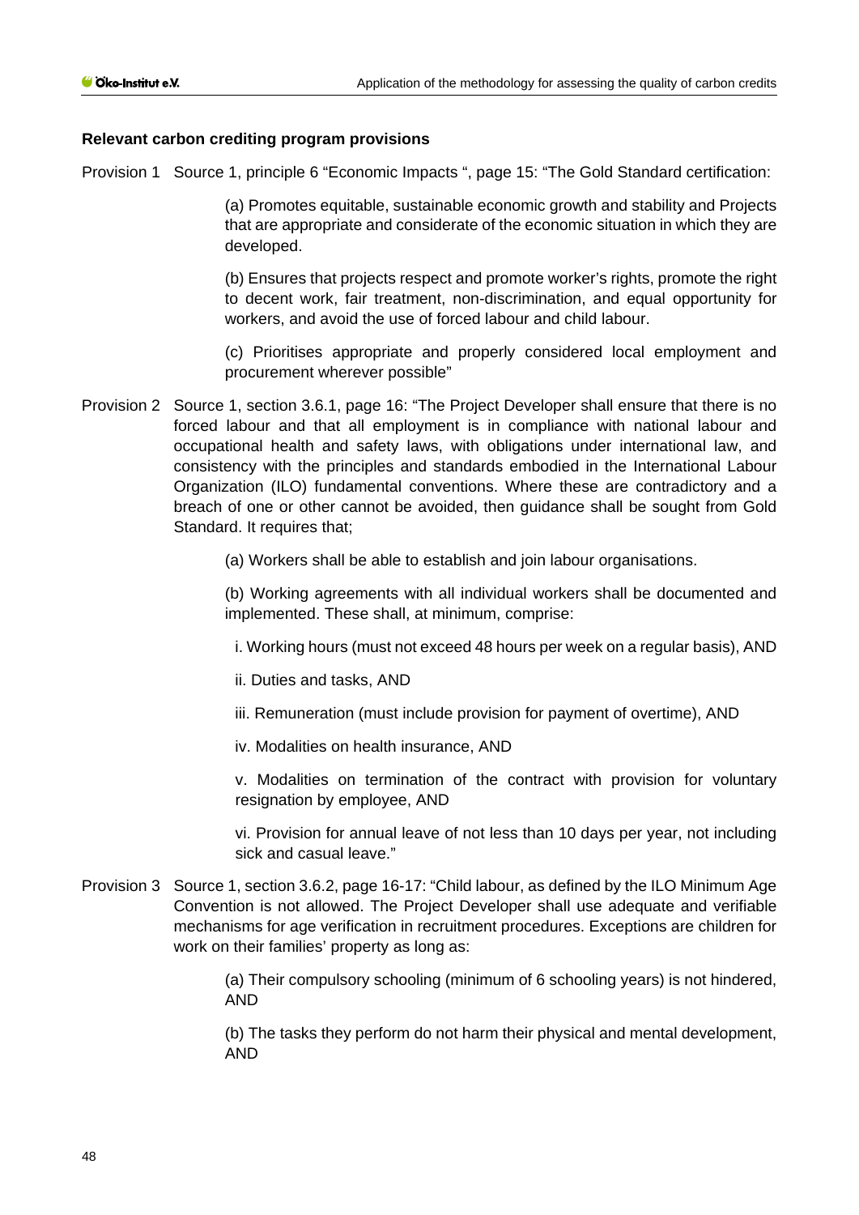**Relevant carbon crediting program provisions**

Provision 1 Source 1, principle 6 "Economic Impacts ", page 15: "The Gold Standard certification:

(a) Promotes equitable, sustainable economic growth and stability and Projects that are appropriate and considerate of the economic situation in which they are developed.

(b) Ensures that projects respect and promote worker's rights, promote the right to decent work, fair treatment, non-discrimination, and equal opportunity for workers, and avoid the use of forced labour and child labour.

(c) Prioritises appropriate and properly considered local employment and procurement wherever possible"

Provision 2 Source 1, section 3.6.1, page 16: "The Project Developer shall ensure that there is no forced labour and that all employment is in compliance with national labour and occupational health and safety laws, with obligations under international law, and consistency with the principles and standards embodied in the International Labour Organization (ILO) fundamental conventions. Where these are contradictory and a breach of one or other cannot be avoided, then guidance shall be sought from Gold Standard. It requires that;

(a) Workers shall be able to establish and join labour organisations.

(b) Working agreements with all individual workers shall be documented and implemented. These shall, at minimum, comprise:

i. Working hours (must not exceed 48 hours per week on a regular basis), AND

ii. Duties and tasks, AND

iii. Remuneration (must include provision for payment of overtime), AND

iv. Modalities on health insurance, AND

v. Modalities on termination of the contract with provision for voluntary resignation by employee, AND

vi. Provision for annual leave of not less than 10 days per year, not including sick and casual leave."

Provision 3 Source 1, section 3.6.2, page 16-17: "Child labour, as defined by the ILO Minimum Age Convention is not allowed. The Project Developer shall use adequate and verifiable mechanisms for age verification in recruitment procedures. Exceptions are children for work on their families' property as long as:

(a) Their compulsory schooling (minimum of 6 schooling years) is not hindered, AND

(b) The tasks they perform do not harm their physical and mental development, AND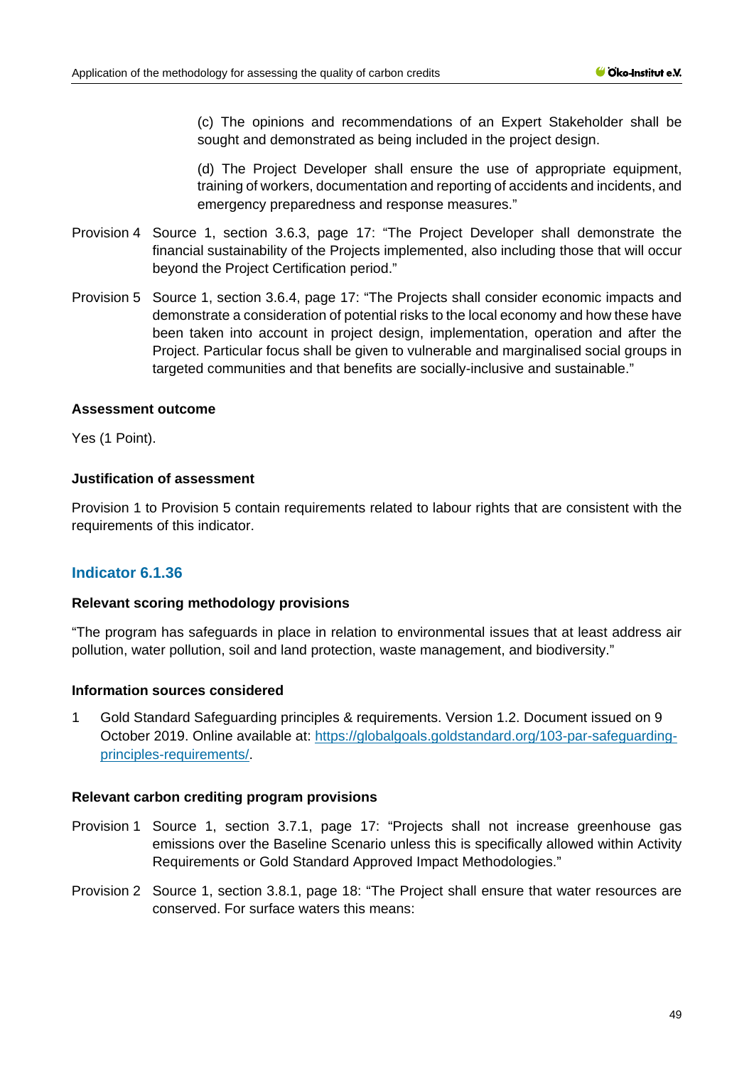(c) The opinions and recommendations of an Expert Stakeholder shall be sought and demonstrated as being included in the project design.

(d) The Project Developer shall ensure the use of appropriate equipment, training of workers, documentation and reporting of accidents and incidents, and emergency preparedness and response measures."

Provision 4 Source 1, section 3.6.3, page 17: "The Project Developer shall demonstrate the financial sustainability of the Projects implemented, also including those that will occur beyond the Project Certification period."

Provision 5 Source 1, section 3.6.4, page 17: "The Projects shall consider economic impacts and demonstrate a consideration of potential risks to the local economy and how these have been taken into account in project design, implementation, operation and after the Project. Particular focus shall be given to vulnerable and marginalised social groups in targeted communities and that benefits are socially-inclusive and sustainable."

**Assessment outcome**

Yes (1 Point).

**Justification of assessment**

Provision 1 to Provision 5 contain requirements related to labour rights that are consistent with the requirements of this indicator.

## Indicator 6.1.36

**Relevant scoring methodology provisions**

"The program has safeguards in place in relation to environmental issues that at least address air pollution, water pollution, soil and land protection, waste management, and biodiversity."

**Information sources considered**

1 Gold Standard Safeguarding principles & requirements. Version 1.2. Document issued on 9 October 2019. Online available at: https://globalgoals.goldstandard.org/103-par-safeguarding-principles-requirements/.

**Relevant carbon crediting program provisions**

Provision 1 Source 1, section 3.7.1, page 17: "Projects shall not increase greenhouse gas emissions over the Baseline Scenario unless this is specifically allowed within Activity Requirements or Gold Standard Approved Impact Methodologies."

Provision 2 Source 1, section 3.8.1, page 18: "The Project shall ensure that water resources are conserved. For surface waters this means: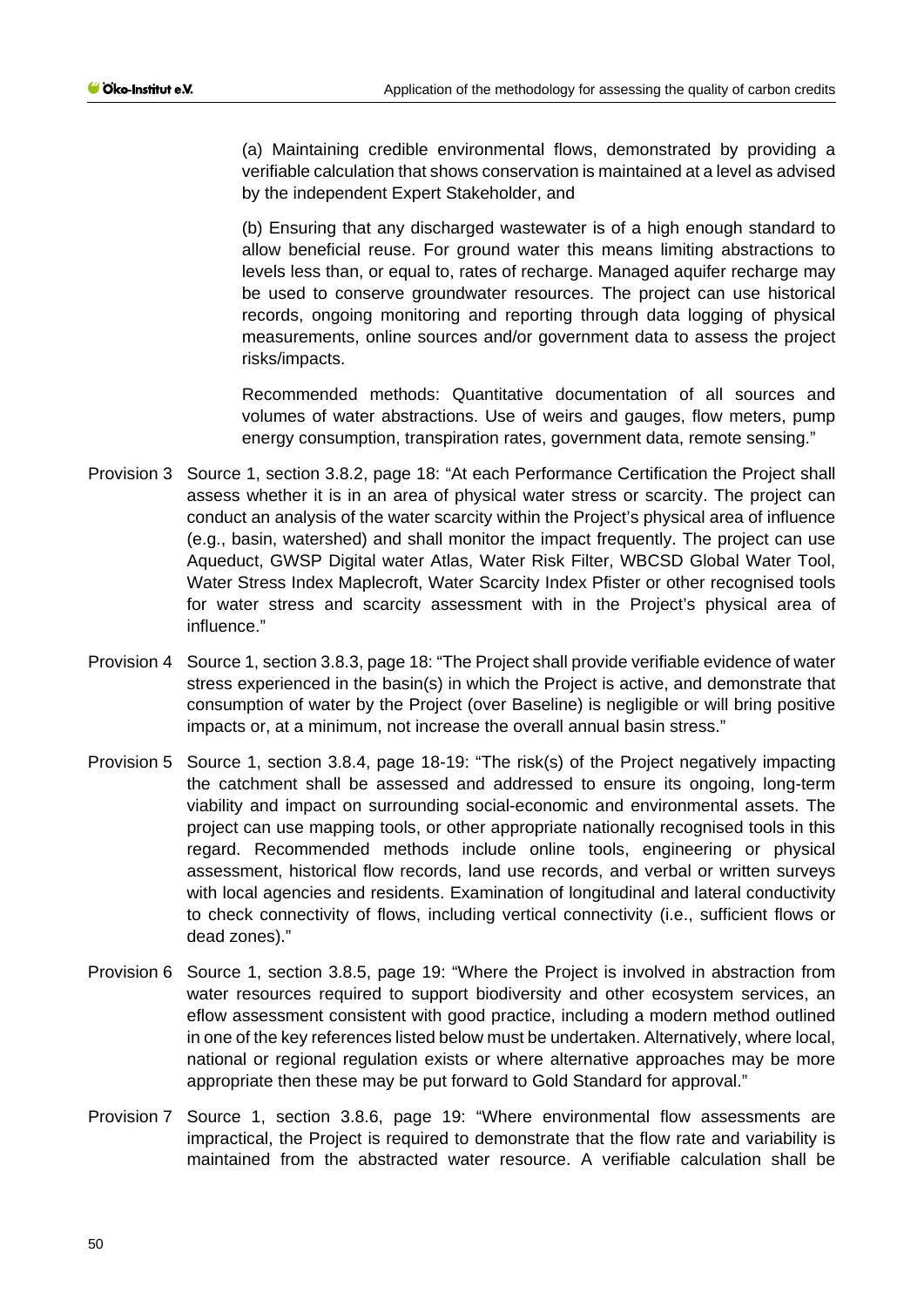(a) Maintaining credible environmental flows, demonstrated by providing a verifiable calculation that shows conservation is maintained at a level as advised by the independent Expert Stakeholder, and

(b) Ensuring that any discharged wastewater is of a high enough standard to allow beneficial reuse. For ground water this means limiting abstractions to levels less than, or equal to, rates of recharge. Managed aquifer recharge may be used to conserve groundwater resources. The project can use historical records, ongoing monitoring and reporting through data logging of physical measurements, online sources and/or government data to assess the project risks/impacts.

Recommended methods: Quantitative documentation of all sources and volumes of water abstractions. Use of weirs and gauges, flow meters, pump energy consumption, transpiration rates, government data, remote sensing."

Provision 3 Source 1, section 3.8.2, page 18: "At each Performance Certification the Project shall assess whether it is in an area of physical water stress or scarcity. The project can conduct an analysis of the water scarcity within the Project's physical area of influence (e.g., basin, watershed) and shall monitor the impact frequently. The project can use Aqueduct, GWSP Digital water Atlas, Water Risk Filter, WBCSD Global Water Tool, Water Stress Index Maplecroft, Water Scarcity Index Pfister or other recognised tools for water stress and scarcity assessment with in the Project's physical area of influence."

Provision 4 Source 1, section 3.8.3, page 18: "The Project shall provide verifiable evidence of water stress experienced in the basin(s) in which the Project is active, and demonstrate that consumption of water by the Project (over Baseline) is negligible or will bring positive impacts or, at a minimum, not increase the overall annual basin stress."

Provision 5 Source 1, section 3.8.4, page 18-19: "The risk(s) of the Project negatively impacting the catchment shall be assessed and addressed to ensure its ongoing, long-term viability and impact on surrounding social-economic and environmental assets. The project can use mapping tools, or other appropriate nationally recognised tools in this regard. Recommended methods include online tools, engineering or physical assessment, historical flow records, land use records, and verbal or written surveys with local agencies and residents. Examination of longitudinal and lateral conductivity to check connectivity of flows, including vertical connectivity (i.e., sufficient flows or dead zones)."

Provision 6 Source 1, section 3.8.5, page 19: "Where the Project is involved in abstraction from water resources required to support biodiversity and other ecosystem services, an eflow assessment consistent with good practice, including a modern method outlined in one of the key references listed below must be undertaken. Alternatively, where local, national or regional regulation exists or where alternative approaches may be more appropriate then these may be put forward to Gold Standard for approval."

Provision 7 Source 1, section 3.8.6, page 19: "Where environmental flow assessments are impractical, the Project is required to demonstrate that the flow rate and variability is maintained from the abstracted water resource. A verifiable calculation shall be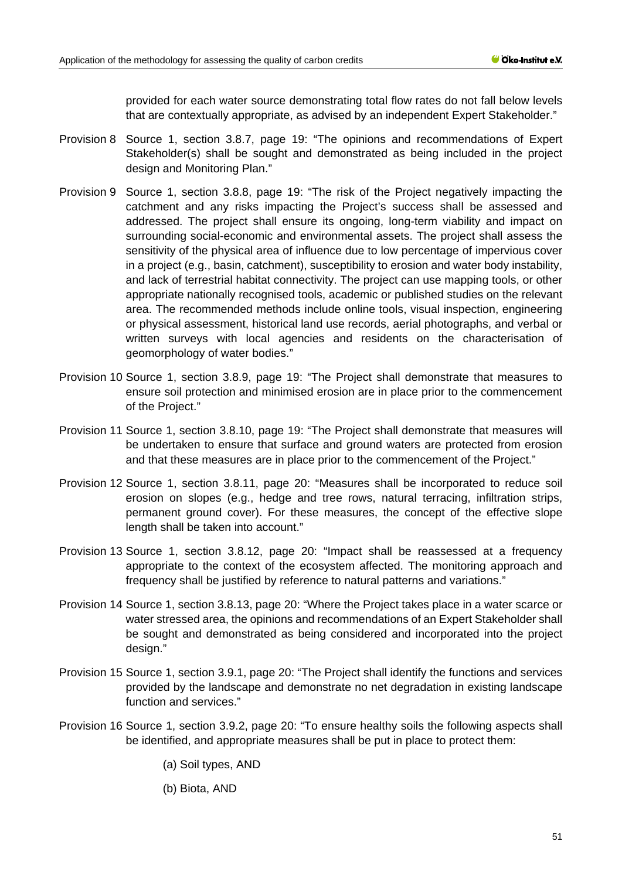provided for each water source demonstrating total flow rates do not fall below levels that are contextually appropriate, as advised by an independent Expert Stakeholder."

Provision 8 Source 1, section 3.8.7, page 19: "The opinions and recommendations of Expert Stakeholder(s) shall be sought and demonstrated as being included in the project design and Monitoring Plan."

Provision 9 Source 1, section 3.8.8, page 19: "The risk of the Project negatively impacting the catchment and any risks impacting the Project's success shall be assessed and addressed. The project shall ensure its ongoing, long-term viability and impact on surrounding social-economic and environmental assets. The project shall assess the sensitivity of the physical area of influence due to low percentage of impervious cover in a project (e.g., basin, catchment), susceptibility to erosion and water body instability, and lack of terrestrial habitat connectivity. The project can use mapping tools, or other appropriate nationally recognised tools, academic or published studies on the relevant area. The recommended methods include online tools, visual inspection, engineering or physical assessment, historical land use records, aerial photographs, and verbal or written surveys with local agencies and residents on the characterisation of geomorphology of water bodies."

Provision 10 Source 1, section 3.8.9, page 19: "The Project shall demonstrate that measures to ensure soil protection and minimised erosion are in place prior to the commencement of the Project."

Provision 11 Source 1, section 3.8.10, page 19: "The Project shall demonstrate that measures will be undertaken to ensure that surface and ground waters are protected from erosion and that these measures are in place prior to the commencement of the Project."

Provision 12 Source 1, section 3.8.11, page 20: "Measures shall be incorporated to reduce soil erosion on slopes (e.g., hedge and tree rows, natural terracing, infiltration strips, permanent ground cover). For these measures, the concept of the effective slope length shall be taken into account."

Provision 13 Source 1, section 3.8.12, page 20: "Impact shall be reassessed at a frequency appropriate to the context of the ecosystem affected. The monitoring approach and frequency shall be justified by reference to natural patterns and variations."

Provision 14 Source 1, section 3.8.13, page 20: "Where the Project takes place in a water scarce or water stressed area, the opinions and recommendations of an Expert Stakeholder shall be sought and demonstrated as being considered and incorporated into the project design."

Provision 15 Source 1, section 3.9.1, page 20: "The Project shall identify the functions and services provided by the landscape and demonstrate no net degradation in existing landscape function and services."

Provision 16 Source 1, section 3.9.2, page 20: "To ensure healthy soils the following aspects shall be identified, and appropriate measures shall be put in place to protect them:

(a) Soil types, AND

(b) Biota, AND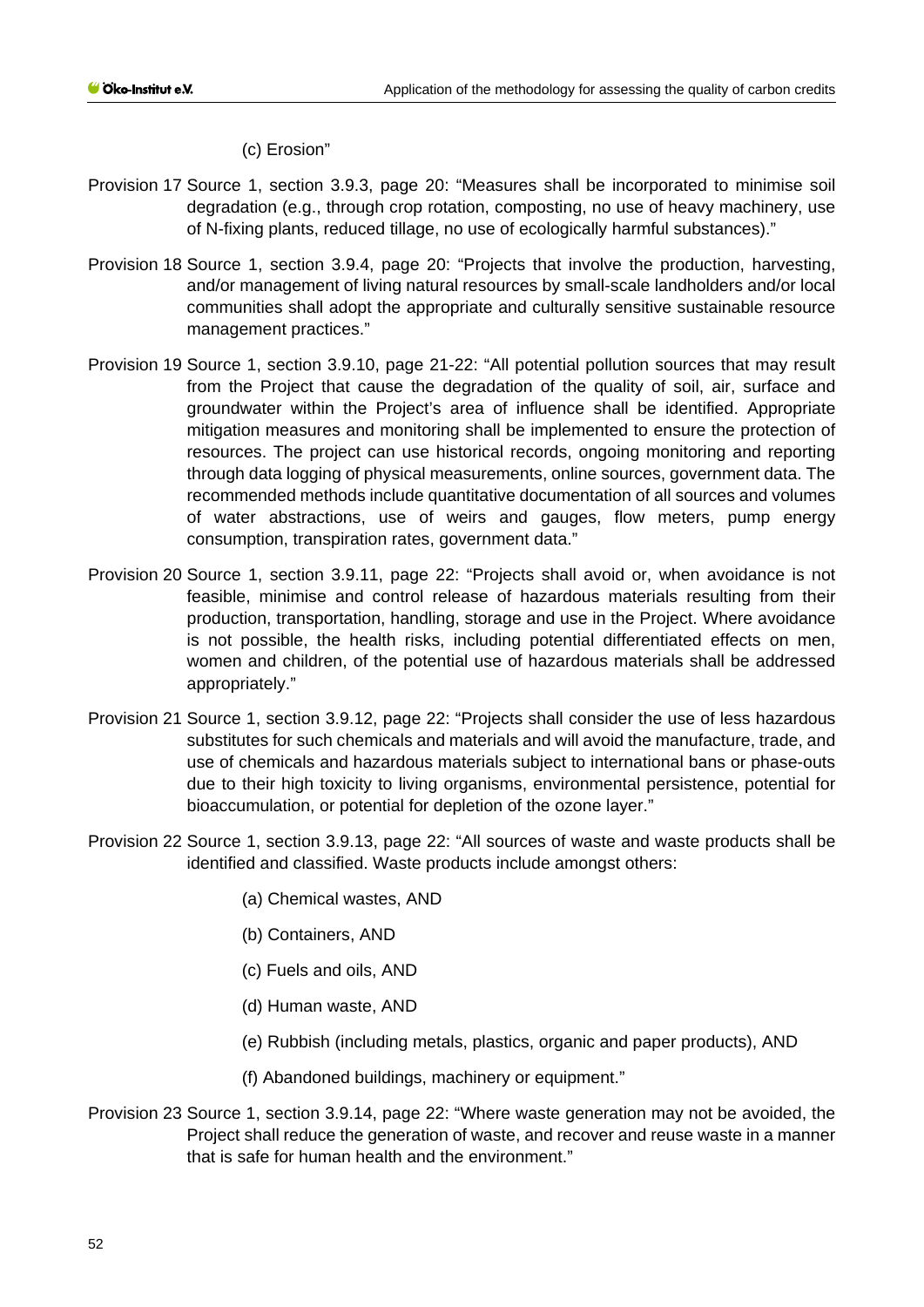(c) Erosion"

Provision 17 Source 1, section 3.9.3, page 20: "Measures shall be incorporated to minimise soil degradation (e.g., through crop rotation, composting, no use of heavy machinery, use of N-fixing plants, reduced tillage, no use of ecologically harmful substances)."

Provision 18 Source 1, section 3.9.4, page 20: "Projects that involve the production, harvesting, and/or management of living natural resources by small-scale landholders and/or local communities shall adopt the appropriate and culturally sensitive sustainable resource management practices."

Provision 19 Source 1, section 3.9.10, page 21-22: "All potential pollution sources that may result from the Project that cause the degradation of the quality of soil, air, surface and groundwater within the Project's area of influence shall be identified. Appropriate mitigation measures and monitoring shall be implemented to ensure the protection of resources. The project can use historical records, ongoing monitoring and reporting through data logging of physical measurements, online sources, government data. The recommended methods include quantitative documentation of all sources and volumes of water abstractions, use of weirs and gauges, flow meters, pump energy consumption, transpiration rates, government data."

Provision 20 Source 1, section 3.9.11, page 22: "Projects shall avoid or, when avoidance is not feasible, minimise and control release of hazardous materials resulting from their production, transportation, handling, storage and use in the Project. Where avoidance is not possible, the health risks, including potential differentiated effects on men, women and children, of the potential use of hazardous materials shall be addressed appropriately."

Provision 21 Source 1, section 3.9.12, page 22: "Projects shall consider the use of less hazardous substitutes for such chemicals and materials and will avoid the manufacture, trade, and use of chemicals and hazardous materials subject to international bans or phase-outs due to their high toxicity to living organisms, environmental persistence, potential for bioaccumulation, or potential for depletion of the ozone layer."

Provision 22 Source 1, section 3.9.13, page 22: "All sources of waste and waste products shall be identified and classified. Waste products include amongst others:

(a) Chemical wastes, AND

(b) Containers, AND

(c) Fuels and oils, AND

(d) Human waste, AND

(e) Rubbish (including metals, plastics, organic and paper products), AND

(f) Abandoned buildings, machinery or equipment."

Provision 23 Source 1, section 3.9.14, page 22: "Where waste generation may not be avoided, the Project shall reduce the generation of waste, and recover and reuse waste in a manner that is safe for human health and the environment."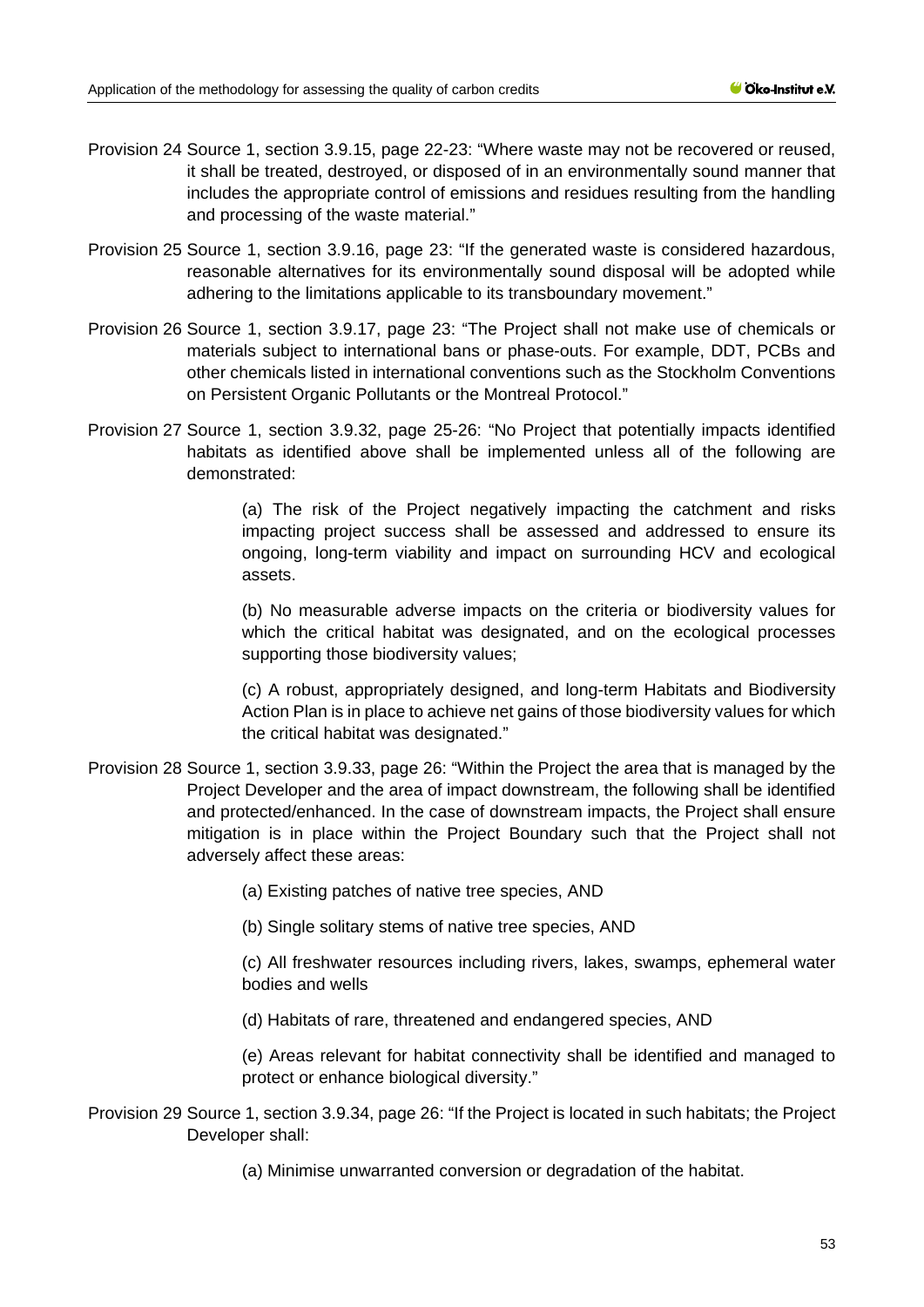Provision 24 Source 1, section 3.9.15, page 22-23: "Where waste may not be recovered or reused, it shall be treated, destroyed, or disposed of in an environmentally sound manner that includes the appropriate control of emissions and residues resulting from the handling and processing of the waste material."

Provision 25 Source 1, section 3.9.16, page 23: "If the generated waste is considered hazardous, reasonable alternatives for its environmentally sound disposal will be adopted while adhering to the limitations applicable to its transboundary movement."

Provision 26 Source 1, section 3.9.17, page 23: "The Project shall not make use of chemicals or materials subject to international bans or phase-outs. For example, DDT, PCBs and other chemicals listed in international conventions such as the Stockholm Conventions on Persistent Organic Pollutants or the Montreal Protocol."

Provision 27 Source 1, section 3.9.32, page 25-26: "No Project that potentially impacts identified habitats as identified above shall be implemented unless all of the following are demonstrated:

> (a) The risk of the Project negatively impacting the catchment and risks impacting project success shall be assessed and addressed to ensure its ongoing, long-term viability and impact on surrounding HCV and ecological assets.
>
> (b) No measurable adverse impacts on the criteria or biodiversity values for which the critical habitat was designated, and on the ecological processes supporting those biodiversity values;
>
> (c) A robust, appropriately designed, and long-term Habitats and Biodiversity Action Plan is in place to achieve net gains of those biodiversity values for which the critical habitat was designated."

Provision 28 Source 1, section 3.9.33, page 26: "Within the Project the area that is managed by the Project Developer and the area of impact downstream, the following shall be identified and protected/enhanced. In the case of downstream impacts, the Project shall ensure mitigation is in place within the Project Boundary such that the Project shall not adversely affect these areas:

> (a) Existing patches of native tree species, AND
>
> (b) Single solitary stems of native tree species, AND
>
> (c) All freshwater resources including rivers, lakes, swamps, ephemeral water bodies and wells
>
> (d) Habitats of rare, threatened and endangered species, AND
>
> (e) Areas relevant for habitat connectivity shall be identified and managed to protect or enhance biological diversity."

Provision 29 Source 1, section 3.9.34, page 26: "If the Project is located in such habitats; the Project Developer shall:

> (a) Minimise unwarranted conversion or degradation of the habitat.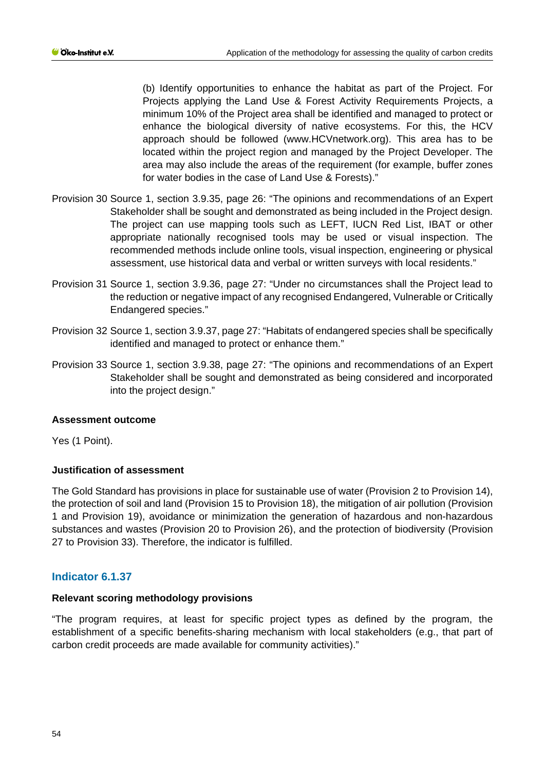(b) Identify opportunities to enhance the habitat as part of the Project. For Projects applying the Land Use & Forest Activity Requirements Projects, a minimum 10% of the Project area shall be identified and managed to protect or enhance the biological diversity of native ecosystems. For this, the HCV approach should be followed (www.HCVnetwork.org). This area has to be located within the project region and managed by the Project Developer. The area may also include the areas of the requirement (for example, buffer zones for water bodies in the case of Land Use & Forests)."

Provision 30 Source 1, section 3.9.35, page 26: "The opinions and recommendations of an Expert Stakeholder shall be sought and demonstrated as being included in the Project design. The project can use mapping tools such as LEFT, IUCN Red List, IBAT or other appropriate nationally recognised tools may be used or visual inspection. The recommended methods include online tools, visual inspection, engineering or physical assessment, use historical data and verbal or written surveys with local residents."

Provision 31 Source 1, section 3.9.36, page 27: "Under no circumstances shall the Project lead to the reduction or negative impact of any recognised Endangered, Vulnerable or Critically Endangered species."

Provision 32 Source 1, section 3.9.37, page 27: "Habitats of endangered species shall be specifically identified and managed to protect or enhance them."

Provision 33 Source 1, section 3.9.38, page 27: "The opinions and recommendations of an Expert Stakeholder shall be sought and demonstrated as being considered and incorporated into the project design."

**Assessment outcome**

Yes (1 Point).

**Justification of assessment**

The Gold Standard has provisions in place for sustainable use of water (Provision 2 to Provision 14), the protection of soil and land (Provision 15 to Provision 18), the mitigation of air pollution (Provision 1 and Provision 19), avoidance or minimization the generation of hazardous and non-hazardous substances and wastes (Provision 20 to Provision 26), and the protection of biodiversity (Provision 27 to Provision 33). Therefore, the indicator is fulfilled.

## Indicator 6.1.37

**Relevant scoring methodology provisions**

"The program requires, at least for specific project types as defined by the program, the establishment of a specific benefits-sharing mechanism with local stakeholders (e.g., that part of carbon credit proceeds are made available for community activities)."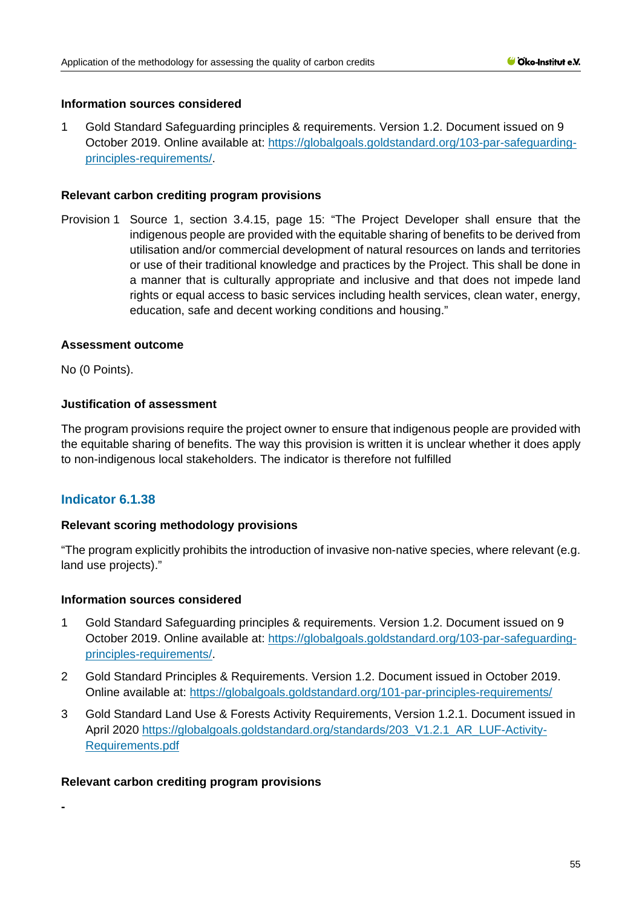**Information sources considered**

1 Gold Standard Safeguarding principles & requirements. Version 1.2. Document issued on 9 October 2019. Online available at: https://globalgoals.goldstandard.org/103-par-safeguarding-principles-requirements/.

**Relevant carbon crediting program provisions**

Provision 1 Source 1, section 3.4.15, page 15: "The Project Developer shall ensure that the indigenous people are provided with the equitable sharing of benefits to be derived from utilisation and/or commercial development of natural resources on lands and territories or use of their traditional knowledge and practices by the Project. This shall be done in a manner that is culturally appropriate and inclusive and that does not impede land rights or equal access to basic services including health services, clean water, energy, education, safe and decent working conditions and housing."

**Assessment outcome**

No (0 Points).

**Justification of assessment**

The program provisions require the project owner to ensure that indigenous people are provided with the equitable sharing of benefits. The way this provision is written it is unclear whether it does apply to non-indigenous local stakeholders. The indicator is therefore not fulfilled

## Indicator 6.1.38

**Relevant scoring methodology provisions**

"The program explicitly prohibits the introduction of invasive non-native species, where relevant (e.g. land use projects)."

**Information sources considered**

1 Gold Standard Safeguarding principles & requirements. Version 1.2. Document issued on 9 October 2019. Online available at: https://globalgoals.goldstandard.org/103-par-safeguarding-principles-requirements/.

2 Gold Standard Principles & Requirements. Version 1.2. Document issued in October 2019. Online available at: https://globalgoals.goldstandard.org/101-par-principles-requirements/

3 Gold Standard Land Use & Forests Activity Requirements, Version 1.2.1. Document issued in April 2020 https://globalgoals.goldstandard.org/standards/203_V1.2.1_AR_LUF-Activity-Requirements.pdf

**Relevant carbon crediting program provisions**

-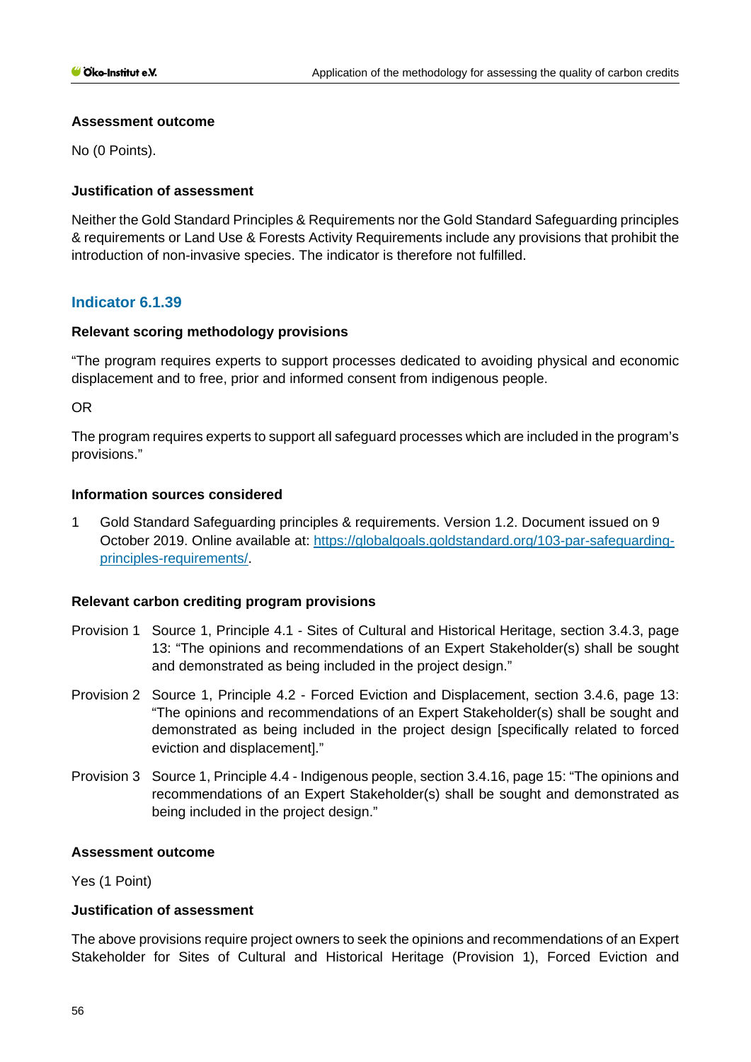#### Assessment outcome

No (0 Points).

#### Justification of assessment

Neither the Gold Standard Principles & Requirements nor the Gold Standard Safeguarding principles & requirements or Land Use & Forests Activity Requirements include any provisions that prohibit the introduction of non-invasive species. The indicator is therefore not fulfilled.

### Indicator 6.1.39

#### Relevant scoring methodology provisions

"The program requires experts to support processes dedicated to avoiding physical and economic displacement and to free, prior and informed consent from indigenous people.

OR

The program requires experts to support all safeguard processes which are included in the program's provisions."

#### Information sources considered

1 Gold Standard Safeguarding principles & requirements. Version 1.2. Document issued on 9 October 2019. Online available at: https://globalgoals.goldstandard.org/103-par-safeguarding-principles-requirements/.

#### Relevant carbon crediting program provisions

Provision 1 Source 1, Principle 4.1 - Sites of Cultural and Historical Heritage, section 3.4.3, page 13: "The opinions and recommendations of an Expert Stakeholder(s) shall be sought and demonstrated as being included in the project design."

Provision 2 Source 1, Principle 4.2 - Forced Eviction and Displacement, section 3.4.6, page 13: "The opinions and recommendations of an Expert Stakeholder(s) shall be sought and demonstrated as being included in the project design [specifically related to forced eviction and displacement]."

Provision 3 Source 1, Principle 4.4 - Indigenous people, section 3.4.16, page 15: "The opinions and recommendations of an Expert Stakeholder(s) shall be sought and demonstrated as being included in the project design."

#### Assessment outcome

Yes (1 Point)

#### Justification of assessment

The above provisions require project owners to seek the opinions and recommendations of an Expert Stakeholder for Sites of Cultural and Historical Heritage (Provision 1), Forced Eviction and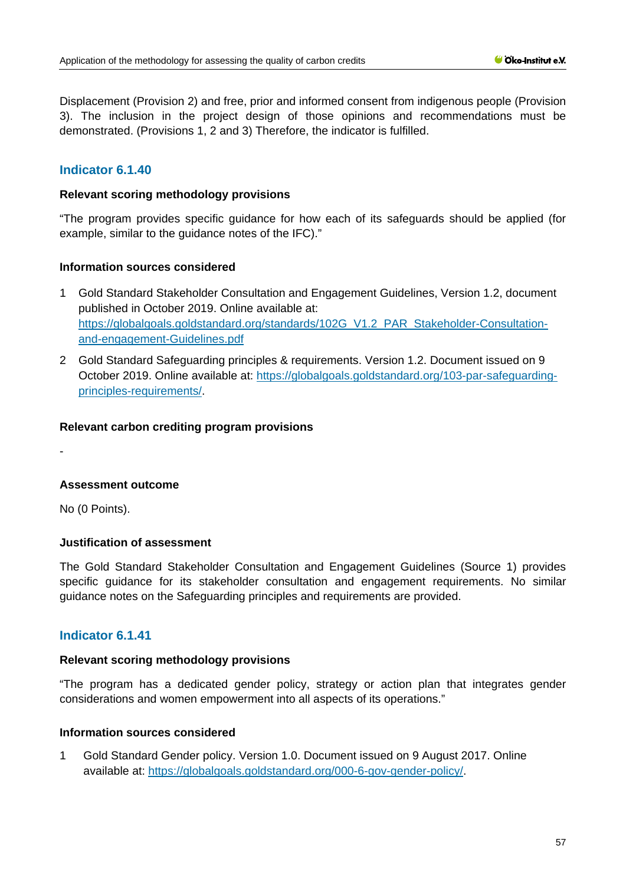Displacement (Provision 2) and free, prior and informed consent from indigenous people (Provision 3). The inclusion in the project design of those opinions and recommendations must be demonstrated. (Provisions 1, 2 and 3) Therefore, the indicator is fulfilled.

## Indicator 6.1.40

**Relevant scoring methodology provisions**

"The program provides specific guidance for how each of its safeguards should be applied (for example, similar to the guidance notes of the IFC)."

**Information sources considered**

1 Gold Standard Stakeholder Consultation and Engagement Guidelines, Version 1.2, document published in October 2019. Online available at: https://globalgoals.goldstandard.org/standards/102G_V1.2_PAR_Stakeholder-Consultation-and-engagement-Guidelines.pdf

2 Gold Standard Safeguarding principles & requirements. Version 1.2. Document issued on 9 October 2019. Online available at: https://globalgoals.goldstandard.org/103-par-safeguarding-principles-requirements/.

**Relevant carbon crediting program provisions**

-

**Assessment outcome**

No (0 Points).

**Justification of assessment**

The Gold Standard Stakeholder Consultation and Engagement Guidelines (Source 1) provides specific guidance for its stakeholder consultation and engagement requirements. No similar guidance notes on the Safeguarding principles and requirements are provided.

## Indicator 6.1.41

**Relevant scoring methodology provisions**

"The program has a dedicated gender policy, strategy or action plan that integrates gender considerations and women empowerment into all aspects of its operations."

**Information sources considered**

1 Gold Standard Gender policy. Version 1.0. Document issued on 9 August 2017. Online available at: https://globalgoals.goldstandard.org/000-6-gov-gender-policy/.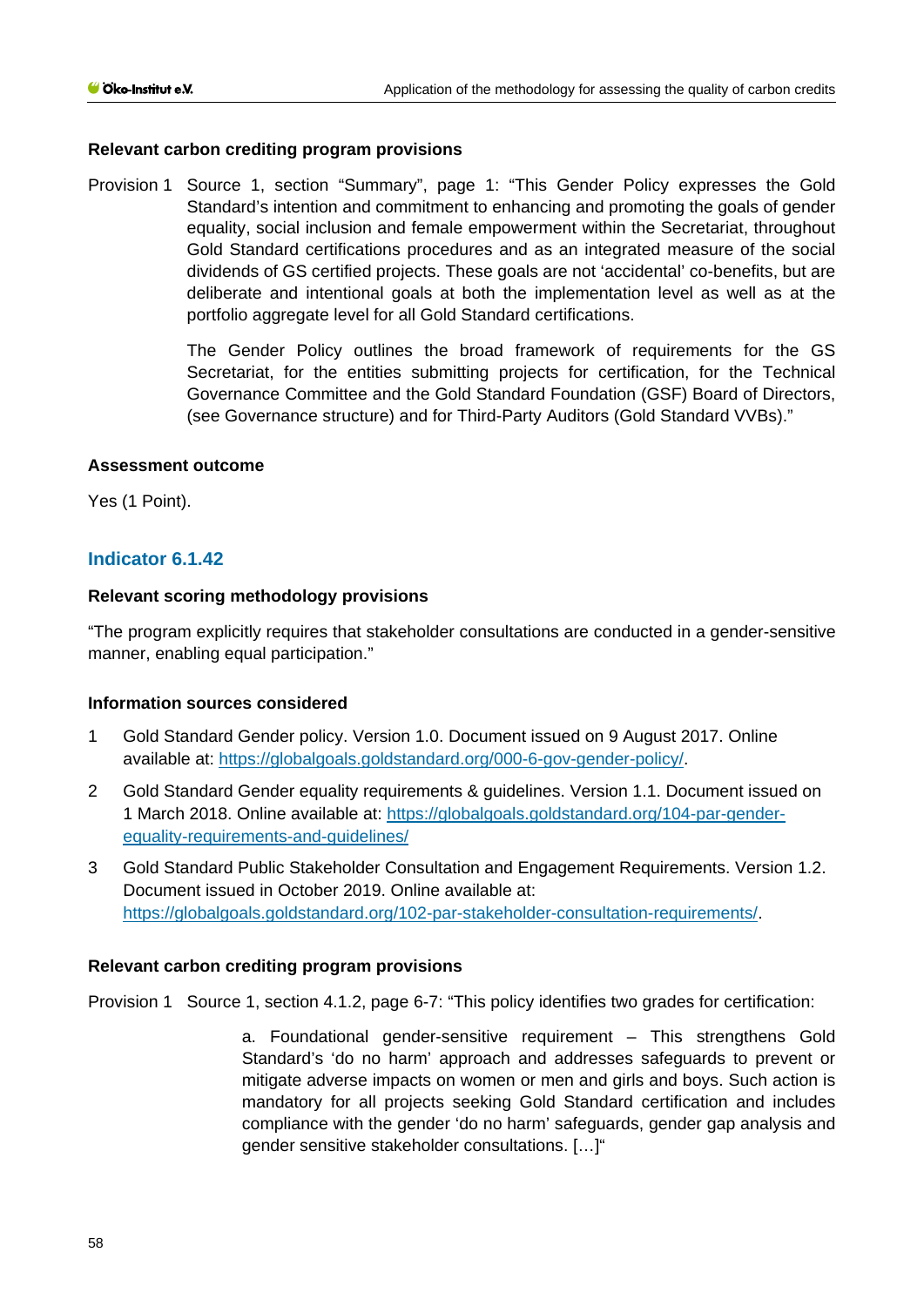**Relevant carbon crediting program provisions**

Provision 1 Source 1, section "Summary", page 1: "This Gender Policy expresses the Gold Standard's intention and commitment to enhancing and promoting the goals of gender equality, social inclusion and female empowerment within the Secretariat, throughout Gold Standard certifications procedures and as an integrated measure of the social dividends of GS certified projects. These goals are not 'accidental' co-benefits, but are deliberate and intentional goals at both the implementation level as well as at the portfolio aggregate level for all Gold Standard certifications.

The Gender Policy outlines the broad framework of requirements for the GS Secretariat, for the entities submitting projects for certification, for the Technical Governance Committee and the Gold Standard Foundation (GSF) Board of Directors, (see Governance structure) and for Third-Party Auditors (Gold Standard VVBs)."

**Assessment outcome**

Yes (1 Point).

### Indicator 6.1.42

**Relevant scoring methodology provisions**

"The program explicitly requires that stakeholder consultations are conducted in a gender-sensitive manner, enabling equal participation."

**Information sources considered**

1. Gold Standard Gender policy. Version 1.0. Document issued on 9 August 2017. Online available at: https://globalgoals.goldstandard.org/000-6-gov-gender-policy/.
2. Gold Standard Gender equality requirements & guidelines. Version 1.1. Document issued on 1 March 2018. Online available at: https://globalgoals.goldstandard.org/104-par-gender-equality-requirements-and-guidelines/
3. Gold Standard Public Stakeholder Consultation and Engagement Requirements. Version 1.2. Document issued in October 2019. Online available at: https://globalgoals.goldstandard.org/102-par-stakeholder-consultation-requirements/.

**Relevant carbon crediting program provisions**

Provision 1 Source 1, section 4.1.2, page 6-7: "This policy identifies two grades for certification:

a. Foundational gender-sensitive requirement – This strengthens Gold Standard's 'do no harm' approach and addresses safeguards to prevent or mitigate adverse impacts on women or men and girls and boys. Such action is mandatory for all projects seeking Gold Standard certification and includes compliance with the gender 'do no harm' safeguards, gender gap analysis and gender sensitive stakeholder consultations. […]"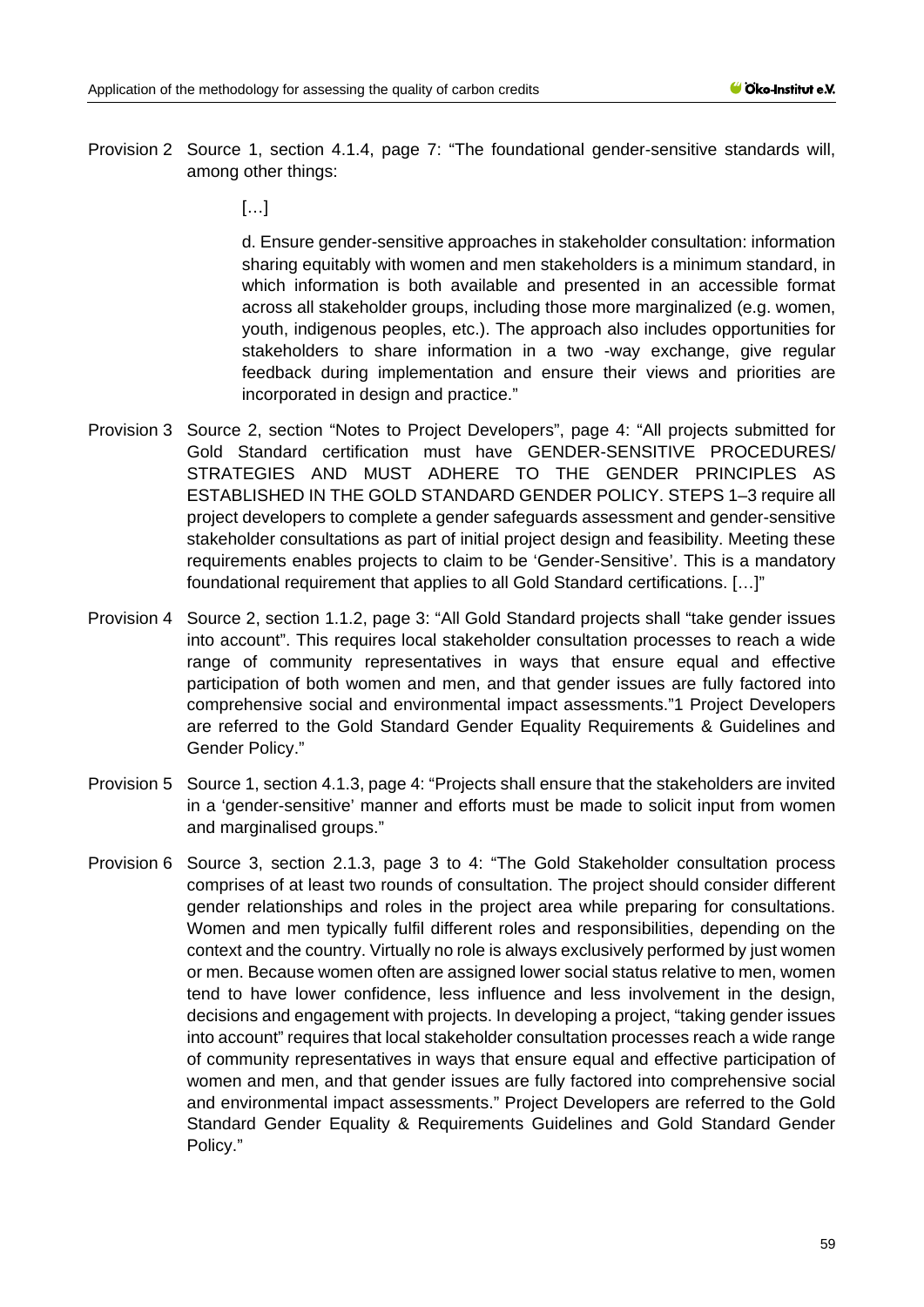Provision 2 Source 1, section 4.1.4, page 7: "The foundational gender-sensitive standards will, among other things:

> […]
>
> d. Ensure gender-sensitive approaches in stakeholder consultation: information sharing equitably with women and men stakeholders is a minimum standard, in which information is both available and presented in an accessible format across all stakeholder groups, including those more marginalized (e.g. women, youth, indigenous peoples, etc.). The approach also includes opportunities for stakeholders to share information in a two -way exchange, give regular feedback during implementation and ensure their views and priorities are incorporated in design and practice."

Provision 3 Source 2, section "Notes to Project Developers", page 4: "All projects submitted for Gold Standard certification must have GENDER-SENSITIVE PROCEDURES/ STRATEGIES AND MUST ADHERE TO THE GENDER PRINCIPLES AS ESTABLISHED IN THE GOLD STANDARD GENDER POLICY. STEPS 1–3 require all project developers to complete a gender safeguards assessment and gender-sensitive stakeholder consultations as part of initial project design and feasibility. Meeting these requirements enables projects to claim to be 'Gender-Sensitive'. This is a mandatory foundational requirement that applies to all Gold Standard certifications. […]"

Provision 4 Source 2, section 1.1.2, page 3: "All Gold Standard projects shall "take gender issues into account". This requires local stakeholder consultation processes to reach a wide range of community representatives in ways that ensure equal and effective participation of both women and men, and that gender issues are fully factored into comprehensive social and environmental impact assessments."1 Project Developers are referred to the Gold Standard Gender Equality Requirements & Guidelines and Gender Policy."

Provision 5 Source 1, section 4.1.3, page 4: "Projects shall ensure that the stakeholders are invited in a 'gender-sensitive' manner and efforts must be made to solicit input from women and marginalised groups."

Provision 6 Source 3, section 2.1.3, page 3 to 4: "The Gold Stakeholder consultation process comprises of at least two rounds of consultation. The project should consider different gender relationships and roles in the project area while preparing for consultations. Women and men typically fulfil different roles and responsibilities, depending on the context and the country. Virtually no role is always exclusively performed by just women or men. Because women often are assigned lower social status relative to men, women tend to have lower confidence, less influence and less involvement in the design, decisions and engagement with projects. In developing a project, "taking gender issues into account" requires that local stakeholder consultation processes reach a wide range of community representatives in ways that ensure equal and effective participation of women and men, and that gender issues are fully factored into comprehensive social and environmental impact assessments." Project Developers are referred to the Gold Standard Gender Equality & Requirements Guidelines and Gold Standard Gender Policy."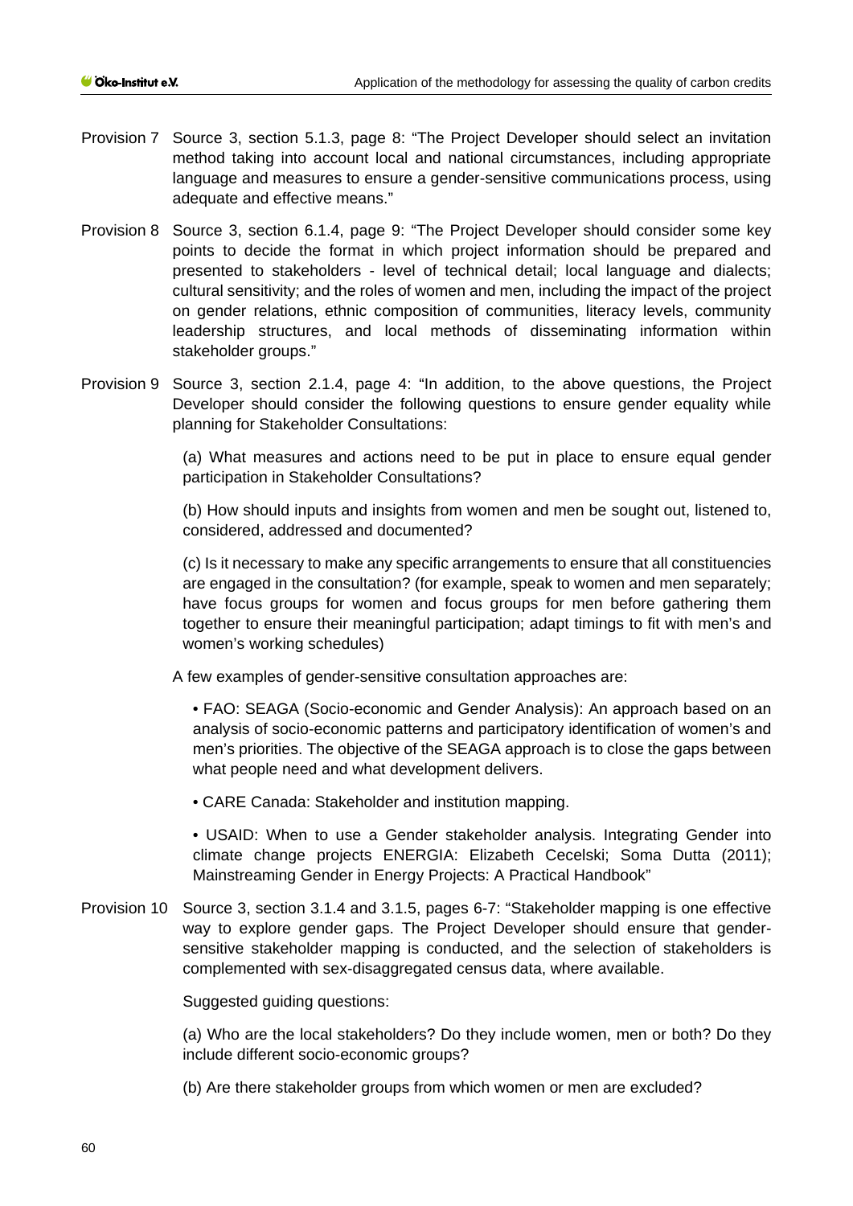Provision 7 Source 3, section 5.1.3, page 8: "The Project Developer should select an invitation method taking into account local and national circumstances, including appropriate language and measures to ensure a gender-sensitive communications process, using adequate and effective means."

Provision 8 Source 3, section 6.1.4, page 9: "The Project Developer should consider some key points to decide the format in which project information should be prepared and presented to stakeholders - level of technical detail; local language and dialects; cultural sensitivity; and the roles of women and men, including the impact of the project on gender relations, ethnic composition of communities, literacy levels, community leadership structures, and local methods of disseminating information within stakeholder groups."

Provision 9 Source 3, section 2.1.4, page 4: "In addition, to the above questions, the Project Developer should consider the following questions to ensure gender equality while planning for Stakeholder Consultations:

(a) What measures and actions need to be put in place to ensure equal gender participation in Stakeholder Consultations?

(b) How should inputs and insights from women and men be sought out, listened to, considered, addressed and documented?

(c) Is it necessary to make any specific arrangements to ensure that all constituencies are engaged in the consultation? (for example, speak to women and men separately; have focus groups for women and focus groups for men before gathering them together to ensure their meaningful participation; adapt timings to fit with men's and women's working schedules)

A few examples of gender-sensitive consultation approaches are:

- FAO: SEAGA (Socio-economic and Gender Analysis): An approach based on an analysis of socio-economic patterns and participatory identification of women's and men's priorities. The objective of the SEAGA approach is to close the gaps between what people need and what development delivers.
- CARE Canada: Stakeholder and institution mapping.
- USAID: When to use a Gender stakeholder analysis. Integrating Gender into climate change projects ENERGIA: Elizabeth Cecelski; Soma Dutta (2011); Mainstreaming Gender in Energy Projects: A Practical Handbook"

Provision 10 Source 3, section 3.1.4 and 3.1.5, pages 6-7: "Stakeholder mapping is one effective way to explore gender gaps. The Project Developer should ensure that gender-sensitive stakeholder mapping is conducted, and the selection of stakeholders is complemented with sex-disaggregated census data, where available.

Suggested guiding questions:

(a) Who are the local stakeholders? Do they include women, men or both? Do they include different socio-economic groups?

(b) Are there stakeholder groups from which women or men are excluded?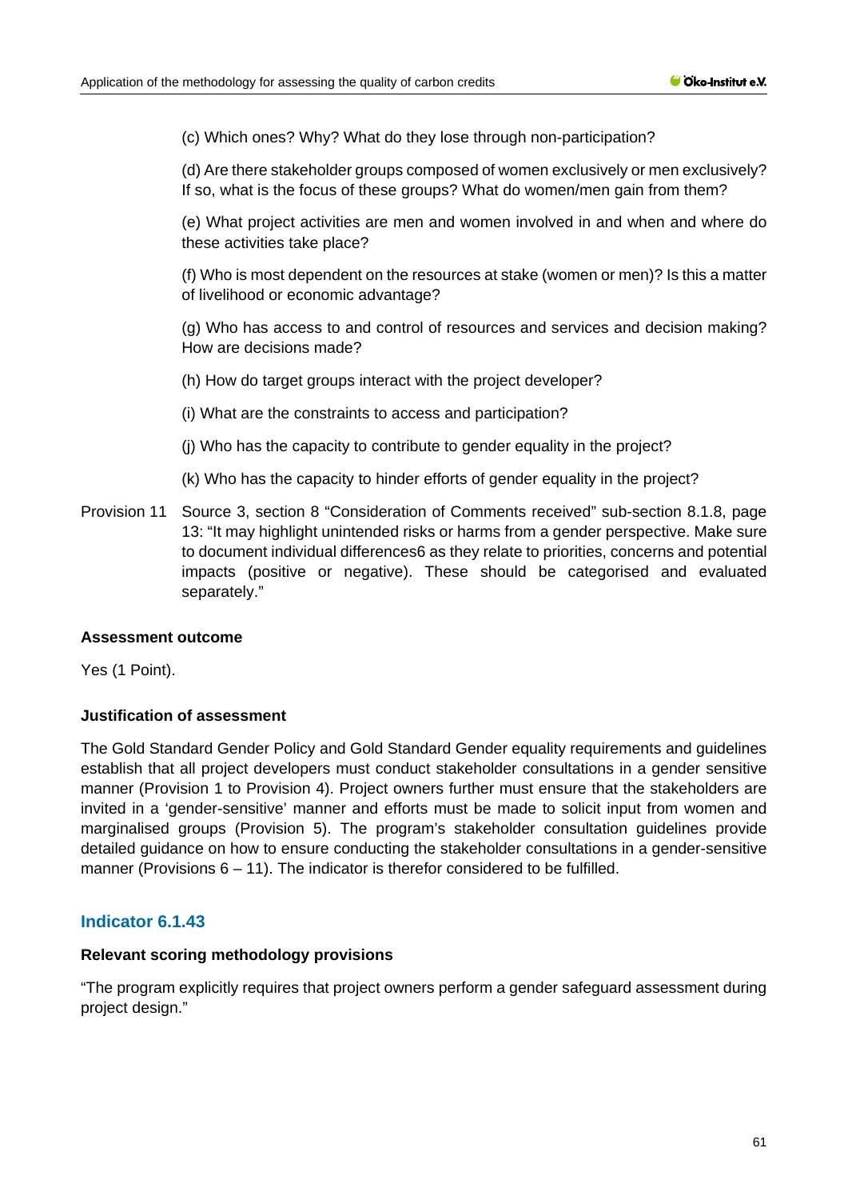(c) Which ones? Why? What do they lose through non-participation?

(d) Are there stakeholder groups composed of women exclusively or men exclusively? If so, what is the focus of these groups? What do women/men gain from them?

(e) What project activities are men and women involved in and when and where do these activities take place?

(f) Who is most dependent on the resources at stake (women or men)? Is this a matter of livelihood or economic advantage?

(g) Who has access to and control of resources and services and decision making? How are decisions made?

(h) How do target groups interact with the project developer?

(i) What are the constraints to access and participation?

(j) Who has the capacity to contribute to gender equality in the project?

(k) Who has the capacity to hinder efforts of gender equality in the project?

Provision 11 Source 3, section 8 "Consideration of Comments received" sub-section 8.1.8, page 13: "It may highlight unintended risks or harms from a gender perspective. Make sure to document individual differences6 as they relate to priorities, concerns and potential impacts (positive or negative). These should be categorised and evaluated separately."

**Assessment outcome**

Yes (1 Point).

**Justification of assessment**

The Gold Standard Gender Policy and Gold Standard Gender equality requirements and guidelines establish that all project developers must conduct stakeholder consultations in a gender sensitive manner (Provision 1 to Provision 4). Project owners further must ensure that the stakeholders are invited in a 'gender-sensitive' manner and efforts must be made to solicit input from women and marginalised groups (Provision 5). The program's stakeholder consultation guidelines provide detailed guidance on how to ensure conducting the stakeholder consultations in a gender-sensitive manner (Provisions 6 – 11). The indicator is therefor considered to be fulfilled.

## Indicator 6.1.43

**Relevant scoring methodology provisions**

"The program explicitly requires that project owners perform a gender safeguard assessment during project design."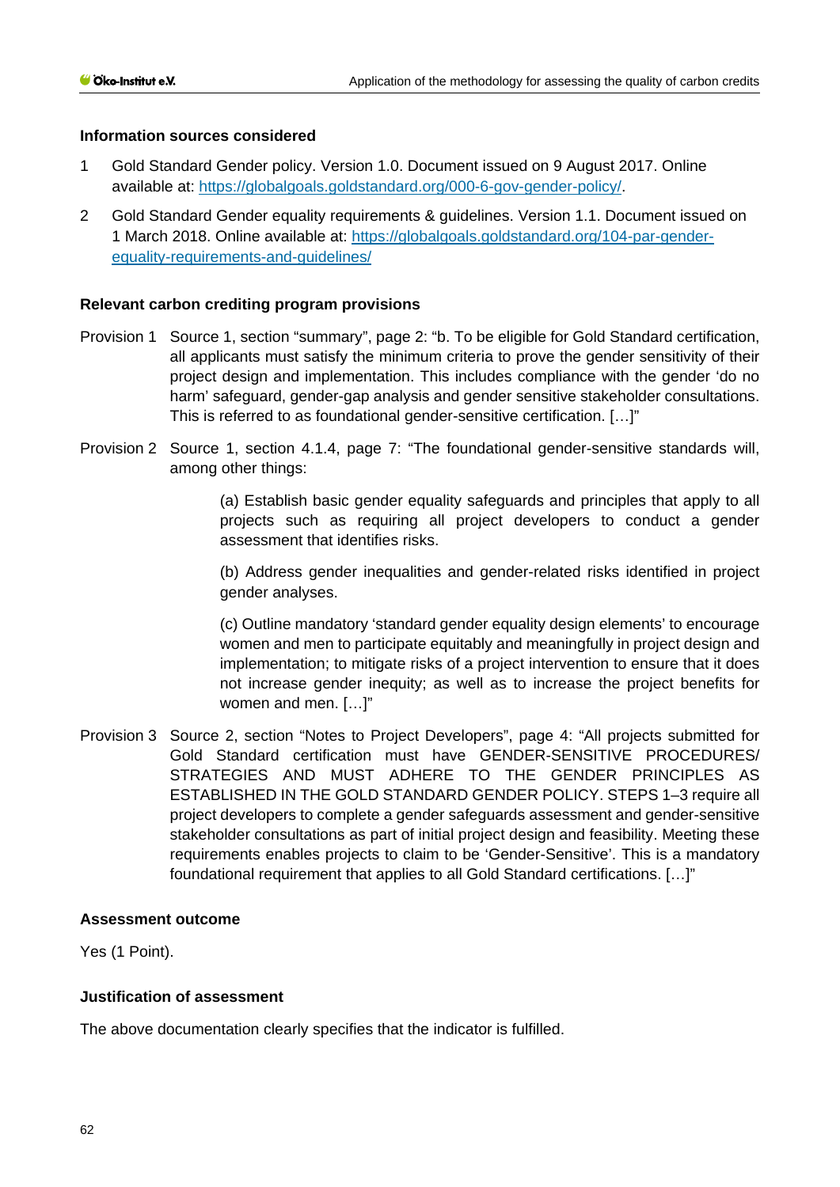**Information sources considered**

1. Gold Standard Gender policy. Version 1.0. Document issued on 9 August 2017. Online available at: https://globalgoals.goldstandard.org/000-6-gov-gender-policy/.
2. Gold Standard Gender equality requirements & guidelines. Version 1.1. Document issued on 1 March 2018. Online available at: https://globalgoals.goldstandard.org/104-par-gender-equality-requirements-and-guidelines/

**Relevant carbon crediting program provisions**

Provision 1 Source 1, section "summary", page 2: "b. To be eligible for Gold Standard certification, all applicants must satisfy the minimum criteria to prove the gender sensitivity of their project design and implementation. This includes compliance with the gender 'do no harm' safeguard, gender-gap analysis and gender sensitive stakeholder consultations. This is referred to as foundational gender-sensitive certification. […]"

Provision 2 Source 1, section 4.1.4, page 7: "The foundational gender-sensitive standards will, among other things:

> (a) Establish basic gender equality safeguards and principles that apply to all projects such as requiring all project developers to conduct a gender assessment that identifies risks.
>
> (b) Address gender inequalities and gender-related risks identified in project gender analyses.
>
> (c) Outline mandatory 'standard gender equality design elements' to encourage women and men to participate equitably and meaningfully in project design and implementation; to mitigate risks of a project intervention to ensure that it does not increase gender inequity; as well as to increase the project benefits for women and men. […]"

Provision 3 Source 2, section "Notes to Project Developers", page 4: "All projects submitted for Gold Standard certification must have GENDER-SENSITIVE PROCEDURES/ STRATEGIES AND MUST ADHERE TO THE GENDER PRINCIPLES AS ESTABLISHED IN THE GOLD STANDARD GENDER POLICY. STEPS 1–3 require all project developers to complete a gender safeguards assessment and gender-sensitive stakeholder consultations as part of initial project design and feasibility. Meeting these requirements enables projects to claim to be 'Gender-Sensitive'. This is a mandatory foundational requirement that applies to all Gold Standard certifications. […]"

**Assessment outcome**

Yes (1 Point).

**Justification of assessment**

The above documentation clearly specifies that the indicator is fulfilled.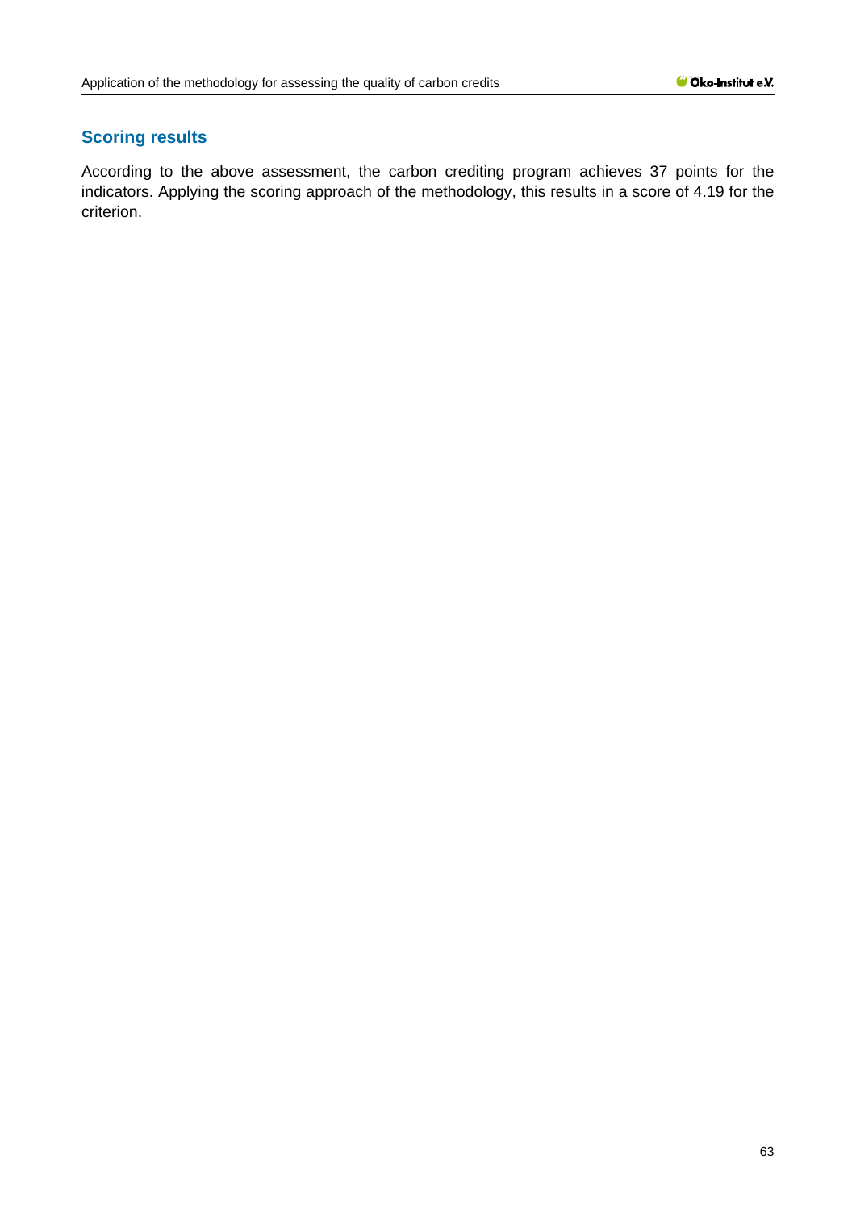## Scoring results

According to the above assessment, the carbon crediting program achieves 37 points for the indicators. Applying the scoring approach of the methodology, this results in a score of 4.19 for the criterion.